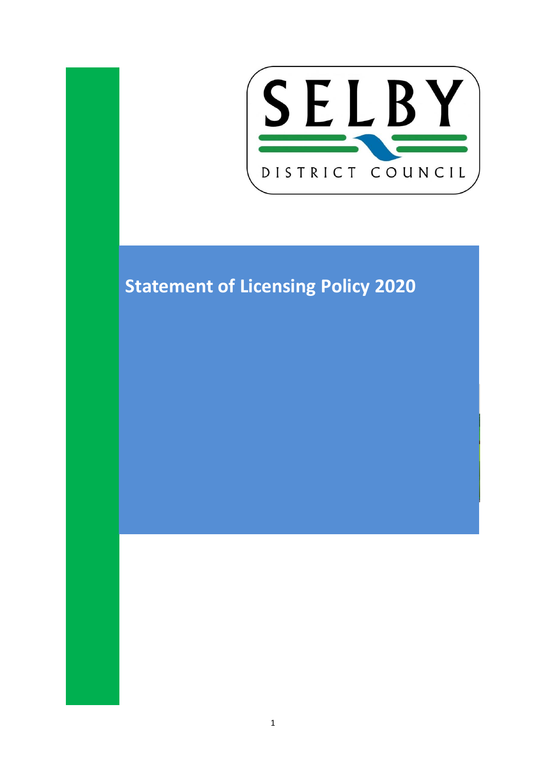SELBY

DISTRICT COUNCIL

# Statement of Licensing Policy 2020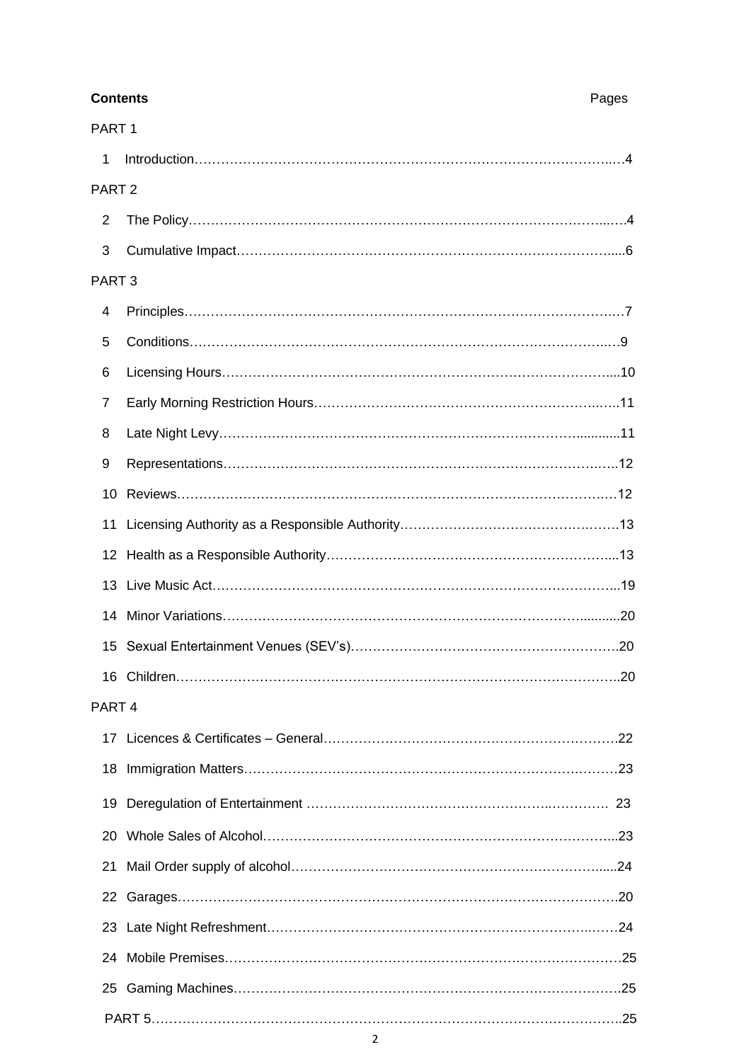## Contents

| | Pages |
|---|---|
| PART 1 | |
| 1 Introduction | 4 |
| PART 2 | |
| 2 The Policy | 4 |
| 3 Cumulative Impact | 6 |
| PART 3 | |
| 4 Principles | 7 |
| 5 Conditions | 9 |
| 6 Licensing Hours | 10 |
| 7 Early Morning Restriction Hours | 11 |
| 8 Late Night Levy | 11 |
| 9 Representations | 12 |
| 10 Reviews | 12 |
| 11 Licensing Authority as a Responsible Authority | 13 |
| 12 Health as a Responsible Authority | 13 |
| 13 Live Music Act | 19 |
| 14 Minor Variations | 20 |
| 15 Sexual Entertainment Venues (SEV's) | 20 |
| 16 Children | 20 |
| PART 4 | |
| 17 Licences & Certificates – General | 22 |
| 18 Immigration Matters | 23 |
| 19 Deregulation of Entertainment | 23 |
| 20 Whole Sales of Alcohol | 23 |
| 21 Mail Order supply of alcohol | 24 |
| 22 Garages | 20 |
| 23 Late Night Refreshment | 24 |
| 24 Mobile Premises | 25 |
| 25 Gaming Machines | 25 |
| PART 5 | 25 |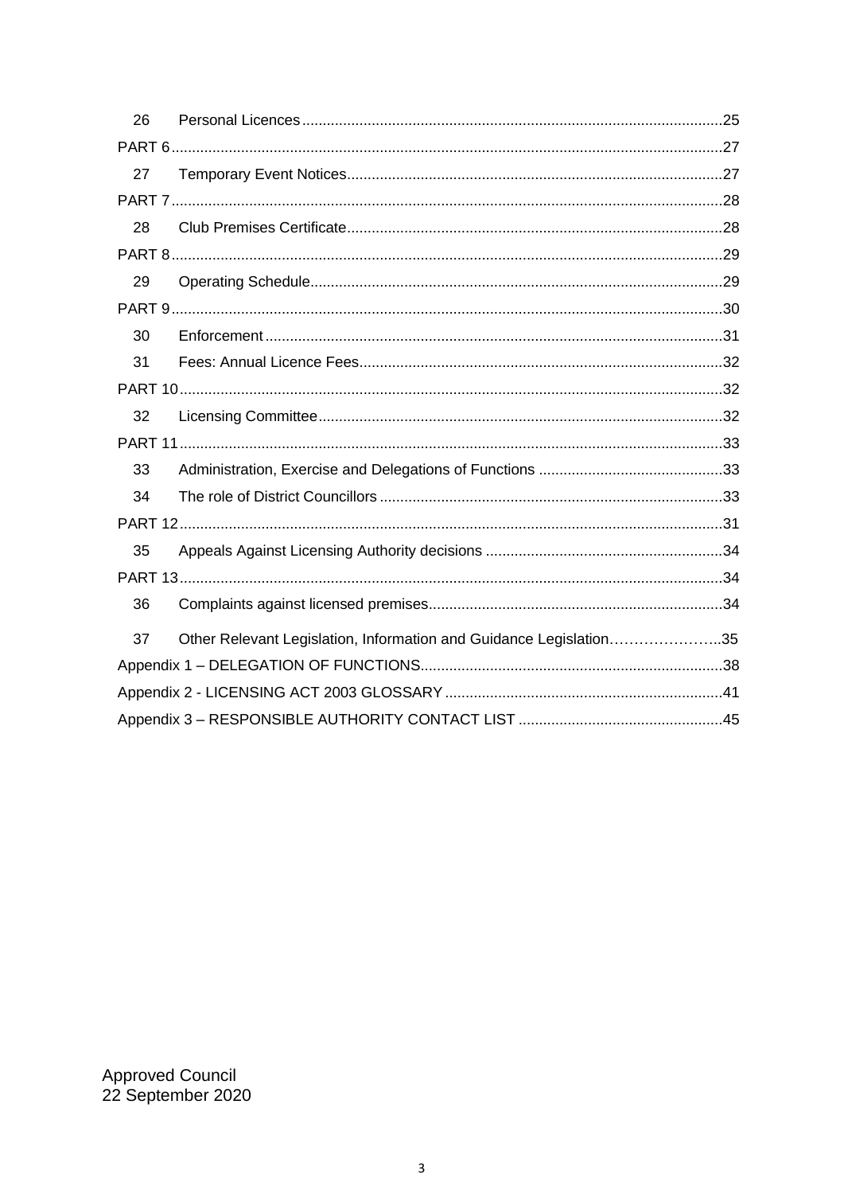| | | |
|---|---|---|
| 26 | Personal Licences | 25 |
| PART 6 | | 27 |
| 27 | Temporary Event Notices | 27 |
| PART 7 | | 28 |
| 28 | Club Premises Certificate | 28 |
| PART 8 | | 29 |
| 29 | Operating Schedule | 29 |
| PART 9 | | 30 |
| 30 | Enforcement | 31 |
| 31 | Fees: Annual Licence Fees | 32 |
| PART 10 | | 32 |
| 32 | Licensing Committee | 32 |
| PART 11 | | 33 |
| 33 | Administration, Exercise and Delegations of Functions | 33 |
| 34 | The role of District Councillors | 33 |
| PART 12 | | 31 |
| 35 | Appeals Against Licensing Authority decisions | 34 |
| PART 13 | | 34 |
| 36 | Complaints against licensed premises | 34 |
| 37 | Other Relevant Legislation, Information and Guidance Legislation | 35 |
| Appendix 1 – DELEGATION OF FUNCTIONS | | 38 |
| Appendix 2 - LICENSING ACT 2003 GLOSSARY | | 41 |
| Appendix 3 – RESPONSIBLE AUTHORITY CONTACT LIST | | 45 |

Approved Council
22 September 2020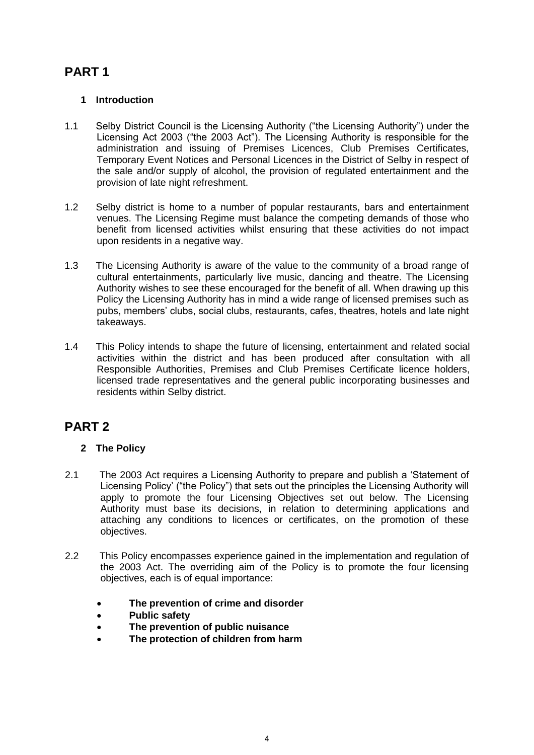# PART 1

## 1 Introduction

1.1 Selby District Council is the Licensing Authority ("the Licensing Authority") under the Licensing Act 2003 ("the 2003 Act"). The Licensing Authority is responsible for the administration and issuing of Premises Licences, Club Premises Certificates, Temporary Event Notices and Personal Licences in the District of Selby in respect of the sale and/or supply of alcohol, the provision of regulated entertainment and the provision of late night refreshment.

1.2 Selby district is home to a number of popular restaurants, bars and entertainment venues. The Licensing Regime must balance the competing demands of those who benefit from licensed activities whilst ensuring that these activities do not impact upon residents in a negative way.

1.3 The Licensing Authority is aware of the value to the community of a broad range of cultural entertainments, particularly live music, dancing and theatre. The Licensing Authority wishes to see these encouraged for the benefit of all. When drawing up this Policy the Licensing Authority has in mind a wide range of licensed premises such as pubs, members' clubs, social clubs, restaurants, cafes, theatres, hotels and late night takeaways.

1.4 This Policy intends to shape the future of licensing, entertainment and related social activities within the district and has been produced after consultation with all Responsible Authorities, Premises and Club Premises Certificate licence holders, licensed trade representatives and the general public incorporating businesses and residents within Selby district.

# PART 2

## 2 The Policy

2.1 The 2003 Act requires a Licensing Authority to prepare and publish a 'Statement of Licensing Policy' ("the Policy") that sets out the principles the Licensing Authority will apply to promote the four Licensing Objectives set out below. The Licensing Authority must base its decisions, in relation to determining applications and attaching any conditions to licences or certificates, on the promotion of these objectives.

2.2 This Policy encompasses experience gained in the implementation and regulation of the 2003 Act. The overriding aim of the Policy is to promote the four licensing objectives, each is of equal importance:

- **The prevention of crime and disorder**
- **Public safety**
- **The prevention of public nuisance**
- **The protection of children from harm**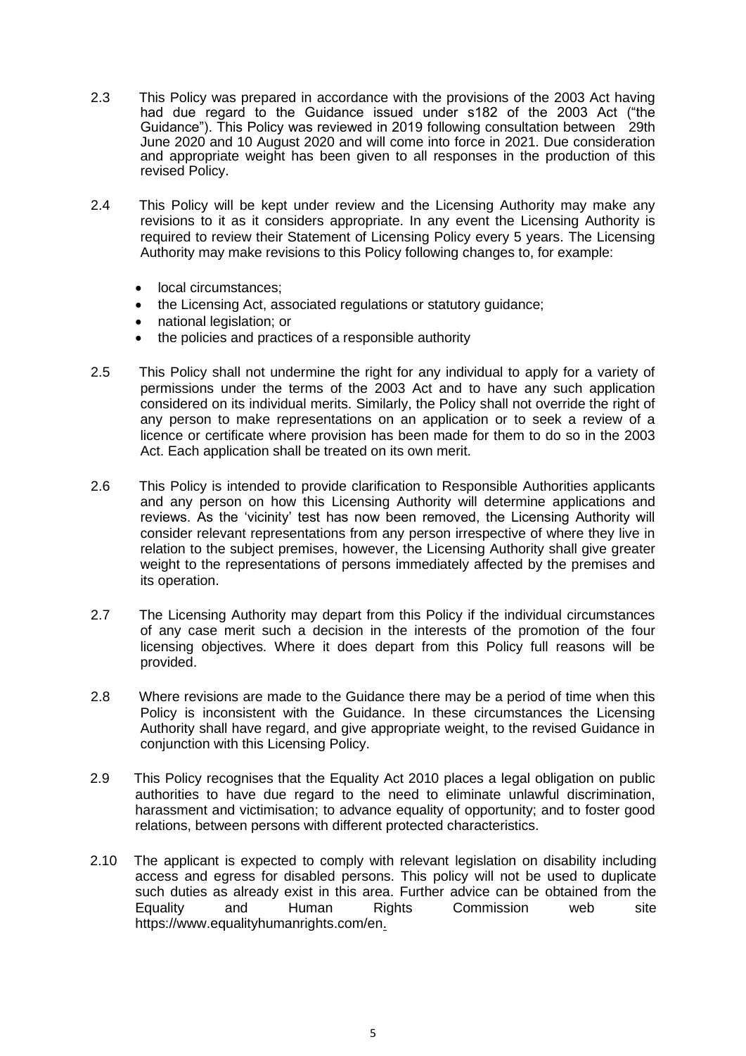2.3 This Policy was prepared in accordance with the provisions of the 2003 Act having had due regard to the Guidance issued under s182 of the 2003 Act ("the Guidance"). This Policy was reviewed in 2019 following consultation between 29th June 2020 and 10 August 2020 and will come into force in 2021. Due consideration and appropriate weight has been given to all responses in the production of this revised Policy.

2.4 This Policy will be kept under review and the Licensing Authority may make any revisions to it as it considers appropriate. In any event the Licensing Authority is required to review their Statement of Licensing Policy every 5 years. The Licensing Authority may make revisions to this Policy following changes to, for example:

- local circumstances;
- the Licensing Act, associated regulations or statutory guidance;
- national legislation; or
- the policies and practices of a responsible authority

2.5 This Policy shall not undermine the right for any individual to apply for a variety of permissions under the terms of the 2003 Act and to have any such application considered on its individual merits. Similarly, the Policy shall not override the right of any person to make representations on an application or to seek a review of a licence or certificate where provision has been made for them to do so in the 2003 Act. Each application shall be treated on its own merit.

2.6 This Policy is intended to provide clarification to Responsible Authorities applicants and any person on how this Licensing Authority will determine applications and reviews. As the 'vicinity' test has now been removed, the Licensing Authority will consider relevant representations from any person irrespective of where they live in relation to the subject premises, however, the Licensing Authority shall give greater weight to the representations of persons immediately affected by the premises and its operation.

2.7 The Licensing Authority may depart from this Policy if the individual circumstances of any case merit such a decision in the interests of the promotion of the four licensing objectives. Where it does depart from this Policy full reasons will be provided.

2.8 Where revisions are made to the Guidance there may be a period of time when this Policy is inconsistent with the Guidance. In these circumstances the Licensing Authority shall have regard, and give appropriate weight, to the revised Guidance in conjunction with this Licensing Policy.

2.9 This Policy recognises that the Equality Act 2010 places a legal obligation on public authorities to have due regard to the need to eliminate unlawful discrimination, harassment and victimisation; to advance equality of opportunity; and to foster good relations, between persons with different protected characteristics.

2.10 The applicant is expected to comply with relevant legislation on disability including access and egress for disabled persons. This policy will not be used to duplicate such duties as already exist in this area. Further advice can be obtained from the Equality and Human Rights Commission web site https://www.equalityhumanrights.com/en.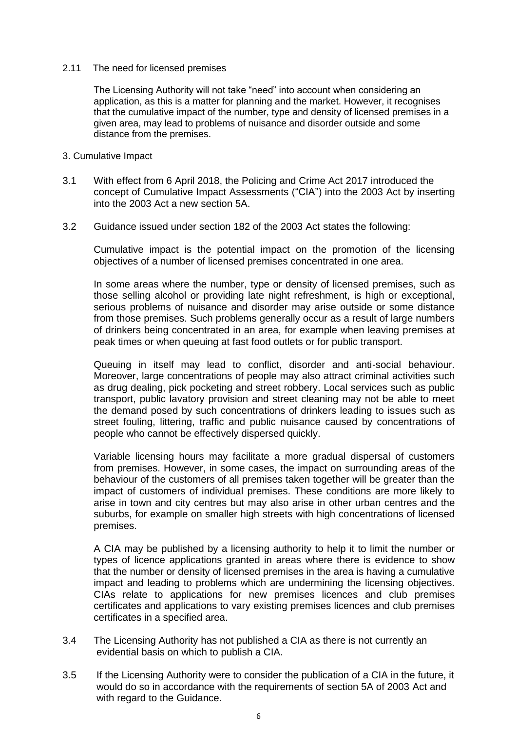2.11 The need for licensed premises

The Licensing Authority will not take "need" into account when considering an application, as this is a matter for planning and the market. However, it recognises that the cumulative impact of the number, type and density of licensed premises in a given area, may lead to problems of nuisance and disorder outside and some distance from the premises.

3. Cumulative Impact

3.1 With effect from 6 April 2018, the Policing and Crime Act 2017 introduced the concept of Cumulative Impact Assessments ("CIA") into the 2003 Act by inserting into the 2003 Act a new section 5A.

3.2 Guidance issued under section 182 of the 2003 Act states the following:

Cumulative impact is the potential impact on the promotion of the licensing objectives of a number of licensed premises concentrated in one area.

In some areas where the number, type or density of licensed premises, such as those selling alcohol or providing late night refreshment, is high or exceptional, serious problems of nuisance and disorder may arise outside or some distance from those premises. Such problems generally occur as a result of large numbers of drinkers being concentrated in an area, for example when leaving premises at peak times or when queuing at fast food outlets or for public transport.

Queuing in itself may lead to conflict, disorder and anti-social behaviour. Moreover, large concentrations of people may also attract criminal activities such as drug dealing, pick pocketing and street robbery. Local services such as public transport, public lavatory provision and street cleaning may not be able to meet the demand posed by such concentrations of drinkers leading to issues such as street fouling, littering, traffic and public nuisance caused by concentrations of people who cannot be effectively dispersed quickly.

Variable licensing hours may facilitate a more gradual dispersal of customers from premises. However, in some cases, the impact on surrounding areas of the behaviour of the customers of all premises taken together will be greater than the impact of customers of individual premises. These conditions are more likely to arise in town and city centres but may also arise in other urban centres and the suburbs, for example on smaller high streets with high concentrations of licensed premises.

A CIA may be published by a licensing authority to help it to limit the number or types of licence applications granted in areas where there is evidence to show that the number or density of licensed premises in the area is having a cumulative impact and leading to problems which are undermining the licensing objectives. CIAs relate to applications for new premises licences and club premises certificates and applications to vary existing premises licences and club premises certificates in a specified area.

3.4 The Licensing Authority has not published a CIA as there is not currently an evidential basis on which to publish a CIA.

3.5 If the Licensing Authority were to consider the publication of a CIA in the future, it would do so in accordance with the requirements of section 5A of 2003 Act and with regard to the Guidance.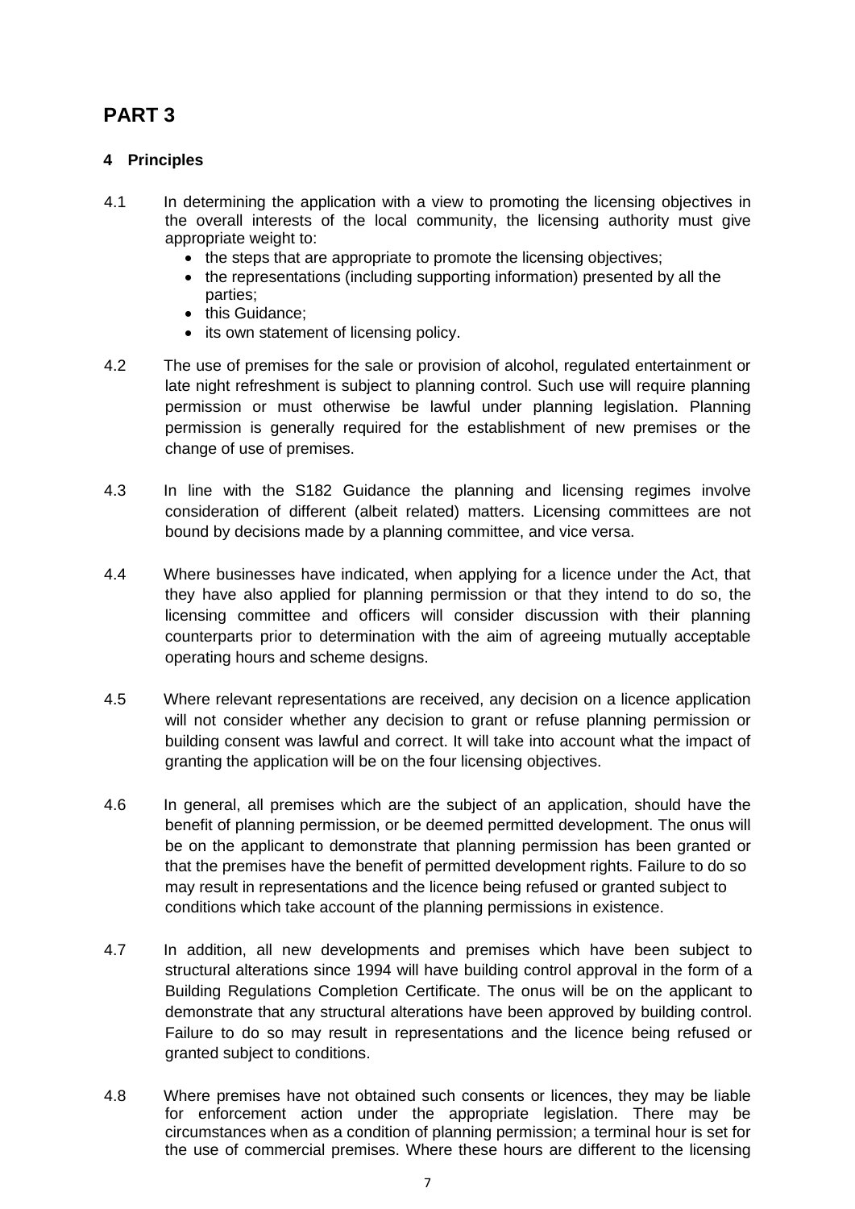# PART 3

## 4 Principles

4.1 In determining the application with a view to promoting the licensing objectives in the overall interests of the local community, the licensing authority must give appropriate weight to:

- the steps that are appropriate to promote the licensing objectives;
- the representations (including supporting information) presented by all the parties;
- this Guidance;
- its own statement of licensing policy.

4.2 The use of premises for the sale or provision of alcohol, regulated entertainment or late night refreshment is subject to planning control. Such use will require planning permission or must otherwise be lawful under planning legislation. Planning permission is generally required for the establishment of new premises or the change of use of premises.

4.3 In line with the S182 Guidance the planning and licensing regimes involve consideration of different (albeit related) matters. Licensing committees are not bound by decisions made by a planning committee, and vice versa.

4.4 Where businesses have indicated, when applying for a licence under the Act, that they have also applied for planning permission or that they intend to do so, the licensing committee and officers will consider discussion with their planning counterparts prior to determination with the aim of agreeing mutually acceptable operating hours and scheme designs.

4.5 Where relevant representations are received, any decision on a licence application will not consider whether any decision to grant or refuse planning permission or building consent was lawful and correct. It will take into account what the impact of granting the application will be on the four licensing objectives.

4.6 In general, all premises which are the subject of an application, should have the benefit of planning permission, or be deemed permitted development. The onus will be on the applicant to demonstrate that planning permission has been granted or that the premises have the benefit of permitted development rights. Failure to do so may result in representations and the licence being refused or granted subject to conditions which take account of the planning permissions in existence.

4.7 In addition, all new developments and premises which have been subject to structural alterations since 1994 will have building control approval in the form of a Building Regulations Completion Certificate. The onus will be on the applicant to demonstrate that any structural alterations have been approved by building control. Failure to do so may result in representations and the licence being refused or granted subject to conditions.

4.8 Where premises have not obtained such consents or licences, they may be liable for enforcement action under the appropriate legislation. There may be circumstances when as a condition of planning permission; a terminal hour is set for the use of commercial premises. Where these hours are different to the licensing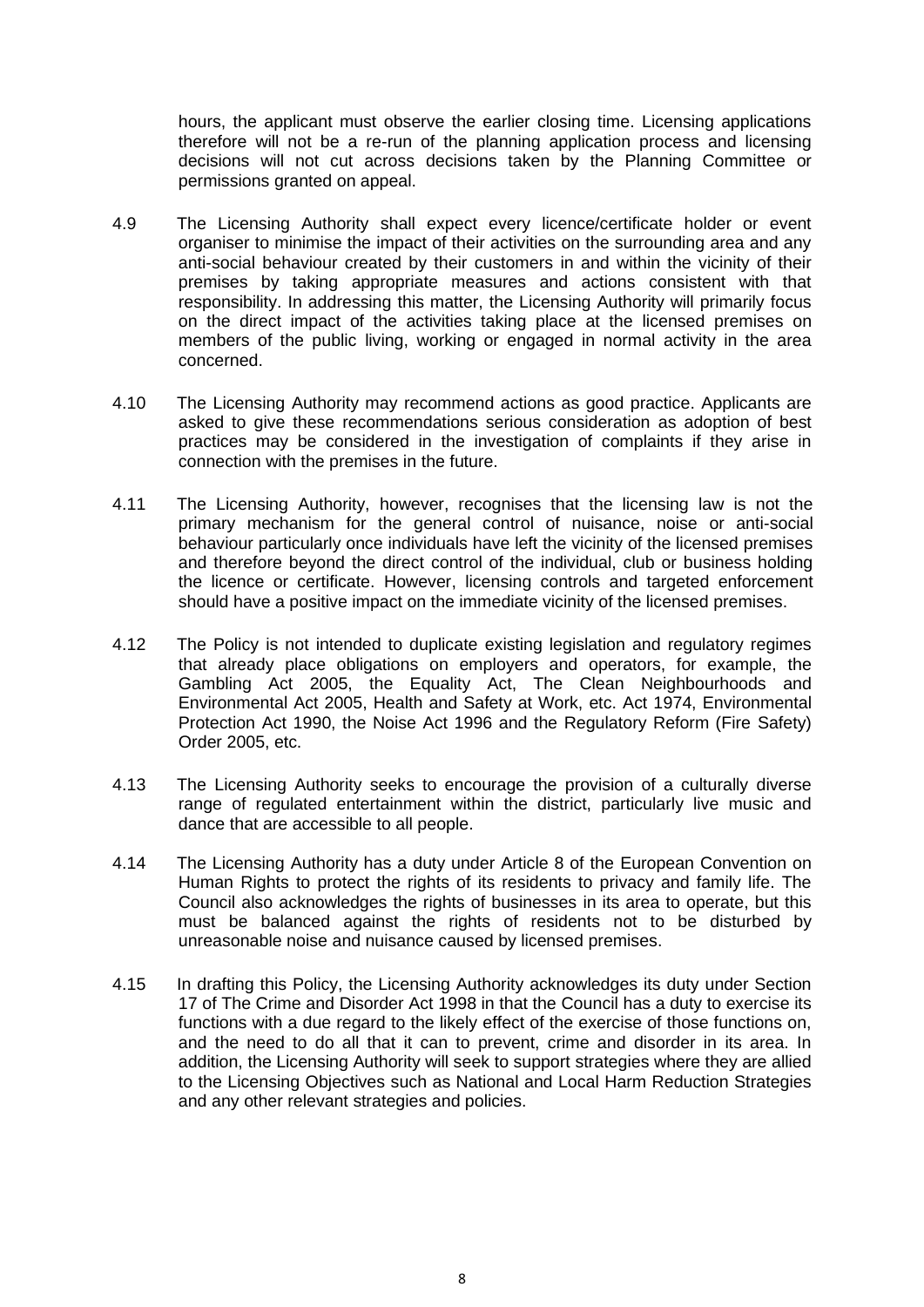hours, the applicant must observe the earlier closing time. Licensing applications therefore will not be a re-run of the planning application process and licensing decisions will not cut across decisions taken by the Planning Committee or permissions granted on appeal.

4.9 The Licensing Authority shall expect every licence/certificate holder or event organiser to minimise the impact of their activities on the surrounding area and any anti-social behaviour created by their customers in and within the vicinity of their premises by taking appropriate measures and actions consistent with that responsibility. In addressing this matter, the Licensing Authority will primarily focus on the direct impact of the activities taking place at the licensed premises on members of the public living, working or engaged in normal activity in the area concerned.

4.10 The Licensing Authority may recommend actions as good practice. Applicants are asked to give these recommendations serious consideration as adoption of best practices may be considered in the investigation of complaints if they arise in connection with the premises in the future.

4.11 The Licensing Authority, however, recognises that the licensing law is not the primary mechanism for the general control of nuisance, noise or anti-social behaviour particularly once individuals have left the vicinity of the licensed premises and therefore beyond the direct control of the individual, club or business holding the licence or certificate. However, licensing controls and targeted enforcement should have a positive impact on the immediate vicinity of the licensed premises.

4.12 The Policy is not intended to duplicate existing legislation and regulatory regimes that already place obligations on employers and operators, for example, the Gambling Act 2005, the Equality Act, The Clean Neighbourhoods and Environmental Act 2005, Health and Safety at Work, etc. Act 1974, Environmental Protection Act 1990, the Noise Act 1996 and the Regulatory Reform (Fire Safety) Order 2005, etc.

4.13 The Licensing Authority seeks to encourage the provision of a culturally diverse range of regulated entertainment within the district, particularly live music and dance that are accessible to all people.

4.14 The Licensing Authority has a duty under Article 8 of the European Convention on Human Rights to protect the rights of its residents to privacy and family life. The Council also acknowledges the rights of businesses in its area to operate, but this must be balanced against the rights of residents not to be disturbed by unreasonable noise and nuisance caused by licensed premises.

4.15 In drafting this Policy, the Licensing Authority acknowledges its duty under Section 17 of The Crime and Disorder Act 1998 in that the Council has a duty to exercise its functions with a due regard to the likely effect of the exercise of those functions on, and the need to do all that it can to prevent, crime and disorder in its area. In addition, the Licensing Authority will seek to support strategies where they are allied to the Licensing Objectives such as National and Local Harm Reduction Strategies and any other relevant strategies and policies.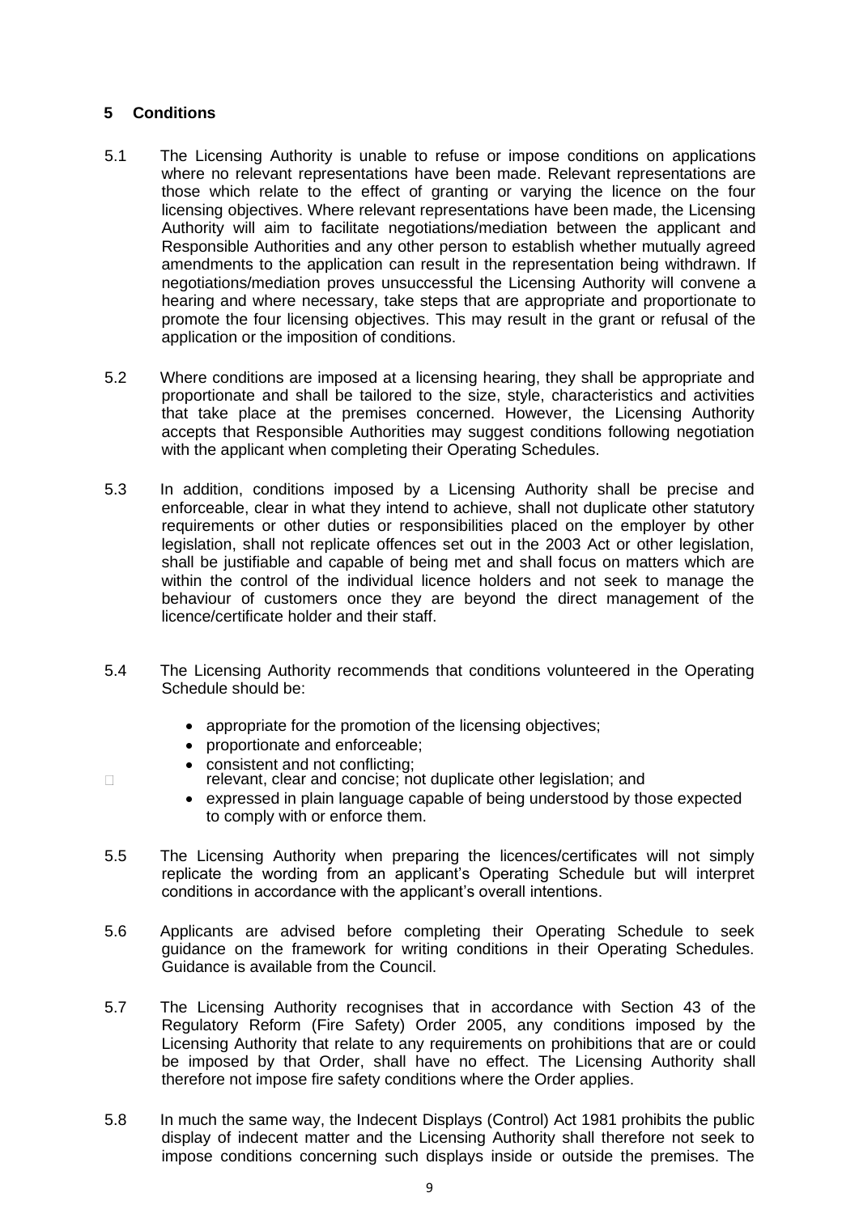## 5 Conditions

5.1 The Licensing Authority is unable to refuse or impose conditions on applications where no relevant representations have been made. Relevant representations are those which relate to the effect of granting or varying the licence on the four licensing objectives. Where relevant representations have been made, the Licensing Authority will aim to facilitate negotiations/mediation between the applicant and Responsible Authorities and any other person to establish whether mutually agreed amendments to the application can result in the representation being withdrawn. If negotiations/mediation proves unsuccessful the Licensing Authority will convene a hearing and where necessary, take steps that are appropriate and proportionate to promote the four licensing objectives. This may result in the grant or refusal of the application or the imposition of conditions.

5.2 Where conditions are imposed at a licensing hearing, they shall be appropriate and proportionate and shall be tailored to the size, style, characteristics and activities that take place at the premises concerned. However, the Licensing Authority accepts that Responsible Authorities may suggest conditions following negotiation with the applicant when completing their Operating Schedules.

5.3 In addition, conditions imposed by a Licensing Authority shall be precise and enforceable, clear in what they intend to achieve, shall not duplicate other statutory requirements or other duties or responsibilities placed on the employer by other legislation, shall not replicate offences set out in the 2003 Act or other legislation, shall be justifiable and capable of being met and shall focus on matters which are within the control of the individual licence holders and not seek to manage the behaviour of customers once they are beyond the direct management of the licence/certificate holder and their staff.

5.4 The Licensing Authority recommends that conditions volunteered in the Operating Schedule should be:

- appropriate for the promotion of the licensing objectives;
- proportionate and enforceable;
- consistent and not conflicting;
- relevant, clear and concise; not duplicate other legislation; and
- expressed in plain language capable of being understood by those expected to comply with or enforce them.

5.5 The Licensing Authority when preparing the licences/certificates will not simply replicate the wording from an applicant's Operating Schedule but will interpret conditions in accordance with the applicant's overall intentions.

5.6 Applicants are advised before completing their Operating Schedule to seek guidance on the framework for writing conditions in their Operating Schedules. Guidance is available from the Council.

5.7 The Licensing Authority recognises that in accordance with Section 43 of the Regulatory Reform (Fire Safety) Order 2005, any conditions imposed by the Licensing Authority that relate to any requirements on prohibitions that are or could be imposed by that Order, shall have no effect. The Licensing Authority shall therefore not impose fire safety conditions where the Order applies.

5.8 In much the same way, the Indecent Displays (Control) Act 1981 prohibits the public display of indecent matter and the Licensing Authority shall therefore not seek to impose conditions concerning such displays inside or outside the premises. The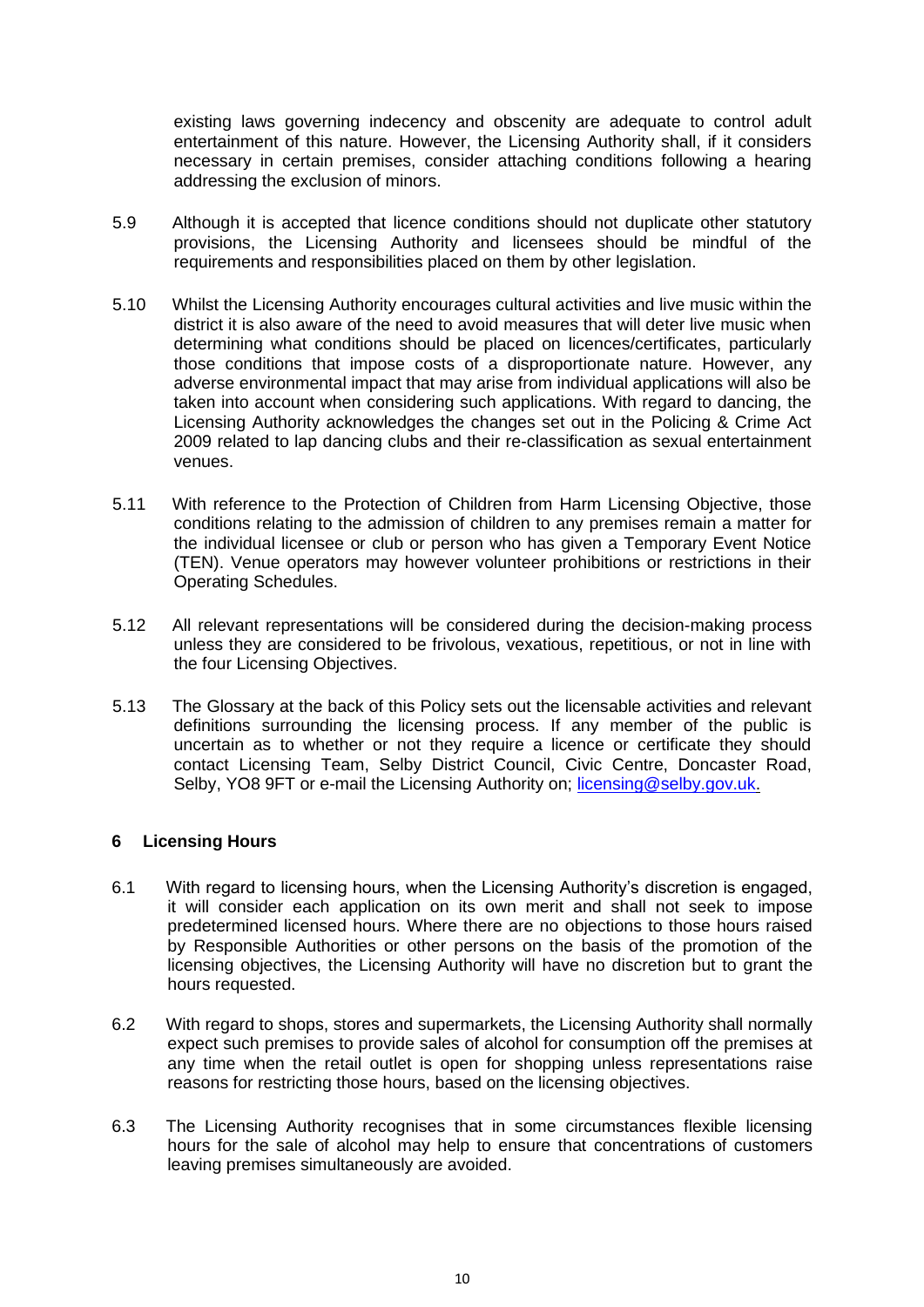existing laws governing indecency and obscenity are adequate to control adult entertainment of this nature. However, the Licensing Authority shall, if it considers necessary in certain premises, consider attaching conditions following a hearing addressing the exclusion of minors.

5.9 Although it is accepted that licence conditions should not duplicate other statutory provisions, the Licensing Authority and licensees should be mindful of the requirements and responsibilities placed on them by other legislation.

5.10 Whilst the Licensing Authority encourages cultural activities and live music within the district it is also aware of the need to avoid measures that will deter live music when determining what conditions should be placed on licences/certificates, particularly those conditions that impose costs of a disproportionate nature. However, any adverse environmental impact that may arise from individual applications will also be taken into account when considering such applications. With regard to dancing, the Licensing Authority acknowledges the changes set out in the Policing & Crime Act 2009 related to lap dancing clubs and their re-classification as sexual entertainment venues.

5.11 With reference to the Protection of Children from Harm Licensing Objective, those conditions relating to the admission of children to any premises remain a matter for the individual licensee or club or person who has given a Temporary Event Notice (TEN). Venue operators may however volunteer prohibitions or restrictions in their Operating Schedules.

5.12 All relevant representations will be considered during the decision-making process unless they are considered to be frivolous, vexatious, repetitious, or not in line with the four Licensing Objectives.

5.13 The Glossary at the back of this Policy sets out the licensable activities and relevant definitions surrounding the licensing process. If any member of the public is uncertain as to whether or not they require a licence or certificate they should contact Licensing Team, Selby District Council, Civic Centre, Doncaster Road, Selby, YO8 9FT or e-mail the Licensing Authority on; licensing@selby.gov.uk.

## 6 Licensing Hours

6.1 With regard to licensing hours, when the Licensing Authority's discretion is engaged, it will consider each application on its own merit and shall not seek to impose predetermined licensed hours. Where there are no objections to those hours raised by Responsible Authorities or other persons on the basis of the promotion of the licensing objectives, the Licensing Authority will have no discretion but to grant the hours requested.

6.2 With regard to shops, stores and supermarkets, the Licensing Authority shall normally expect such premises to provide sales of alcohol for consumption off the premises at any time when the retail outlet is open for shopping unless representations raise reasons for restricting those hours, based on the licensing objectives.

6.3 The Licensing Authority recognises that in some circumstances flexible licensing hours for the sale of alcohol may help to ensure that concentrations of customers leaving premises simultaneously are avoided.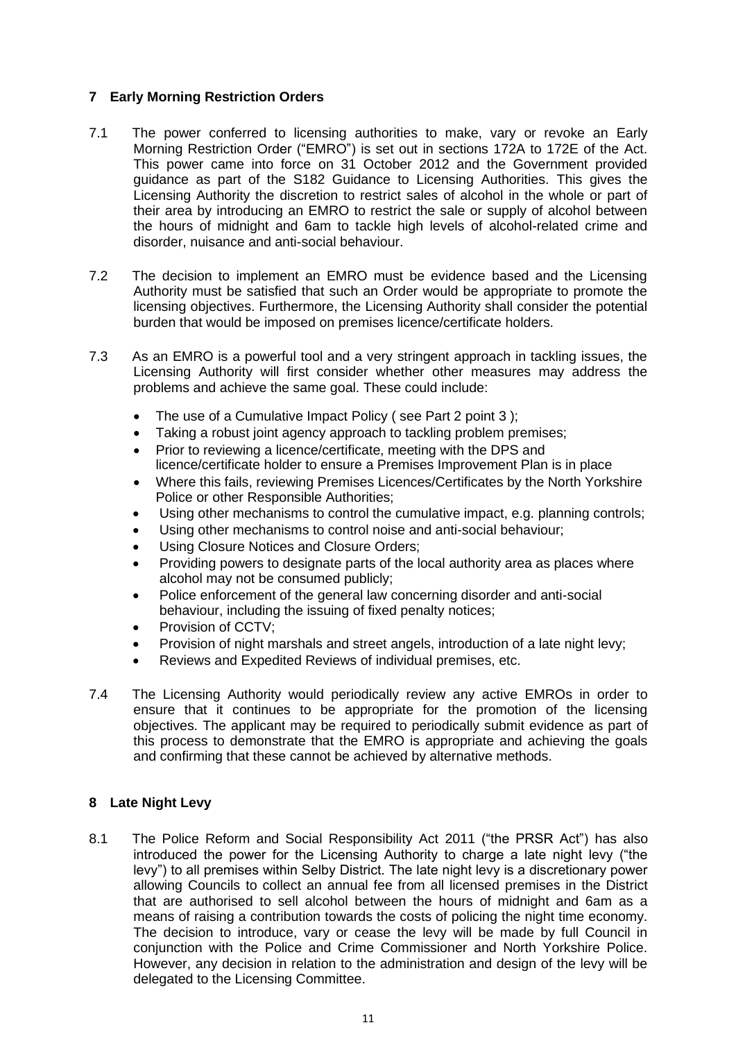## 7 Early Morning Restriction Orders

7.1 The power conferred to licensing authorities to make, vary or revoke an Early Morning Restriction Order ("EMRO") is set out in sections 172A to 172E of the Act. This power came into force on 31 October 2012 and the Government provided guidance as part of the S182 Guidance to Licensing Authorities. This gives the Licensing Authority the discretion to restrict sales of alcohol in the whole or part of their area by introducing an EMRO to restrict the sale or supply of alcohol between the hours of midnight and 6am to tackle high levels of alcohol-related crime and disorder, nuisance and anti-social behaviour.

7.2 The decision to implement an EMRO must be evidence based and the Licensing Authority must be satisfied that such an Order would be appropriate to promote the licensing objectives. Furthermore, the Licensing Authority shall consider the potential burden that would be imposed on premises licence/certificate holders.

7.3 As an EMRO is a powerful tool and a very stringent approach in tackling issues, the Licensing Authority will first consider whether other measures may address the problems and achieve the same goal. These could include:

- The use of a Cumulative Impact Policy ( see Part 2 point 3 );
- Taking a robust joint agency approach to tackling problem premises;
- Prior to reviewing a licence/certificate, meeting with the DPS and licence/certificate holder to ensure a Premises Improvement Plan is in place
- Where this fails, reviewing Premises Licences/Certificates by the North Yorkshire Police or other Responsible Authorities;
- Using other mechanisms to control the cumulative impact, e.g. planning controls;
- Using other mechanisms to control noise and anti-social behaviour;
- Using Closure Notices and Closure Orders;
- Providing powers to designate parts of the local authority area as places where alcohol may not be consumed publicly;
- Police enforcement of the general law concerning disorder and anti-social behaviour, including the issuing of fixed penalty notices;
- Provision of CCTV;
- Provision of night marshals and street angels, introduction of a late night levy;
- Reviews and Expedited Reviews of individual premises, etc.

7.4 The Licensing Authority would periodically review any active EMROs in order to ensure that it continues to be appropriate for the promotion of the licensing objectives. The applicant may be required to periodically submit evidence as part of this process to demonstrate that the EMRO is appropriate and achieving the goals and confirming that these cannot be achieved by alternative methods.

## 8 Late Night Levy

8.1 The Police Reform and Social Responsibility Act 2011 ("the PRSR Act") has also introduced the power for the Licensing Authority to charge a late night levy ("the levy") to all premises within Selby District. The late night levy is a discretionary power allowing Councils to collect an annual fee from all licensed premises in the District that are authorised to sell alcohol between the hours of midnight and 6am as a means of raising a contribution towards the costs of policing the night time economy. The decision to introduce, vary or cease the levy will be made by full Council in conjunction with the Police and Crime Commissioner and North Yorkshire Police. However, any decision in relation to the administration and design of the levy will be delegated to the Licensing Committee.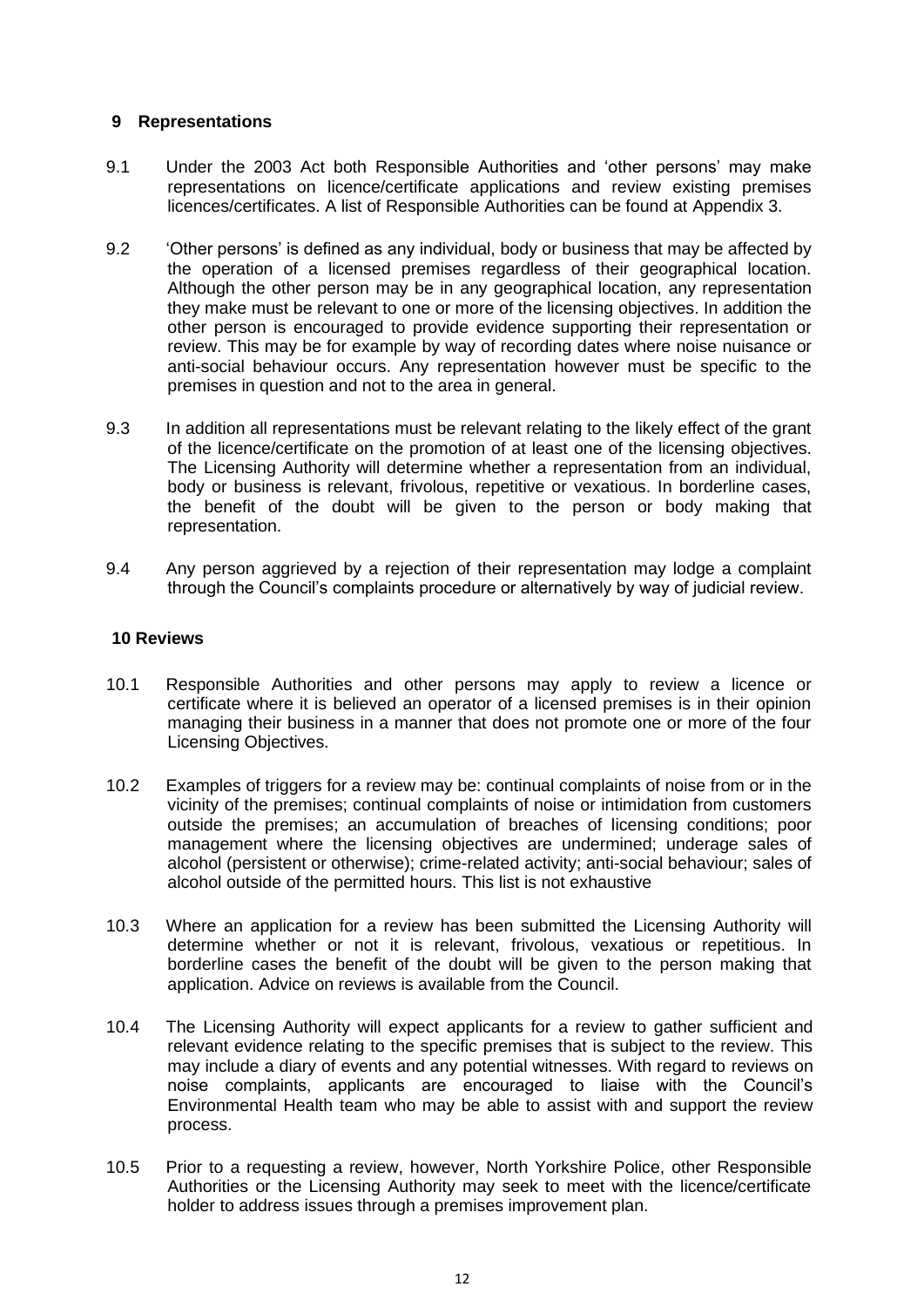## 9 Representations

9.1 Under the 2003 Act both Responsible Authorities and 'other persons' may make representations on licence/certificate applications and review existing premises licences/certificates. A list of Responsible Authorities can be found at Appendix 3.

9.2 'Other persons' is defined as any individual, body or business that may be affected by the operation of a licensed premises regardless of their geographical location. Although the other person may be in any geographical location, any representation they make must be relevant to one or more of the licensing objectives. In addition the other person is encouraged to provide evidence supporting their representation or review. This may be for example by way of recording dates where noise nuisance or anti-social behaviour occurs. Any representation however must be specific to the premises in question and not to the area in general.

9.3 In addition all representations must be relevant relating to the likely effect of the grant of the licence/certificate on the promotion of at least one of the licensing objectives. The Licensing Authority will determine whether a representation from an individual, body or business is relevant, frivolous, repetitive or vexatious. In borderline cases, the benefit of the doubt will be given to the person or body making that representation.

9.4 Any person aggrieved by a rejection of their representation may lodge a complaint through the Council's complaints procedure or alternatively by way of judicial review.

## 10 Reviews

10.1 Responsible Authorities and other persons may apply to review a licence or certificate where it is believed an operator of a licensed premises is in their opinion managing their business in a manner that does not promote one or more of the four Licensing Objectives.

10.2 Examples of triggers for a review may be: continual complaints of noise from or in the vicinity of the premises; continual complaints of noise or intimidation from customers outside the premises; an accumulation of breaches of licensing conditions; poor management where the licensing objectives are undermined; underage sales of alcohol (persistent or otherwise); crime-related activity; anti-social behaviour; sales of alcohol outside of the permitted hours. This list is not exhaustive

10.3 Where an application for a review has been submitted the Licensing Authority will determine whether or not it is relevant, frivolous, vexatious or repetitious. In borderline cases the benefit of the doubt will be given to the person making that application. Advice on reviews is available from the Council.

10.4 The Licensing Authority will expect applicants for a review to gather sufficient and relevant evidence relating to the specific premises that is subject to the review. This may include a diary of events and any potential witnesses. With regard to reviews on noise complaints, applicants are encouraged to liaise with the Council's Environmental Health team who may be able to assist with and support the review process.

10.5 Prior to a requesting a review, however, North Yorkshire Police, other Responsible Authorities or the Licensing Authority may seek to meet with the licence/certificate holder to address issues through a premises improvement plan.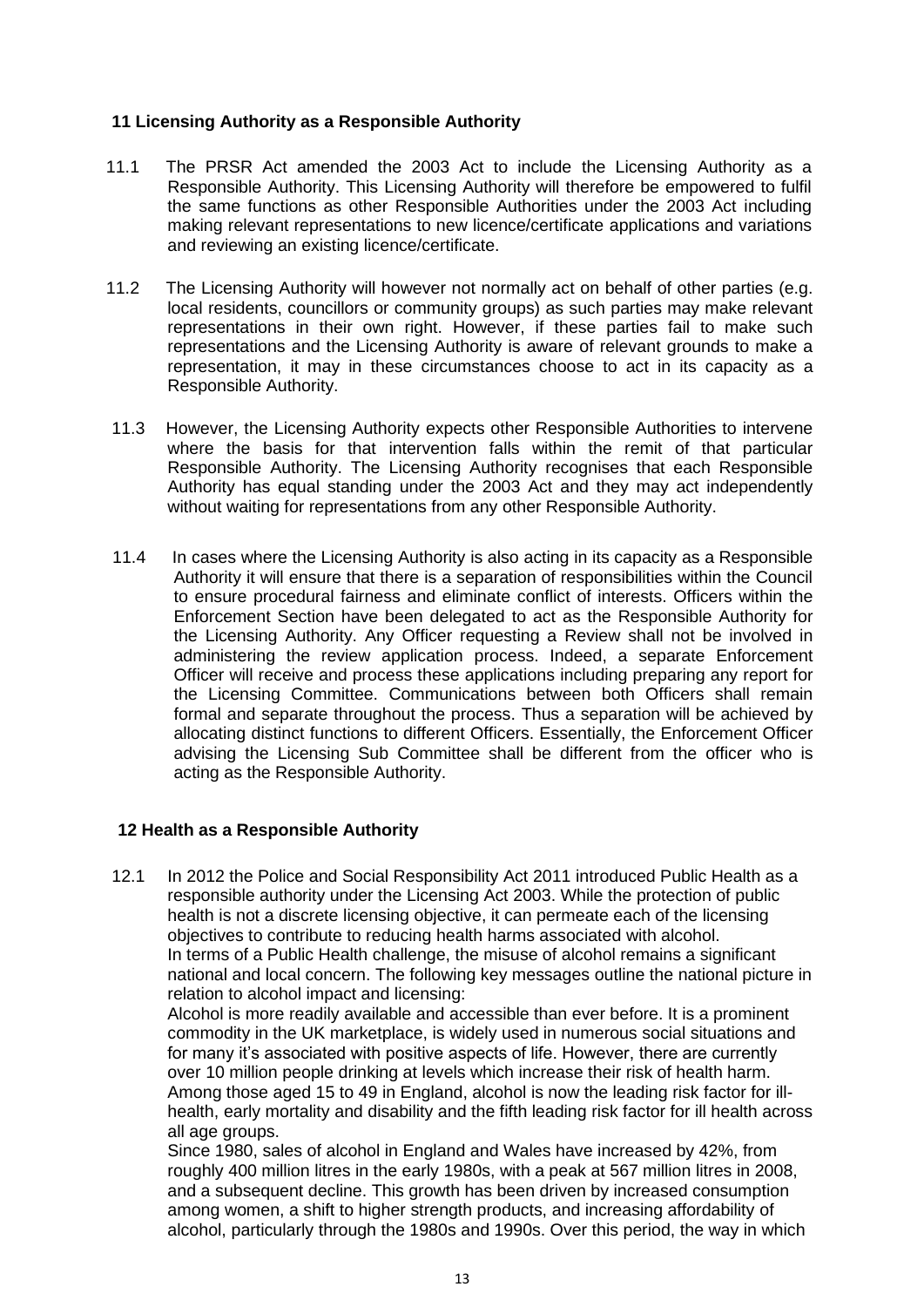## 11 Licensing Authority as a Responsible Authority

11.1 The PRSR Act amended the 2003 Act to include the Licensing Authority as a Responsible Authority. This Licensing Authority will therefore be empowered to fulfil the same functions as other Responsible Authorities under the 2003 Act including making relevant representations to new licence/certificate applications and variations and reviewing an existing licence/certificate.

11.2 The Licensing Authority will however not normally act on behalf of other parties (e.g. local residents, councillors or community groups) as such parties may make relevant representations in their own right. However, if these parties fail to make such representations and the Licensing Authority is aware of relevant grounds to make a representation, it may in these circumstances choose to act in its capacity as a Responsible Authority.

11.3 However, the Licensing Authority expects other Responsible Authorities to intervene where the basis for that intervention falls within the remit of that particular Responsible Authority. The Licensing Authority recognises that each Responsible Authority has equal standing under the 2003 Act and they may act independently without waiting for representations from any other Responsible Authority.

11.4 In cases where the Licensing Authority is also acting in its capacity as a Responsible Authority it will ensure that there is a separation of responsibilities within the Council to ensure procedural fairness and eliminate conflict of interests. Officers within the Enforcement Section have been delegated to act as the Responsible Authority for the Licensing Authority. Any Officer requesting a Review shall not be involved in administering the review application process. Indeed, a separate Enforcement Officer will receive and process these applications including preparing any report for the Licensing Committee. Communications between both Officers shall remain formal and separate throughout the process. Thus a separation will be achieved by allocating distinct functions to different Officers. Essentially, the Enforcement Officer advising the Licensing Sub Committee shall be different from the officer who is acting as the Responsible Authority.

## 12 Health as a Responsible Authority

12.1 In 2012 the Police and Social Responsibility Act 2011 introduced Public Health as a responsible authority under the Licensing Act 2003. While the protection of public health is not a discrete licensing objective, it can permeate each of the licensing objectives to contribute to reducing health harms associated with alcohol.
In terms of a Public Health challenge, the misuse of alcohol remains a significant national and local concern. The following key messages outline the national picture in relation to alcohol impact and licensing:
Alcohol is more readily available and accessible than ever before. It is a prominent commodity in the UK marketplace, is widely used in numerous social situations and for many it's associated with positive aspects of life. However, there are currently over 10 million people drinking at levels which increase their risk of health harm. Among those aged 15 to 49 in England, alcohol is now the leading risk factor for ill-health, early mortality and disability and the fifth leading risk factor for ill health across all age groups.
Since 1980, sales of alcohol in England and Wales have increased by 42%, from roughly 400 million litres in the early 1980s, with a peak at 567 million litres in 2008, and a subsequent decline. This growth has been driven by increased consumption among women, a shift to higher strength products, and increasing affordability of alcohol, particularly through the 1980s and 1990s. Over this period, the way in which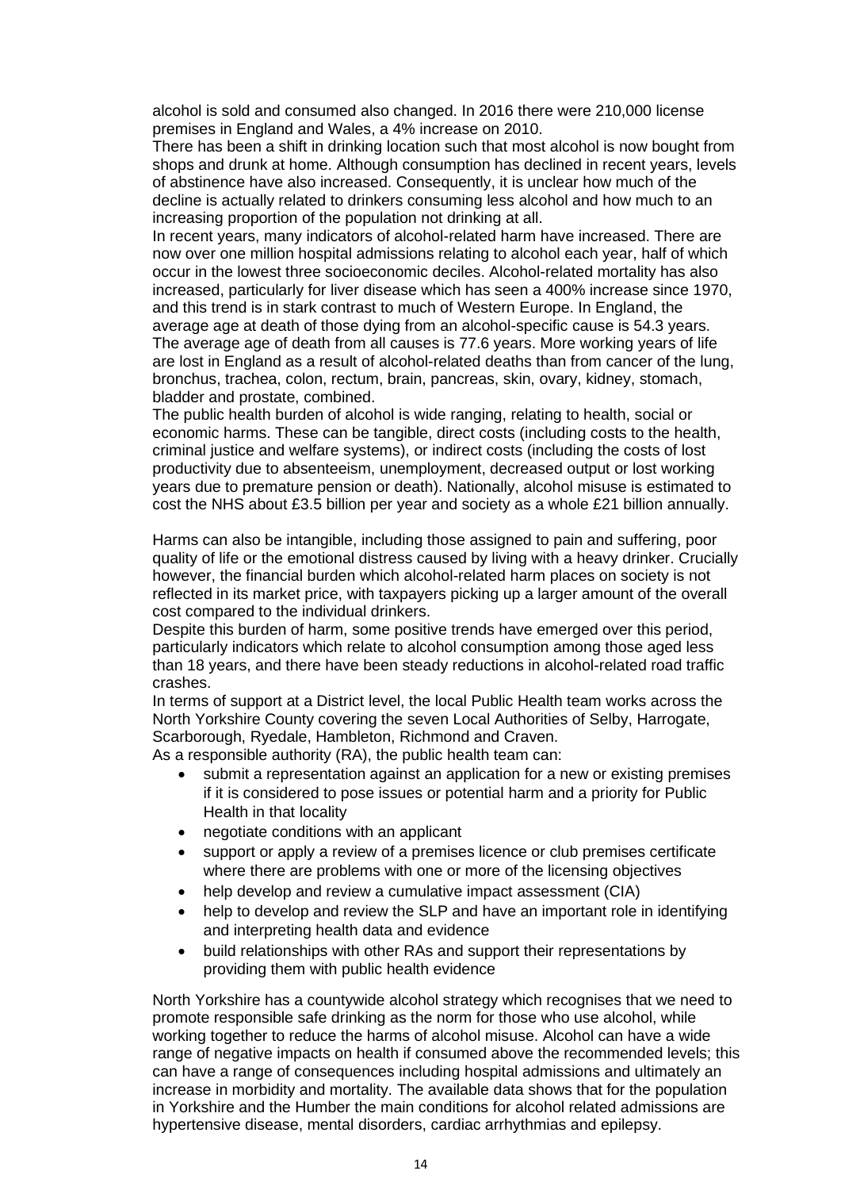alcohol is sold and consumed also changed. In 2016 there were 210,000 license premises in England and Wales, a 4% increase on 2010.

There has been a shift in drinking location such that most alcohol is now bought from shops and drunk at home. Although consumption has declined in recent years, levels of abstinence have also increased. Consequently, it is unclear how much of the decline is actually related to drinkers consuming less alcohol and how much to an increasing proportion of the population not drinking at all.

In recent years, many indicators of alcohol-related harm have increased. There are now over one million hospital admissions relating to alcohol each year, half of which occur in the lowest three socioeconomic deciles. Alcohol-related mortality has also increased, particularly for liver disease which has seen a 400% increase since 1970, and this trend is in stark contrast to much of Western Europe. In England, the average age at death of those dying from an alcohol-specific cause is 54.3 years. The average age of death from all causes is 77.6 years. More working years of life are lost in England as a result of alcohol-related deaths than from cancer of the lung, bronchus, trachea, colon, rectum, brain, pancreas, skin, ovary, kidney, stomach, bladder and prostate, combined.

The public health burden of alcohol is wide ranging, relating to health, social or economic harms. These can be tangible, direct costs (including costs to the health, criminal justice and welfare systems), or indirect costs (including the costs of lost productivity due to absenteeism, unemployment, decreased output or lost working years due to premature pension or death). Nationally, alcohol misuse is estimated to cost the NHS about £3.5 billion per year and society as a whole £21 billion annually.

Harms can also be intangible, including those assigned to pain and suffering, poor quality of life or the emotional distress caused by living with a heavy drinker. Crucially however, the financial burden which alcohol-related harm places on society is not reflected in its market price, with taxpayers picking up a larger amount of the overall cost compared to the individual drinkers.

Despite this burden of harm, some positive trends have emerged over this period, particularly indicators which relate to alcohol consumption among those aged less than 18 years, and there have been steady reductions in alcohol-related road traffic crashes.

In terms of support at a District level, the local Public Health team works across the North Yorkshire County covering the seven Local Authorities of Selby, Harrogate, Scarborough, Ryedale, Hambleton, Richmond and Craven.

As a responsible authority (RA), the public health team can:

- submit a representation against an application for a new or existing premises if it is considered to pose issues or potential harm and a priority for Public Health in that locality
- negotiate conditions with an applicant
- support or apply a review of a premises licence or club premises certificate where there are problems with one or more of the licensing objectives
- help develop and review a cumulative impact assessment (CIA)
- help to develop and review the SLP and have an important role in identifying and interpreting health data and evidence
- build relationships with other RAs and support their representations by providing them with public health evidence

North Yorkshire has a countywide alcohol strategy which recognises that we need to promote responsible safe drinking as the norm for those who use alcohol, while working together to reduce the harms of alcohol misuse. Alcohol can have a wide range of negative impacts on health if consumed above the recommended levels; this can have a range of consequences including hospital admissions and ultimately an increase in morbidity and mortality. The available data shows that for the population in Yorkshire and the Humber the main conditions for alcohol related admissions are hypertensive disease, mental disorders, cardiac arrhythmias and epilepsy.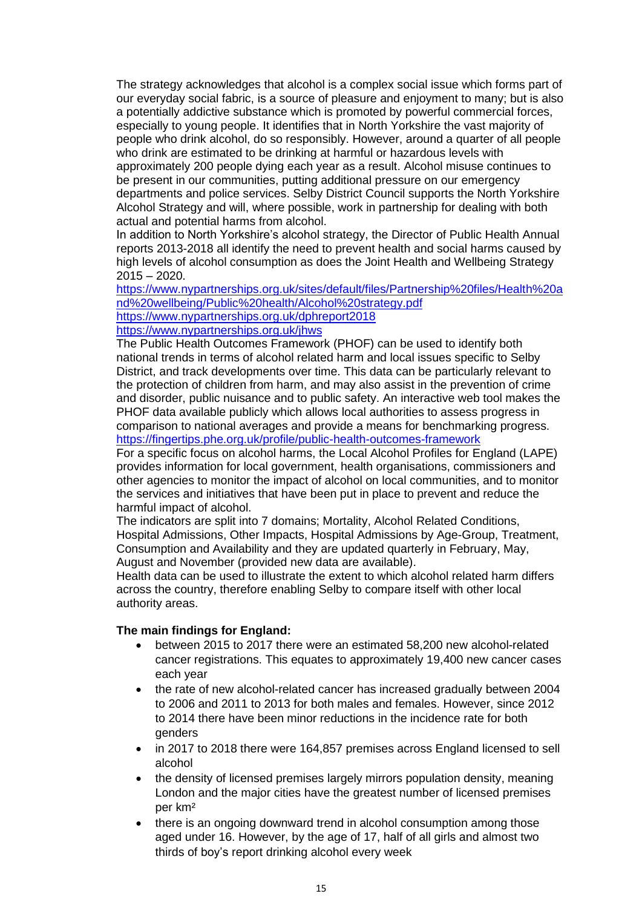The strategy acknowledges that alcohol is a complex social issue which forms part of our everyday social fabric, is a source of pleasure and enjoyment to many; but is also a potentially addictive substance which is promoted by powerful commercial forces, especially to young people. It identifies that in North Yorkshire the vast majority of people who drink alcohol, do so responsibly. However, around a quarter of all people who drink are estimated to be drinking at harmful or hazardous levels with approximately 200 people dying each year as a result. Alcohol misuse continues to be present in our communities, putting additional pressure on our emergency departments and police services. Selby District Council supports the North Yorkshire Alcohol Strategy and will, where possible, work in partnership for dealing with both actual and potential harms from alcohol.

In addition to North Yorkshire's alcohol strategy, the Director of Public Health Annual reports 2013-2018 all identify the need to prevent health and social harms caused by high levels of alcohol consumption as does the Joint Health and Wellbeing Strategy 2015 – 2020.

https://www.nypartnerships.org.uk/sites/default/files/Partnership%20files/Health%20and%20wellbeing/Public%20health/Alcohol%20strategy.pdf

https://www.nypartnerships.org.uk/dphreport2018

https://www.nypartnerships.org.uk/jhws

The Public Health Outcomes Framework (PHOF) can be used to identify both national trends in terms of alcohol related harm and local issues specific to Selby District, and track developments over time. This data can be particularly relevant to the protection of children from harm, and may also assist in the prevention of crime and disorder, public nuisance and to public safety. An interactive web tool makes the PHOF data available publicly which allows local authorities to assess progress in comparison to national averages and provide a means for benchmarking progress. https://fingertips.phe.org.uk/profile/public-health-outcomes-framework

For a specific focus on alcohol harms, the Local Alcohol Profiles for England (LAPE) provides information for local government, health organisations, commissioners and other agencies to monitor the impact of alcohol on local communities, and to monitor the services and initiatives that have been put in place to prevent and reduce the harmful impact of alcohol.

The indicators are split into 7 domains; Mortality, Alcohol Related Conditions, Hospital Admissions, Other Impacts, Hospital Admissions by Age-Group, Treatment, Consumption and Availability and they are updated quarterly in February, May, August and November (provided new data are available).

Health data can be used to illustrate the extent to which alcohol related harm differs across the country, therefore enabling Selby to compare itself with other local authority areas.

**The main findings for England:**

- between 2015 to 2017 there were an estimated 58,200 new alcohol-related cancer registrations. This equates to approximately 19,400 new cancer cases each year
- the rate of new alcohol-related cancer has increased gradually between 2004 to 2006 and 2011 to 2013 for both males and females. However, since 2012 to 2014 there have been minor reductions in the incidence rate for both genders
- in 2017 to 2018 there were 164,857 premises across England licensed to sell alcohol
- the density of licensed premises largely mirrors population density, meaning London and the major cities have the greatest number of licensed premises per km²
- there is an ongoing downward trend in alcohol consumption among those aged under 16. However, by the age of 17, half of all girls and almost two thirds of boy's report drinking alcohol every week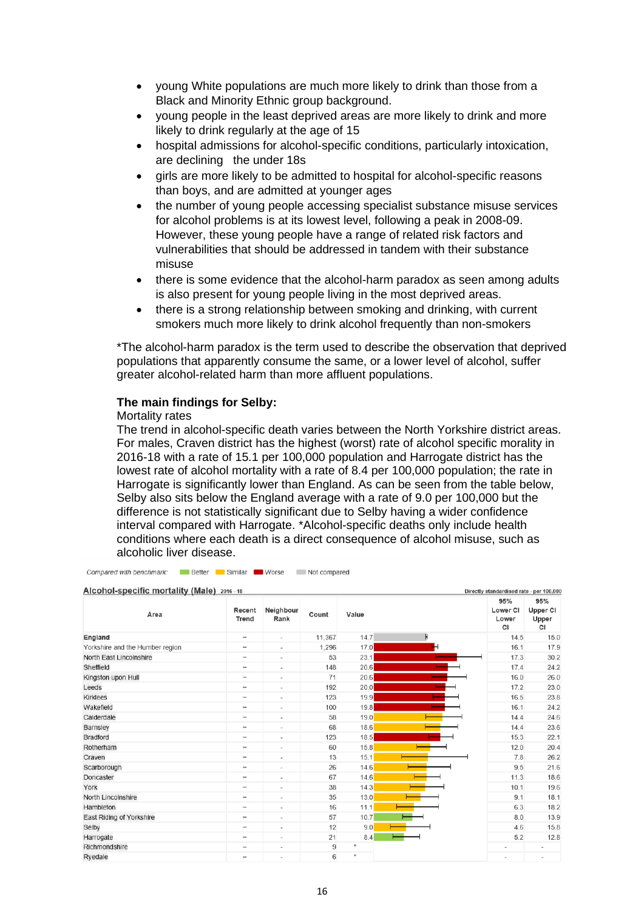- young White populations are much more likely to drink than those from a Black and Minority Ethnic group background.
- young people in the least deprived areas are more likely to drink and more likely to drink regularly at the age of 15
- hospital admissions for alcohol-specific conditions, particularly intoxication, are declining the under 18s
- girls are more likely to be admitted to hospital for alcohol-specific reasons than boys, and are admitted at younger ages
- the number of young people accessing specialist substance misuse services for alcohol problems is at its lowest level, following a peak in 2008-09. However, these young people have a range of related risk factors and vulnerabilities that should be addressed in tandem with their substance misuse
- there is some evidence that the alcohol-harm paradox as seen among adults is also present for young people living in the most deprived areas.
- there is a strong relationship between smoking and drinking, with current smokers much more likely to drink alcohol frequently than non-smokers

*The alcohol-harm paradox is the term used to describe the observation that deprived populations that apparently consume the same, or a lower level of alcohol, suffer greater alcohol-related harm than more affluent populations.

**The main findings for Selby:**

Mortality rates

The trend in alcohol-specific death varies between the North Yorkshire district areas. For males, Craven district has the highest (worst) rate of alcohol specific morality in 2016-18 with a rate of 15.1 per 100,000 population and Harrogate district has the lowest rate of alcohol mortality with a rate of 8.4 per 100,000 population; the rate in Harrogate is significantly lower than England. As can be seen from the table below, Selby also sits below the England average with a rate of 9.0 per 100,000 but the difference is not statistically significant due to Selby having a wider confidence interval compared with Harrogate. *Alcohol-specific deaths only include health conditions where each death is a direct consequence of alcohol misuse, such as alcoholic liver disease.

Compared with benchmark: Better | Similar | Worse | Not compared

**Alcohol-specific mortality (Male)** 2016 - 18 — Directly standardised rate - per 100,000

| Area | Recent Trend | Neighbour Rank | Count | Value | 95% Lower CI | 95% Upper CI |
|---|---|---|---|---|---|---|
| England | - | - | 11,367 | 14.7 | 14.5 | 15.0 |
| Yorkshire and the Humber region | - | - | 1,296 | 17.0 | 16.1 | 17.9 |
| North East Lincolnshire | - | - | 53 | 23.1 | 17.3 | 30.2 |
| Sheffield | - | - | 148 | 20.6 | 17.4 | 24.2 |
| Kingston upon Hull | - | - | 71 | 20.6 | 16.0 | 26.0 |
| Leeds | - | - | 192 | 20.0 | 17.2 | 23.0 |
| Kirklees | - | - | 123 | 19.9 | 16.5 | 23.8 |
| Wakefield | - | - | 100 | 19.8 | 16.1 | 24.2 |
| Calderdale | - | - | 58 | 19.0 | 14.4 | 24.6 |
| Barnsley | - | - | 68 | 18.6 | 14.4 | 23.6 |
| Bradford | - | - | 123 | 18.5 | 15.3 | 22.1 |
| Rotherham | - | - | 60 | 15.8 | 12.0 | 20.4 |
| Craven | - | - | 13 | 15.1 | 7.8 | 26.2 |
| Scarborough | - | - | 26 | 14.6 | 9.5 | 21.6 |
| Doncaster | - | - | 67 | 14.6 | 11.3 | 18.6 |
| York | - | - | 38 | 14.3 | 10.1 | 19.6 |
| North Lincolnshire | - | - | 35 | 13.0 | 9.1 | 18.1 |
| Hambleton | - | - | 16 | 11.1 | 6.3 | 18.2 |
| East Riding of Yorkshire | - | - | 57 | 10.7 | 8.0 | 13.9 |
| Selby | - | - | 12 | 9.0 | 4.6 | 15.8 |
| Harrogate | - | - | 21 | 8.4 | 5.2 | 12.8 |
| Richmondshire | - | - | 9 | * | - | - |
| Ryedale | - | - | 6 | * | - | - |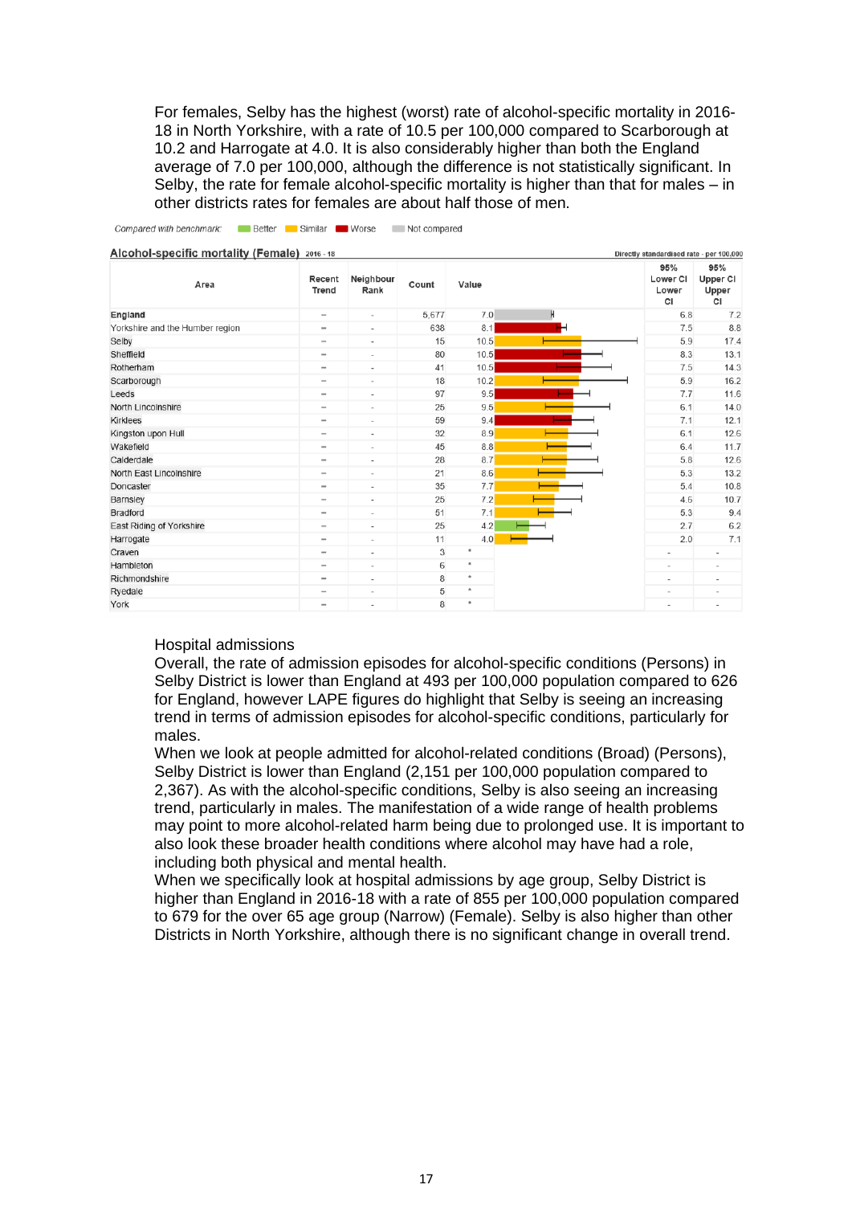For females, Selby has the highest (worst) rate of alcohol-specific mortality in 2016-18 in North Yorkshire, with a rate of 10.5 per 100,000 compared to Scarborough at 10.2 and Harrogate at 4.0. It is also considerably higher than both the England average of 7.0 per 100,000, although the difference is not statistically significant. In Selby, the rate for female alcohol-specific mortality is higher than that for males – in other districts rates for females are about half those of men.

Compared with benchmark: Better | Similar | Worse | Not compared

**Alcohol-specific mortality (Female)** 2016 - 18 — Directly standardised rate - per 100,000

| Area | Recent Trend | Neighbour Rank | Count | Value | 95% Lower CI | 95% Upper CI |
|---|---|---|---|---|---|---|
| England | – | - | 5,677 | 7.0 | 6.8 | 7.2 |
| Yorkshire and the Humber region | – | - | 638 | 8.1 | 7.5 | 8.8 |
| Selby | – | - | 15 | 10.5 | 5.9 | 17.4 |
| Sheffield | – | - | 80 | 10.5 | 8.3 | 13.1 |
| Rotherham | – | - | 41 | 10.5 | 7.5 | 14.3 |
| Scarborough | – | - | 18 | 10.2 | 5.9 | 16.2 |
| Leeds | – | - | 97 | 9.5 | 7.7 | 11.6 |
| North Lincolnshire | – | - | 25 | 9.5 | 6.1 | 14.0 |
| Kirklees | – | - | 59 | 9.4 | 7.1 | 12.1 |
| Kingston upon Hull | – | - | 32 | 8.9 | 6.1 | 12.6 |
| Wakefield | – | - | 45 | 8.8 | 6.4 | 11.7 |
| Calderdale | – | - | 28 | 8.7 | 5.8 | 12.6 |
| North East Lincolnshire | – | - | 21 | 8.6 | 5.3 | 13.2 |
| Doncaster | – | - | 35 | 7.7 | 5.4 | 10.8 |
| Barnsley | – | - | 25 | 7.2 | 4.6 | 10.7 |
| Bradford | – | - | 51 | 7.1 | 5.3 | 9.4 |
| East Riding of Yorkshire | – | - | 25 | 4.2 | 2.7 | 6.2 |
| Harrogate | – | - | 11 | 4.0 | 2.0 | 7.1 |
| Craven | – | - | 3 | * | - | - |
| Hambleton | – | - | 6 | * | - | - |
| Richmondshire | – | - | 8 | * | - | - |
| Ryedale | – | - | 5 | * | - | - |
| York | – | - | 8 | * | - | - |

Hospital admissions

Overall, the rate of admission episodes for alcohol-specific conditions (Persons) in Selby District is lower than England at 493 per 100,000 population compared to 626 for England, however LAPE figures do highlight that Selby is seeing an increasing trend in terms of admission episodes for alcohol-specific conditions, particularly for males.

When we look at people admitted for alcohol-related conditions (Broad) (Persons), Selby District is lower than England (2,151 per 100,000 population compared to 2,367). As with the alcohol-specific conditions, Selby is also seeing an increasing trend, particularly in males. The manifestation of a wide range of health problems may point to more alcohol-related harm being due to prolonged use. It is important to also look these broader health conditions where alcohol may have had a role, including both physical and mental health.

When we specifically look at hospital admissions by age group, Selby District is higher than England in 2016-18 with a rate of 855 per 100,000 population compared to 679 for the over 65 age group (Narrow) (Female). Selby is also higher than other Districts in North Yorkshire, although there is no significant change in overall trend.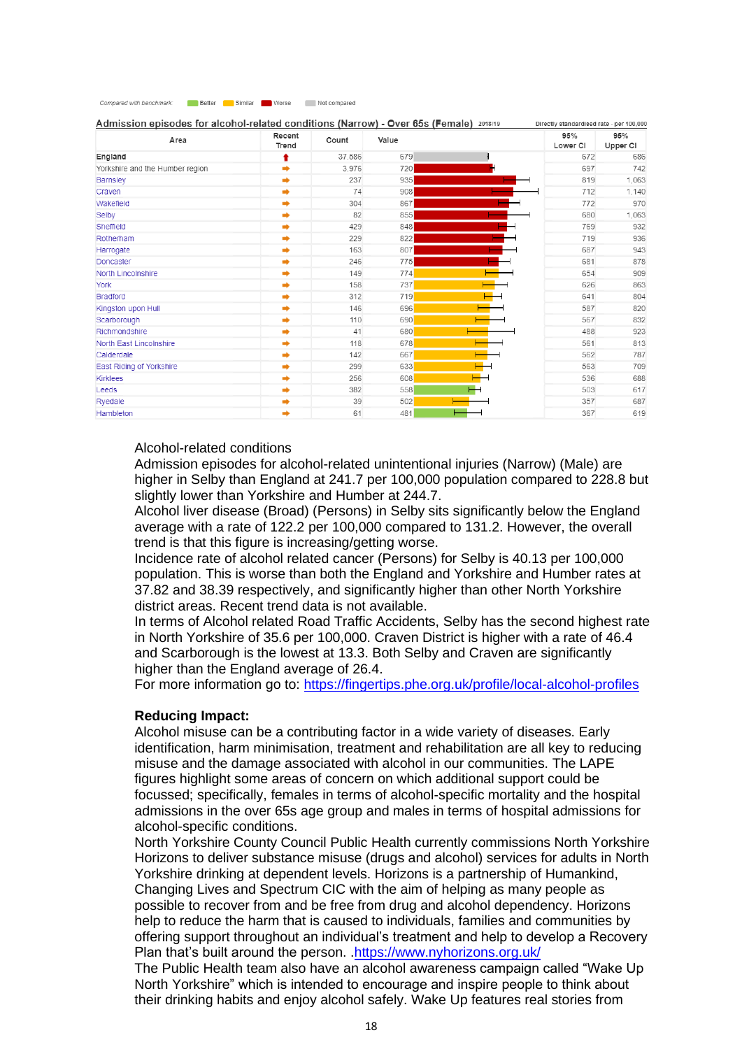Compared with benchmark: Better | Similar | Worse | Not compared

**Admission episodes for alcohol-related conditions (Narrow) - Over 65s (Female)** 2018/19 — Directly standardised rate - per 100,000

| Area | Recent Trend | Count | Value | 95% Lower CI | 95% Upper CI |
|---|---|---|---|---|---|
| England | ↑ | 37,586 | 679 | 672 | 686 |
| Yorkshire and the Humber region | → | 3,976 | 720 | 697 | 742 |
| Barnsley | → | 237 | 935 | 819 | 1,063 |
| Craven | → | 74 | 908 | 712 | 1,140 |
| Wakefield | → | 304 | 867 | 772 | 970 |
| Selby | → | 82 | 855 | 680 | 1,063 |
| Sheffield | → | 429 | 848 | 769 | 932 |
| Rotherham | → | 229 | 822 | 719 | 936 |
| Harrogate | → | 163 | 807 | 687 | 943 |
| Doncaster | → | 246 | 775 | 681 | 878 |
| North Lincolnshire | → | 149 | 774 | 654 | 909 |
| York | → | 158 | 737 | 626 | 863 |
| Bradford | → | 312 | 719 | 641 | 804 |
| Kingston upon Hull | → | 146 | 696 | 587 | 820 |
| Scarborough | → | 110 | 690 | 567 | 832 |
| Richmondshire | → | 41 | 680 | 488 | 923 |
| North East Lincolnshire | → | 118 | 678 | 561 | 813 |
| Calderdale | → | 142 | 667 | 562 | 787 |
| East Riding of Yorkshire | → | 299 | 633 | 563 | 709 |
| Kirklees | → | 256 | 608 | 536 | 688 |
| Leeds | → | 382 | 558 | 503 | 617 |
| Ryedale | → | 39 | 502 | 357 | 687 |
| Hambleton | → | 61 | 481 | 367 | 619 |

Alcohol-related conditions
Admission episodes for alcohol-related unintentional injuries (Narrow) (Male) are higher in Selby than England at 241.7 per 100,000 population compared to 228.8 but slightly lower than Yorkshire and Humber at 244.7.
Alcohol liver disease (Broad) (Persons) in Selby sits significantly below the England average with a rate of 122.2 per 100,000 compared to 131.2. However, the overall trend is that this figure is increasing/getting worse.
Incidence rate of alcohol related cancer (Persons) for Selby is 40.13 per 100,000 population. This is worse than both the England and Yorkshire and Humber rates at 37.82 and 38.39 respectively, and significantly higher than other North Yorkshire district areas. Recent trend data is not available.
In terms of Alcohol related Road Traffic Accidents, Selby has the second highest rate in North Yorkshire of 35.6 per 100,000. Craven District is higher with a rate of 46.4 and Scarborough is the lowest at 13.3. Both Selby and Craven are significantly higher than the England average of 26.4.
For more information go to: https://fingertips.phe.org.uk/profile/local-alcohol-profiles

**Reducing Impact:**
Alcohol misuse can be a contributing factor in a wide variety of diseases. Early identification, harm minimisation, treatment and rehabilitation are all key to reducing misuse and the damage associated with alcohol in our communities. The LAPE figures highlight some areas of concern on which additional support could be focussed; specifically, females in terms of alcohol-specific mortality and the hospital admissions in the over 65s age group and males in terms of hospital admissions for alcohol-specific conditions.
North Yorkshire County Council Public Health currently commissions North Yorkshire Horizons to deliver substance misuse (drugs and alcohol) services for adults in North Yorkshire drinking at dependent levels. Horizons is a partnership of Humankind, Changing Lives and Spectrum CIC with the aim of helping as many people as possible to recover from and be free from drug and alcohol dependency. Horizons help to reduce the harm that is caused to individuals, families and communities by offering support throughout an individual's treatment and help to develop a Recovery Plan that's built around the person. .https://www.nyhorizons.org.uk/
The Public Health team also have an alcohol awareness campaign called "Wake Up North Yorkshire" which is intended to encourage and inspire people to think about their drinking habits and enjoy alcohol safely. Wake Up features real stories from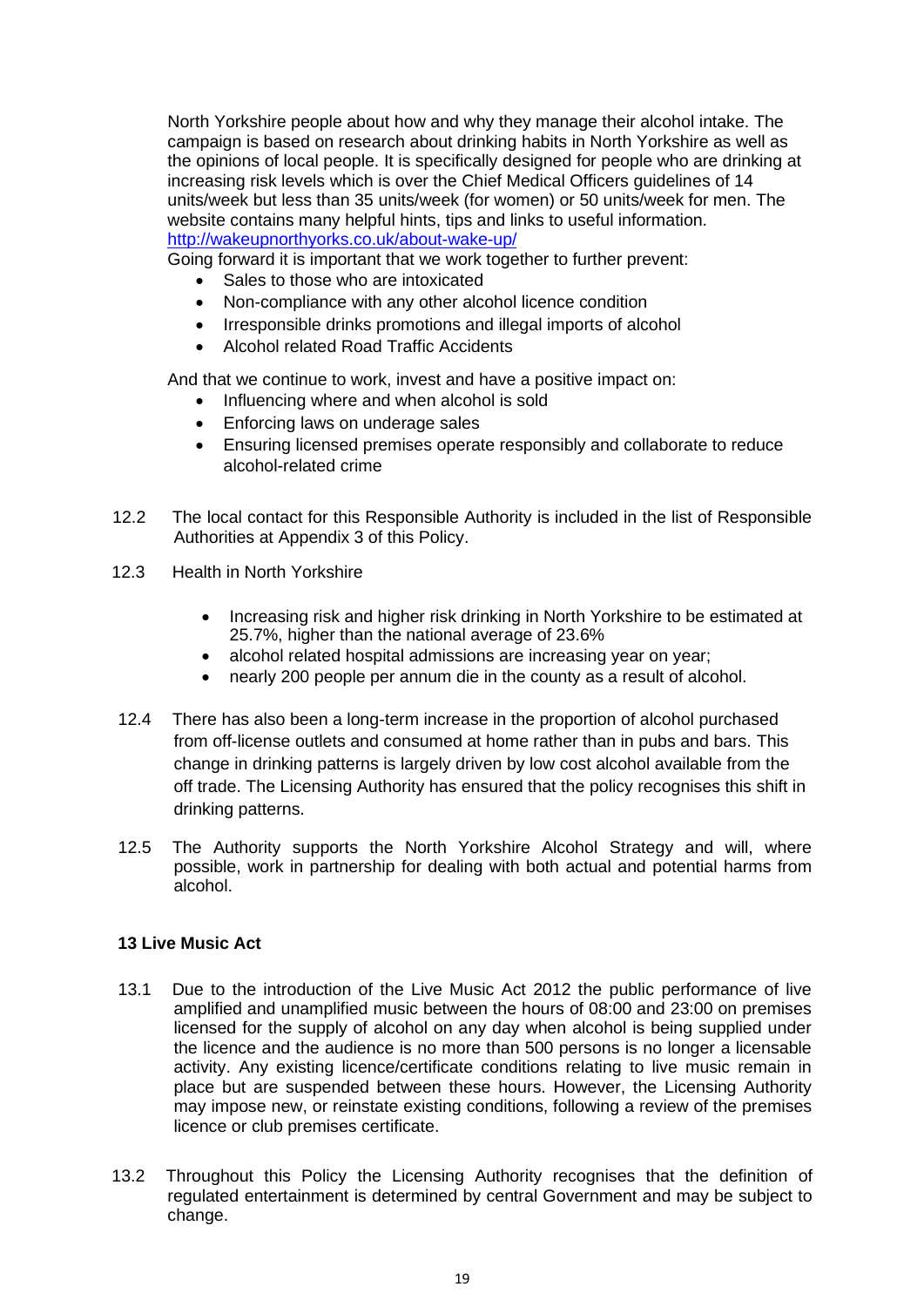North Yorkshire people about how and why they manage their alcohol intake. The campaign is based on research about drinking habits in North Yorkshire as well as the opinions of local people. It is specifically designed for people who are drinking at increasing risk levels which is over the Chief Medical Officers guidelines of 14 units/week but less than 35 units/week (for women) or 50 units/week for men. The website contains many helpful hints, tips and links to useful information.
http://wakeupnorthyorks.co.uk/about-wake-up/

Going forward it is important that we work together to further prevent:

- Sales to those who are intoxicated
- Non-compliance with any other alcohol licence condition
- Irresponsible drinks promotions and illegal imports of alcohol
- Alcohol related Road Traffic Accidents

And that we continue to work, invest and have a positive impact on:

- Influencing where and when alcohol is sold
- Enforcing laws on underage sales
- Ensuring licensed premises operate responsibly and collaborate to reduce alcohol-related crime

12.2 The local contact for this Responsible Authority is included in the list of Responsible Authorities at Appendix 3 of this Policy.

12.3 Health in North Yorkshire

- Increasing risk and higher risk drinking in North Yorkshire to be estimated at 25.7%, higher than the national average of 23.6%
- alcohol related hospital admissions are increasing year on year;
- nearly 200 people per annum die in the county as a result of alcohol.

12.4 There has also been a long-term increase in the proportion of alcohol purchased from off-license outlets and consumed at home rather than in pubs and bars. This change in drinking patterns is largely driven by low cost alcohol available from the off trade. The Licensing Authority has ensured that the policy recognises this shift in drinking patterns.

12.5 The Authority supports the North Yorkshire Alcohol Strategy and will, where possible, work in partnership for dealing with both actual and potential harms from alcohol.

## 13 Live Music Act

13.1 Due to the introduction of the Live Music Act 2012 the public performance of live amplified and unamplified music between the hours of 08:00 and 23:00 on premises licensed for the supply of alcohol on any day when alcohol is being supplied under the licence and the audience is no more than 500 persons is no longer a licensable activity. Any existing licence/certificate conditions relating to live music remain in place but are suspended between these hours. However, the Licensing Authority may impose new, or reinstate existing conditions, following a review of the premises licence or club premises certificate.

13.2 Throughout this Policy the Licensing Authority recognises that the definition of regulated entertainment is determined by central Government and may be subject to change.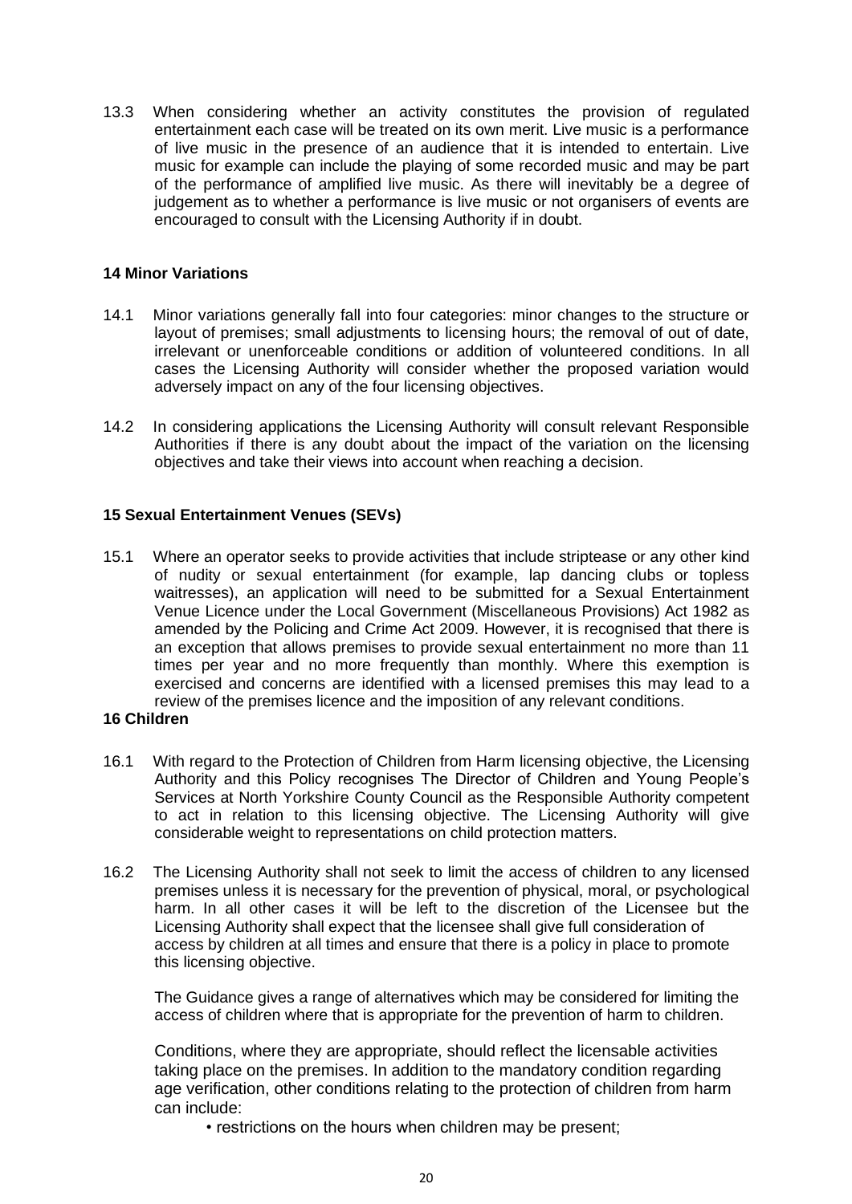13.3 When considering whether an activity constitutes the provision of regulated entertainment each case will be treated on its own merit. Live music is a performance of live music in the presence of an audience that it is intended to entertain. Live music for example can include the playing of some recorded music and may be part of the performance of amplified live music. As there will inevitably be a degree of judgement as to whether a performance is live music or not organisers of events are encouraged to consult with the Licensing Authority if in doubt.

## 14 Minor Variations

14.1 Minor variations generally fall into four categories: minor changes to the structure or layout of premises; small adjustments to licensing hours; the removal of out of date, irrelevant or unenforceable conditions or addition of volunteered conditions. In all cases the Licensing Authority will consider whether the proposed variation would adversely impact on any of the four licensing objectives.

14.2 In considering applications the Licensing Authority will consult relevant Responsible Authorities if there is any doubt about the impact of the variation on the licensing objectives and take their views into account when reaching a decision.

## 15 Sexual Entertainment Venues (SEVs)

15.1 Where an operator seeks to provide activities that include striptease or any other kind of nudity or sexual entertainment (for example, lap dancing clubs or topless waitresses), an application will need to be submitted for a Sexual Entertainment Venue Licence under the Local Government (Miscellaneous Provisions) Act 1982 as amended by the Policing and Crime Act 2009. However, it is recognised that there is an exception that allows premises to provide sexual entertainment no more than 11 times per year and no more frequently than monthly. Where this exemption is exercised and concerns are identified with a licensed premises this may lead to a review of the premises licence and the imposition of any relevant conditions.

## 16 Children

16.1 With regard to the Protection of Children from Harm licensing objective, the Licensing Authority and this Policy recognises The Director of Children and Young People's Services at North Yorkshire County Council as the Responsible Authority competent to act in relation to this licensing objective. The Licensing Authority will give considerable weight to representations on child protection matters.

16.2 The Licensing Authority shall not seek to limit the access of children to any licensed premises unless it is necessary for the prevention of physical, moral, or psychological harm. In all other cases it will be left to the discretion of the Licensee but the Licensing Authority shall expect that the licensee shall give full consideration of access by children at all times and ensure that there is a policy in place to promote this licensing objective.

The Guidance gives a range of alternatives which may be considered for limiting the access of children where that is appropriate for the prevention of harm to children.

Conditions, where they are appropriate, should reflect the licensable activities taking place on the premises. In addition to the mandatory condition regarding age verification, other conditions relating to the protection of children from harm can include:

- restrictions on the hours when children may be present;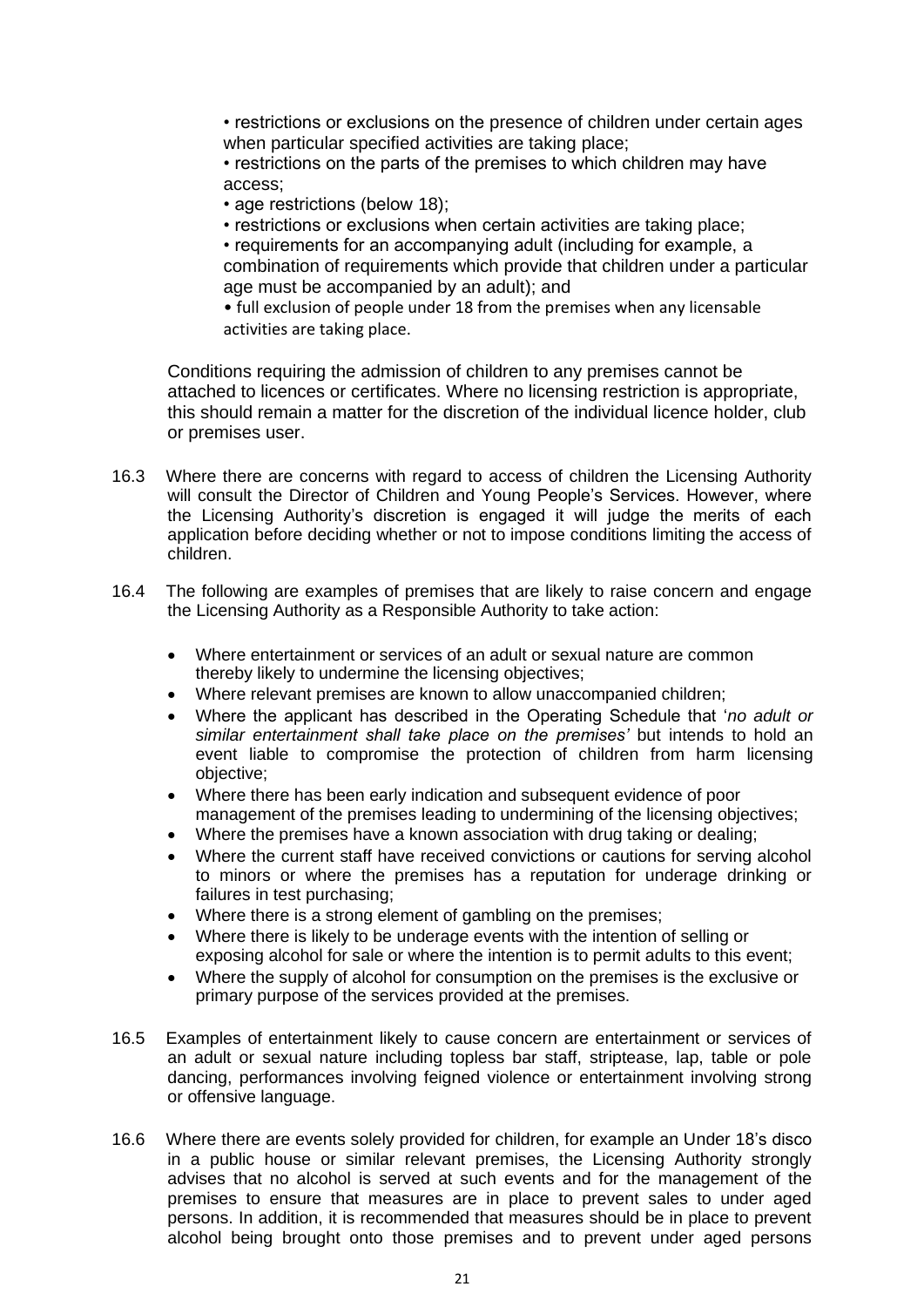• restrictions or exclusions on the presence of children under certain ages when particular specified activities are taking place;
• restrictions on the parts of the premises to which children may have access;
• age restrictions (below 18);
• restrictions or exclusions when certain activities are taking place;
• requirements for an accompanying adult (including for example, a combination of requirements which provide that children under a particular age must be accompanied by an adult); and
• full exclusion of people under 18 from the premises when any licensable activities are taking place.

Conditions requiring the admission of children to any premises cannot be attached to licences or certificates. Where no licensing restriction is appropriate, this should remain a matter for the discretion of the individual licence holder, club or premises user.

16.3 Where there are concerns with regard to access of children the Licensing Authority will consult the Director of Children and Young People's Services. However, where the Licensing Authority's discretion is engaged it will judge the merits of each application before deciding whether or not to impose conditions limiting the access of children.

16.4 The following are examples of premises that are likely to raise concern and engage the Licensing Authority as a Responsible Authority to take action:

- Where entertainment or services of an adult or sexual nature are common thereby likely to undermine the licensing objectives;
- Where relevant premises are known to allow unaccompanied children;
- Where the applicant has described in the Operating Schedule that '*no adult or similar entertainment shall take place on the premises'* but intends to hold an event liable to compromise the protection of children from harm licensing objective;
- Where there has been early indication and subsequent evidence of poor management of the premises leading to undermining of the licensing objectives;
- Where the premises have a known association with drug taking or dealing;
- Where the current staff have received convictions or cautions for serving alcohol to minors or where the premises has a reputation for underage drinking or failures in test purchasing;
- Where there is a strong element of gambling on the premises;
- Where there is likely to be underage events with the intention of selling or exposing alcohol for sale or where the intention is to permit adults to this event;
- Where the supply of alcohol for consumption on the premises is the exclusive or primary purpose of the services provided at the premises.

16.5 Examples of entertainment likely to cause concern are entertainment or services of an adult or sexual nature including topless bar staff, striptease, lap, table or pole dancing, performances involving feigned violence or entertainment involving strong or offensive language.

16.6 Where there are events solely provided for children, for example an Under 18's disco in a public house or similar relevant premises, the Licensing Authority strongly advises that no alcohol is served at such events and for the management of the premises to ensure that measures are in place to prevent sales to under aged persons. In addition, it is recommended that measures should be in place to prevent alcohol being brought onto those premises and to prevent under aged persons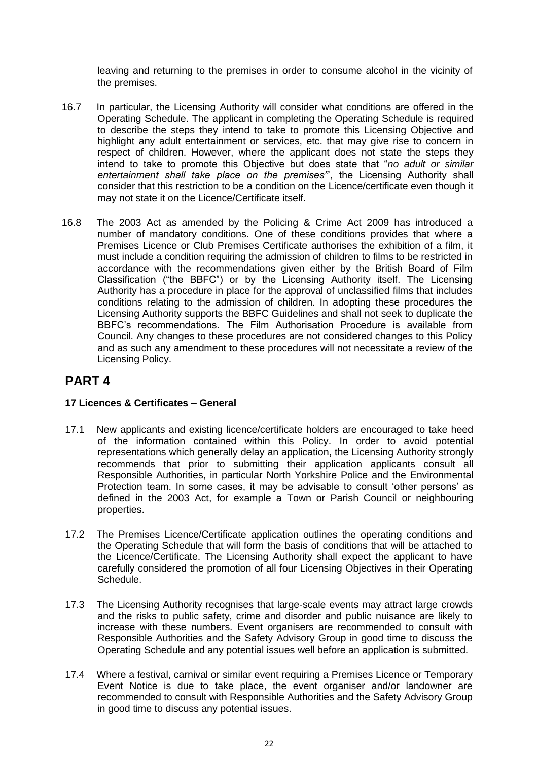leaving and returning to the premises in order to consume alcohol in the vicinity of the premises.

16.7 In particular, the Licensing Authority will consider what conditions are offered in the Operating Schedule. The applicant in completing the Operating Schedule is required to describe the steps they intend to take to promote this Licensing Objective and highlight any adult entertainment or services, etc. that may give rise to concern in respect of children. However, where the applicant does not state the steps they intend to take to promote this Objective but does state that "*no adult or similar entertainment shall take place on the premises'*", the Licensing Authority shall consider that this restriction to be a condition on the Licence/certificate even though it may not state it on the Licence/Certificate itself.

16.8 The 2003 Act as amended by the Policing & Crime Act 2009 has introduced a number of mandatory conditions. One of these conditions provides that where a Premises Licence or Club Premises Certificate authorises the exhibition of a film, it must include a condition requiring the admission of children to films to be restricted in accordance with the recommendations given either by the British Board of Film Classification ("the BBFC") or by the Licensing Authority itself. The Licensing Authority has a procedure in place for the approval of unclassified films that includes conditions relating to the admission of children. In adopting these procedures the Licensing Authority supports the BBFC Guidelines and shall not seek to duplicate the BBFC's recommendations. The Film Authorisation Procedure is available from Council. Any changes to these procedures are not considered changes to this Policy and as such any amendment to these procedures will not necessitate a review of the Licensing Policy.

# PART 4

### 17 Licences & Certificates – General

17.1 New applicants and existing licence/certificate holders are encouraged to take heed of the information contained within this Policy. In order to avoid potential representations which generally delay an application, the Licensing Authority strongly recommends that prior to submitting their application applicants consult all Responsible Authorities, in particular North Yorkshire Police and the Environmental Protection team. In some cases, it may be advisable to consult 'other persons' as defined in the 2003 Act, for example a Town or Parish Council or neighbouring properties.

17.2 The Premises Licence/Certificate application outlines the operating conditions and the Operating Schedule that will form the basis of conditions that will be attached to the Licence/Certificate. The Licensing Authority shall expect the applicant to have carefully considered the promotion of all four Licensing Objectives in their Operating Schedule.

17.3 The Licensing Authority recognises that large-scale events may attract large crowds and the risks to public safety, crime and disorder and public nuisance are likely to increase with these numbers. Event organisers are recommended to consult with Responsible Authorities and the Safety Advisory Group in good time to discuss the Operating Schedule and any potential issues well before an application is submitted.

17.4 Where a festival, carnival or similar event requiring a Premises Licence or Temporary Event Notice is due to take place, the event organiser and/or landowner are recommended to consult with Responsible Authorities and the Safety Advisory Group in good time to discuss any potential issues.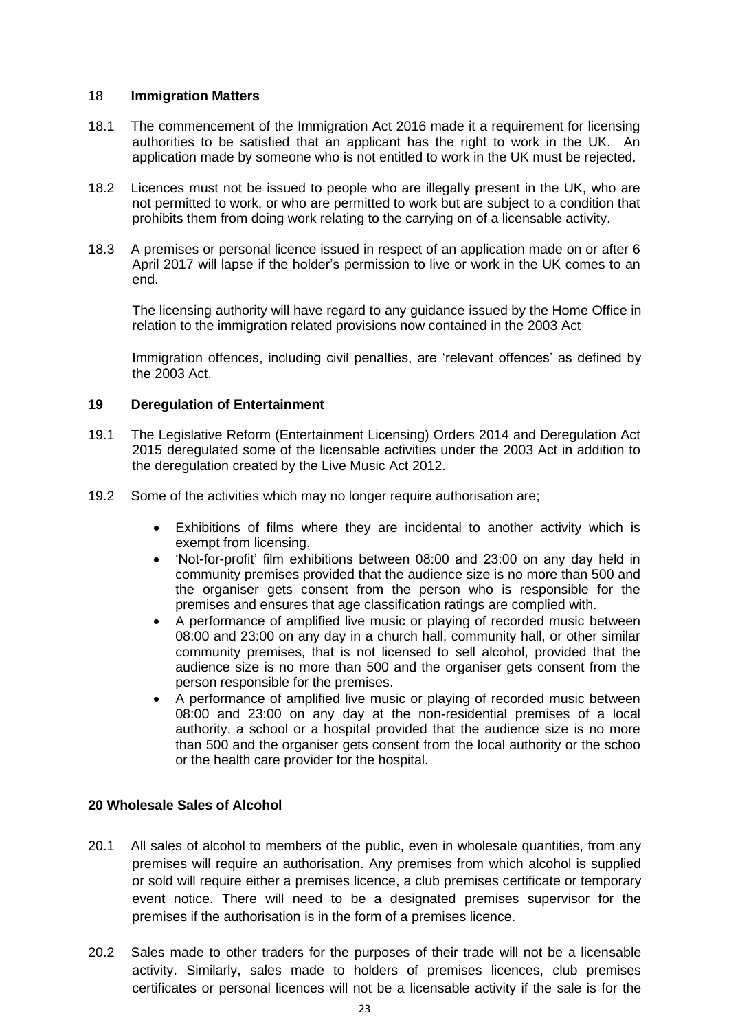## 18 Immigration Matters

18.1 The commencement of the Immigration Act 2016 made it a requirement for licensing authorities to be satisfied that an applicant has the right to work in the UK. An application made by someone who is not entitled to work in the UK must be rejected.

18.2 Licences must not be issued to people who are illegally present in the UK, who are not permitted to work, or who are permitted to work but are subject to a condition that prohibits them from doing work relating to the carrying on of a licensable activity.

18.3 A premises or personal licence issued in respect of an application made on or after 6 April 2017 will lapse if the holder's permission to live or work in the UK comes to an end.

The licensing authority will have regard to any guidance issued by the Home Office in relation to the immigration related provisions now contained in the 2003 Act

Immigration offences, including civil penalties, are 'relevant offences' as defined by the 2003 Act.

## 19 Deregulation of Entertainment

19.1 The Legislative Reform (Entertainment Licensing) Orders 2014 and Deregulation Act 2015 deregulated some of the licensable activities under the 2003 Act in addition to the deregulation created by the Live Music Act 2012.

19.2 Some of the activities which may no longer require authorisation are;

- Exhibitions of films where they are incidental to another activity which is exempt from licensing.
- 'Not-for-profit' film exhibitions between 08:00 and 23:00 on any day held in community premises provided that the audience size is no more than 500 and the organiser gets consent from the person who is responsible for the premises and ensures that age classification ratings are complied with.
- A performance of amplified live music or playing of recorded music between 08:00 and 23:00 on any day in a church hall, community hall, or other similar community premises, that is not licensed to sell alcohol, provided that the audience size is no more than 500 and the organiser gets consent from the person responsible for the premises.
- A performance of amplified live music or playing of recorded music between 08:00 and 23:00 on any day at the non-residential premises of a local authority, a school or a hospital provided that the audience size is no more than 500 and the organiser gets consent from the local authority or the schoo or the health care provider for the hospital.

## 20 Wholesale Sales of Alcohol

20.1 All sales of alcohol to members of the public, even in wholesale quantities, from any premises will require an authorisation. Any premises from which alcohol is supplied or sold will require either a premises licence, a club premises certificate or temporary event notice. There will need to be a designated premises supervisor for the premises if the authorisation is in the form of a premises licence.

20.2 Sales made to other traders for the purposes of their trade will not be a licensable activity. Similarly, sales made to holders of premises licences, club premises certificates or personal licences will not be a licensable activity if the sale is for the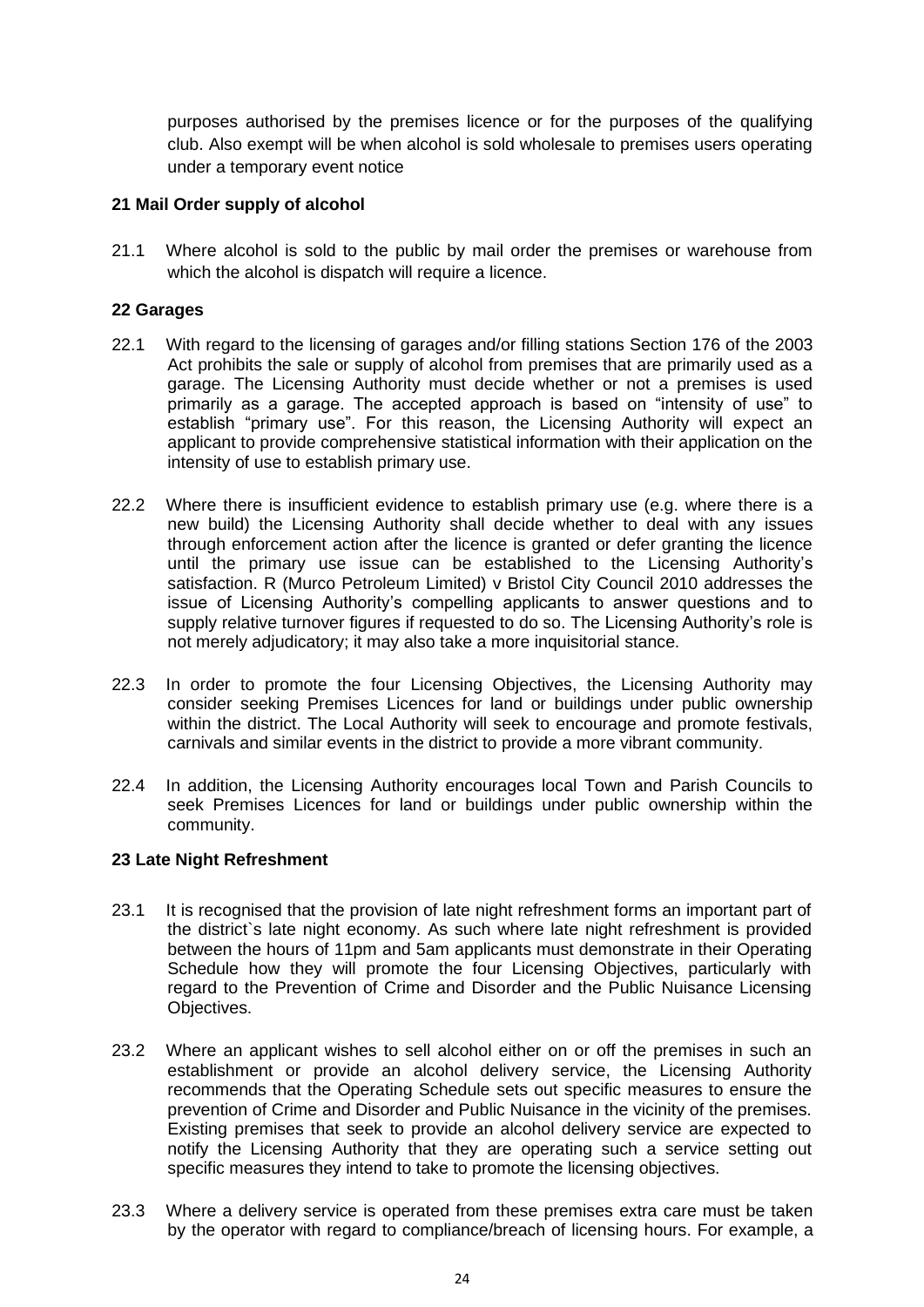purposes authorised by the premises licence or for the purposes of the qualifying club. Also exempt will be when alcohol is sold wholesale to premises users operating under a temporary event notice

## 21 Mail Order supply of alcohol

21.1 Where alcohol is sold to the public by mail order the premises or warehouse from which the alcohol is dispatch will require a licence.

## 22 Garages

22.1 With regard to the licensing of garages and/or filling stations Section 176 of the 2003 Act prohibits the sale or supply of alcohol from premises that are primarily used as a garage. The Licensing Authority must decide whether or not a premises is used primarily as a garage. The accepted approach is based on "intensity of use" to establish "primary use". For this reason, the Licensing Authority will expect an applicant to provide comprehensive statistical information with their application on the intensity of use to establish primary use.

22.2 Where there is insufficient evidence to establish primary use (e.g. where there is a new build) the Licensing Authority shall decide whether to deal with any issues through enforcement action after the licence is granted or defer granting the licence until the primary use issue can be established to the Licensing Authority's satisfaction. R (Murco Petroleum Limited) v Bristol City Council 2010 addresses the issue of Licensing Authority's compelling applicants to answer questions and to supply relative turnover figures if requested to do so. The Licensing Authority's role is not merely adjudicatory; it may also take a more inquisitorial stance.

22.3 In order to promote the four Licensing Objectives, the Licensing Authority may consider seeking Premises Licences for land or buildings under public ownership within the district. The Local Authority will seek to encourage and promote festivals, carnivals and similar events in the district to provide a more vibrant community.

22.4 In addition, the Licensing Authority encourages local Town and Parish Councils to seek Premises Licences for land or buildings under public ownership within the community.

## 23 Late Night Refreshment

23.1 It is recognised that the provision of late night refreshment forms an important part of the district`s late night economy. As such where late night refreshment is provided between the hours of 11pm and 5am applicants must demonstrate in their Operating Schedule how they will promote the four Licensing Objectives, particularly with regard to the Prevention of Crime and Disorder and the Public Nuisance Licensing Objectives.

23.2 Where an applicant wishes to sell alcohol either on or off the premises in such an establishment or provide an alcohol delivery service, the Licensing Authority recommends that the Operating Schedule sets out specific measures to ensure the prevention of Crime and Disorder and Public Nuisance in the vicinity of the premises. Existing premises that seek to provide an alcohol delivery service are expected to notify the Licensing Authority that they are operating such a service setting out specific measures they intend to take to promote the licensing objectives.

23.3 Where a delivery service is operated from these premises extra care must be taken by the operator with regard to compliance/breach of licensing hours. For example, a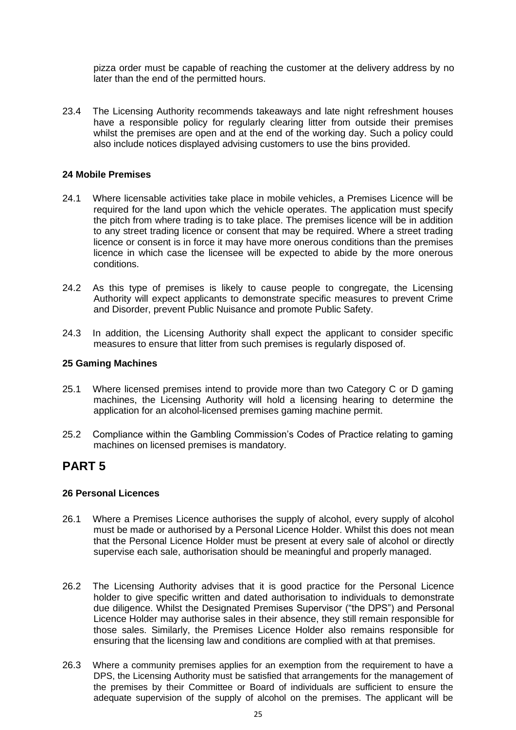pizza order must be capable of reaching the customer at the delivery address by no later than the end of the permitted hours.

23.4 The Licensing Authority recommends takeaways and late night refreshment houses have a responsible policy for regularly clearing litter from outside their premises whilst the premises are open and at the end of the working day. Such a policy could also include notices displayed advising customers to use the bins provided.

### 24 Mobile Premises

24.1 Where licensable activities take place in mobile vehicles, a Premises Licence will be required for the land upon which the vehicle operates. The application must specify the pitch from where trading is to take place. The premises licence will be in addition to any street trading licence or consent that may be required. Where a street trading licence or consent is in force it may have more onerous conditions than the premises licence in which case the licensee will be expected to abide by the more onerous conditions.

24.2 As this type of premises is likely to cause people to congregate, the Licensing Authority will expect applicants to demonstrate specific measures to prevent Crime and Disorder, prevent Public Nuisance and promote Public Safety.

24.3 In addition, the Licensing Authority shall expect the applicant to consider specific measures to ensure that litter from such premises is regularly disposed of.

### 25 Gaming Machines

25.1 Where licensed premises intend to provide more than two Category C or D gaming machines, the Licensing Authority will hold a licensing hearing to determine the application for an alcohol-licensed premises gaming machine permit.

25.2 Compliance within the Gambling Commission's Codes of Practice relating to gaming machines on licensed premises is mandatory.

## PART 5

### 26 Personal Licences

26.1 Where a Premises Licence authorises the supply of alcohol, every supply of alcohol must be made or authorised by a Personal Licence Holder. Whilst this does not mean that the Personal Licence Holder must be present at every sale of alcohol or directly supervise each sale, authorisation should be meaningful and properly managed.

26.2 The Licensing Authority advises that it is good practice for the Personal Licence holder to give specific written and dated authorisation to individuals to demonstrate due diligence. Whilst the Designated Premises Supervisor ("the DPS") and Personal Licence Holder may authorise sales in their absence, they still remain responsible for those sales. Similarly, the Premises Licence Holder also remains responsible for ensuring that the licensing law and conditions are complied with at that premises.

26.3 Where a community premises applies for an exemption from the requirement to have a DPS, the Licensing Authority must be satisfied that arrangements for the management of the premises by their Committee or Board of individuals are sufficient to ensure the adequate supervision of the supply of alcohol on the premises. The applicant will be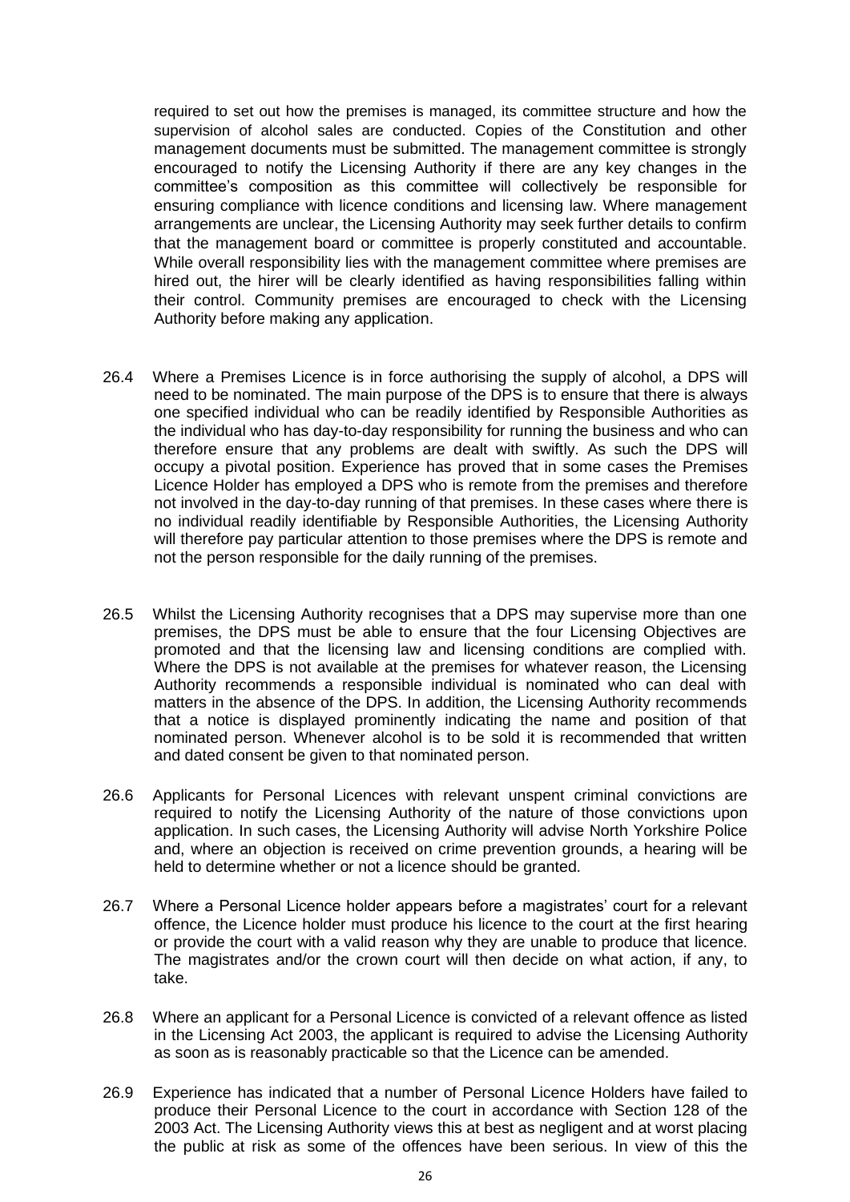required to set out how the premises is managed, its committee structure and how the supervision of alcohol sales are conducted. Copies of the Constitution and other management documents must be submitted. The management committee is strongly encouraged to notify the Licensing Authority if there are any key changes in the committee's composition as this committee will collectively be responsible for ensuring compliance with licence conditions and licensing law. Where management arrangements are unclear, the Licensing Authority may seek further details to confirm that the management board or committee is properly constituted and accountable. While overall responsibility lies with the management committee where premises are hired out, the hirer will be clearly identified as having responsibilities falling within their control. Community premises are encouraged to check with the Licensing Authority before making any application.

26.4 Where a Premises Licence is in force authorising the supply of alcohol, a DPS will need to be nominated. The main purpose of the DPS is to ensure that there is always one specified individual who can be readily identified by Responsible Authorities as the individual who has day-to-day responsibility for running the business and who can therefore ensure that any problems are dealt with swiftly. As such the DPS will occupy a pivotal position. Experience has proved that in some cases the Premises Licence Holder has employed a DPS who is remote from the premises and therefore not involved in the day-to-day running of that premises. In these cases where there is no individual readily identifiable by Responsible Authorities, the Licensing Authority will therefore pay particular attention to those premises where the DPS is remote and not the person responsible for the daily running of the premises.

26.5 Whilst the Licensing Authority recognises that a DPS may supervise more than one premises, the DPS must be able to ensure that the four Licensing Objectives are promoted and that the licensing law and licensing conditions are complied with. Where the DPS is not available at the premises for whatever reason, the Licensing Authority recommends a responsible individual is nominated who can deal with matters in the absence of the DPS. In addition, the Licensing Authority recommends that a notice is displayed prominently indicating the name and position of that nominated person. Whenever alcohol is to be sold it is recommended that written and dated consent be given to that nominated person.

26.6 Applicants for Personal Licences with relevant unspent criminal convictions are required to notify the Licensing Authority of the nature of those convictions upon application. In such cases, the Licensing Authority will advise North Yorkshire Police and, where an objection is received on crime prevention grounds, a hearing will be held to determine whether or not a licence should be granted.

26.7 Where a Personal Licence holder appears before a magistrates' court for a relevant offence, the Licence holder must produce his licence to the court at the first hearing or provide the court with a valid reason why they are unable to produce that licence. The magistrates and/or the crown court will then decide on what action, if any, to take.

26.8 Where an applicant for a Personal Licence is convicted of a relevant offence as listed in the Licensing Act 2003, the applicant is required to advise the Licensing Authority as soon as is reasonably practicable so that the Licence can be amended.

26.9 Experience has indicated that a number of Personal Licence Holders have failed to produce their Personal Licence to the court in accordance with Section 128 of the 2003 Act. The Licensing Authority views this at best as negligent and at worst placing the public at risk as some of the offences have been serious. In view of this the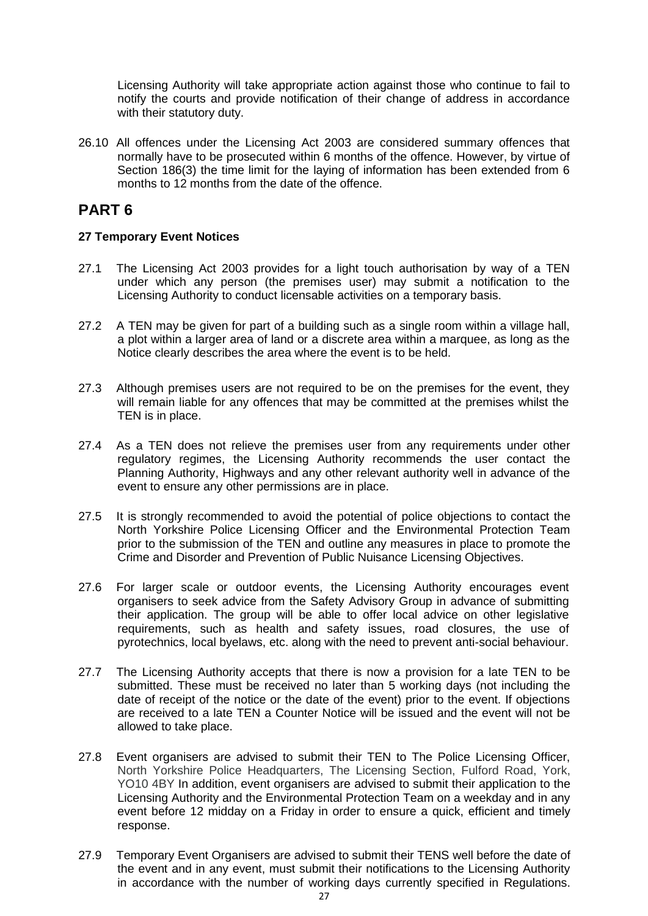Licensing Authority will take appropriate action against those who continue to fail to notify the courts and provide notification of their change of address in accordance with their statutory duty.

26.10 All offences under the Licensing Act 2003 are considered summary offences that normally have to be prosecuted within 6 months of the offence. However, by virtue of Section 186(3) the time limit for the laying of information has been extended from 6 months to 12 months from the date of the offence.

# PART 6

### 27 Temporary Event Notices

27.1 The Licensing Act 2003 provides for a light touch authorisation by way of a TEN under which any person (the premises user) may submit a notification to the Licensing Authority to conduct licensable activities on a temporary basis.

27.2 A TEN may be given for part of a building such as a single room within a village hall, a plot within a larger area of land or a discrete area within a marquee, as long as the Notice clearly describes the area where the event is to be held.

27.3 Although premises users are not required to be on the premises for the event, they will remain liable for any offences that may be committed at the premises whilst the TEN is in place.

27.4 As a TEN does not relieve the premises user from any requirements under other regulatory regimes, the Licensing Authority recommends the user contact the Planning Authority, Highways and any other relevant authority well in advance of the event to ensure any other permissions are in place.

27.5 It is strongly recommended to avoid the potential of police objections to contact the North Yorkshire Police Licensing Officer and the Environmental Protection Team prior to the submission of the TEN and outline any measures in place to promote the Crime and Disorder and Prevention of Public Nuisance Licensing Objectives.

27.6 For larger scale or outdoor events, the Licensing Authority encourages event organisers to seek advice from the Safety Advisory Group in advance of submitting their application. The group will be able to offer local advice on other legislative requirements, such as health and safety issues, road closures, the use of pyrotechnics, local byelaws, etc. along with the need to prevent anti-social behaviour.

27.7 The Licensing Authority accepts that there is now a provision for a late TEN to be submitted. These must be received no later than 5 working days (not including the date of receipt of the notice or the date of the event) prior to the event. If objections are received to a late TEN a Counter Notice will be issued and the event will not be allowed to take place.

27.8 Event organisers are advised to submit their TEN to The Police Licensing Officer, North Yorkshire Police Headquarters, The Licensing Section, Fulford Road, York, YO10 4BY In addition, event organisers are advised to submit their application to the Licensing Authority and the Environmental Protection Team on a weekday and in any event before 12 midday on a Friday in order to ensure a quick, efficient and timely response.

27.9 Temporary Event Organisers are advised to submit their TENS well before the date of the event and in any event, must submit their notifications to the Licensing Authority in accordance with the number of working days currently specified in Regulations.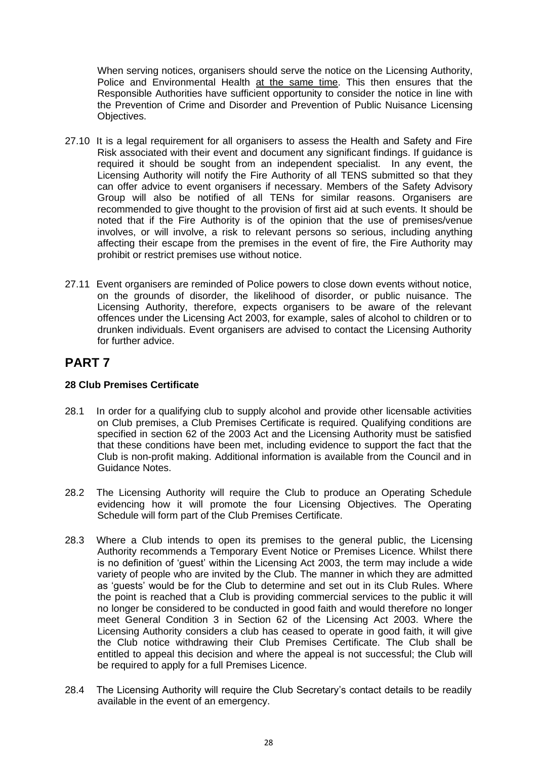When serving notices, organisers should serve the notice on the Licensing Authority, Police and Environmental Health at the same time. This then ensures that the Responsible Authorities have sufficient opportunity to consider the notice in line with the Prevention of Crime and Disorder and Prevention of Public Nuisance Licensing Objectives.

27.10 It is a legal requirement for all organisers to assess the Health and Safety and Fire Risk associated with their event and document any significant findings. If guidance is required it should be sought from an independent specialist. In any event, the Licensing Authority will notify the Fire Authority of all TENS submitted so that they can offer advice to event organisers if necessary. Members of the Safety Advisory Group will also be notified of all TENs for similar reasons. Organisers are recommended to give thought to the provision of first aid at such events. It should be noted that if the Fire Authority is of the opinion that the use of premises/venue involves, or will involve, a risk to relevant persons so serious, including anything affecting their escape from the premises in the event of fire, the Fire Authority may prohibit or restrict premises use without notice.

27.11 Event organisers are reminded of Police powers to close down events without notice, on the grounds of disorder, the likelihood of disorder, or public nuisance. The Licensing Authority, therefore, expects organisers to be aware of the relevant offences under the Licensing Act 2003, for example, sales of alcohol to children or to drunken individuals. Event organisers are advised to contact the Licensing Authority for further advice.

# PART 7

### 28 Club Premises Certificate

28.1 In order for a qualifying club to supply alcohol and provide other licensable activities on Club premises, a Club Premises Certificate is required. Qualifying conditions are specified in section 62 of the 2003 Act and the Licensing Authority must be satisfied that these conditions have been met, including evidence to support the fact that the Club is non-profit making. Additional information is available from the Council and in Guidance Notes.

28.2 The Licensing Authority will require the Club to produce an Operating Schedule evidencing how it will promote the four Licensing Objectives. The Operating Schedule will form part of the Club Premises Certificate.

28.3 Where a Club intends to open its premises to the general public, the Licensing Authority recommends a Temporary Event Notice or Premises Licence. Whilst there is no definition of 'guest' within the Licensing Act 2003, the term may include a wide variety of people who are invited by the Club. The manner in which they are admitted as 'guests' would be for the Club to determine and set out in its Club Rules. Where the point is reached that a Club is providing commercial services to the public it will no longer be considered to be conducted in good faith and would therefore no longer meet General Condition 3 in Section 62 of the Licensing Act 2003. Where the Licensing Authority considers a club has ceased to operate in good faith, it will give the Club notice withdrawing their Club Premises Certificate. The Club shall be entitled to appeal this decision and where the appeal is not successful; the Club will be required to apply for a full Premises Licence.

28.4 The Licensing Authority will require the Club Secretary's contact details to be readily available in the event of an emergency.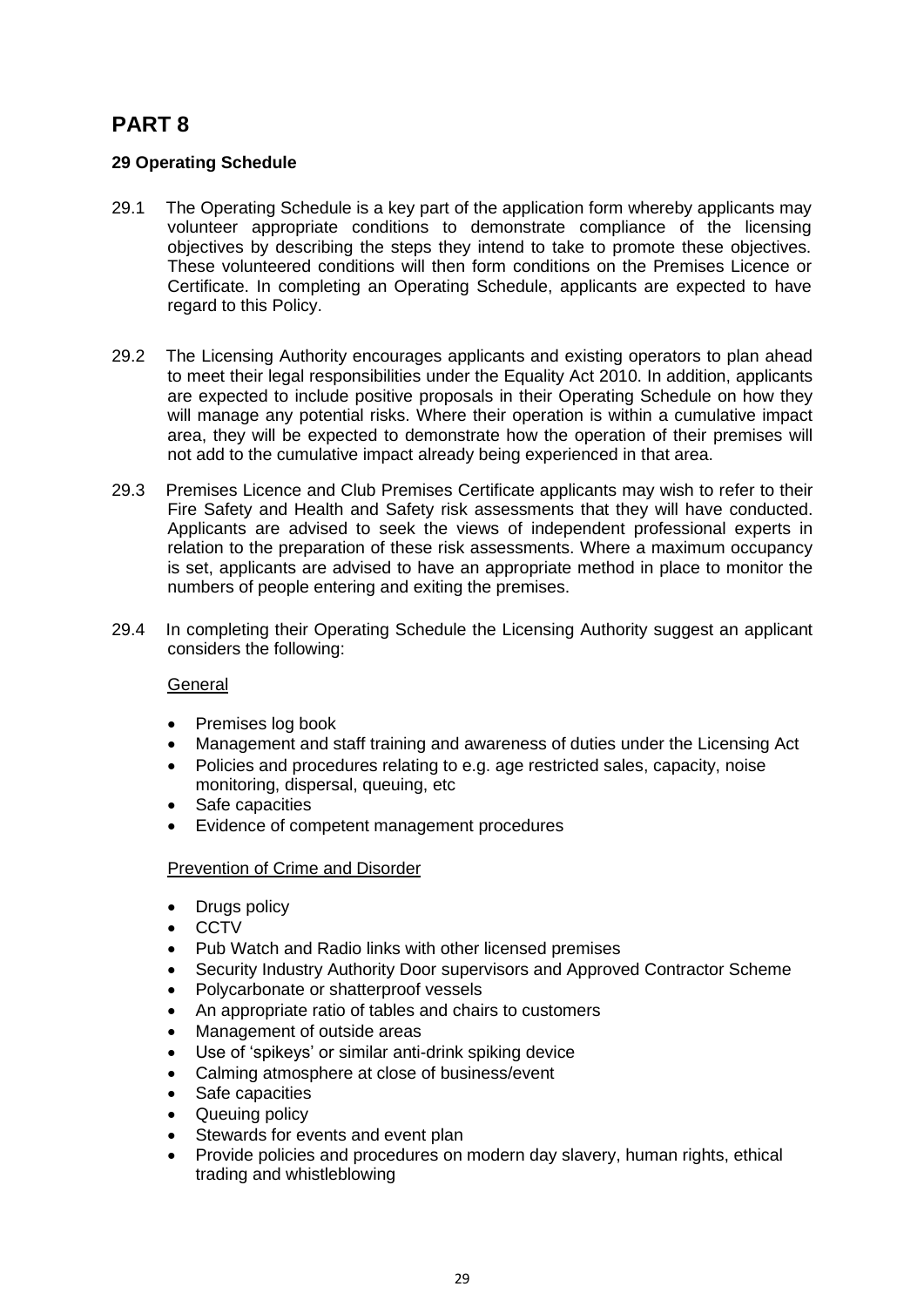# PART 8

### 29 Operating Schedule

29.1 The Operating Schedule is a key part of the application form whereby applicants may volunteer appropriate conditions to demonstrate compliance of the licensing objectives by describing the steps they intend to take to promote these objectives. These volunteered conditions will then form conditions on the Premises Licence or Certificate. In completing an Operating Schedule, applicants are expected to have regard to this Policy.

29.2 The Licensing Authority encourages applicants and existing operators to plan ahead to meet their legal responsibilities under the Equality Act 2010. In addition, applicants are expected to include positive proposals in their Operating Schedule on how they will manage any potential risks. Where their operation is within a cumulative impact area, they will be expected to demonstrate how the operation of their premises will not add to the cumulative impact already being experienced in that area.

29.3 Premises Licence and Club Premises Certificate applicants may wish to refer to their Fire Safety and Health and Safety risk assessments that they will have conducted. Applicants are advised to seek the views of independent professional experts in relation to the preparation of these risk assessments. Where a maximum occupancy is set, applicants are advised to have an appropriate method in place to monitor the numbers of people entering and exiting the premises.

29.4 In completing their Operating Schedule the Licensing Authority suggest an applicant considers the following:

<u>General</u>

- Premises log book
- Management and staff training and awareness of duties under the Licensing Act
- Policies and procedures relating to e.g. age restricted sales, capacity, noise monitoring, dispersal, queuing, etc
- Safe capacities
- Evidence of competent management procedures

<u>Prevention of Crime and Disorder</u>

- Drugs policy
- CCTV
- Pub Watch and Radio links with other licensed premises
- Security Industry Authority Door supervisors and Approved Contractor Scheme
- Polycarbonate or shatterproof vessels
- An appropriate ratio of tables and chairs to customers
- Management of outside areas
- Use of 'spikeys' or similar anti-drink spiking device
- Calming atmosphere at close of business/event
- Safe capacities
- Queuing policy
- Stewards for events and event plan
- Provide policies and procedures on modern day slavery, human rights, ethical trading and whistleblowing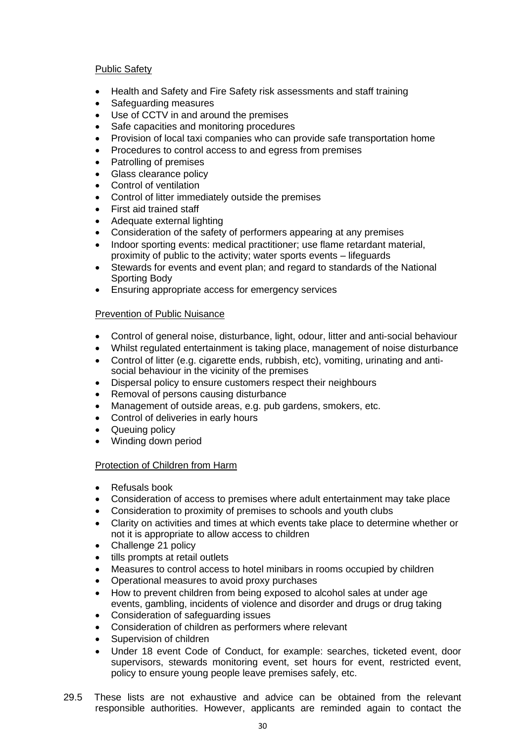Public Safety

- Health and Safety and Fire Safety risk assessments and staff training
- Safeguarding measures
- Use of CCTV in and around the premises
- Safe capacities and monitoring procedures
- Provision of local taxi companies who can provide safe transportation home
- Procedures to control access to and egress from premises
- Patrolling of premises
- Glass clearance policy
- Control of ventilation
- Control of litter immediately outside the premises
- First aid trained staff
- Adequate external lighting
- Consideration of the safety of performers appearing at any premises
- Indoor sporting events: medical practitioner; use flame retardant material, proximity of public to the activity; water sports events – lifeguards
- Stewards for events and event plan; and regard to standards of the National Sporting Body
- Ensuring appropriate access for emergency services

Prevention of Public Nuisance

- Control of general noise, disturbance, light, odour, litter and anti-social behaviour
- Whilst regulated entertainment is taking place, management of noise disturbance
- Control of litter (e.g. cigarette ends, rubbish, etc), vomiting, urinating and anti-social behaviour in the vicinity of the premises
- Dispersal policy to ensure customers respect their neighbours
- Removal of persons causing disturbance
- Management of outside areas, e.g. pub gardens, smokers, etc.
- Control of deliveries in early hours
- Queuing policy
- Winding down period

Protection of Children from Harm

- Refusals book
- Consideration of access to premises where adult entertainment may take place
- Consideration to proximity of premises to schools and youth clubs
- Clarity on activities and times at which events take place to determine whether or not it is appropriate to allow access to children
- Challenge 21 policy
- tills prompts at retail outlets
- Measures to control access to hotel minibars in rooms occupied by children
- Operational measures to avoid proxy purchases
- How to prevent children from being exposed to alcohol sales at under age events, gambling, incidents of violence and disorder and drugs or drug taking
- Consideration of safeguarding issues
- Consideration of children as performers where relevant
- Supervision of children
- Under 18 event Code of Conduct, for example: searches, ticketed event, door supervisors, stewards monitoring event, set hours for event, restricted event, policy to ensure young people leave premises safely, etc.

29.5 These lists are not exhaustive and advice can be obtained from the relevant responsible authorities. However, applicants are reminded again to contact the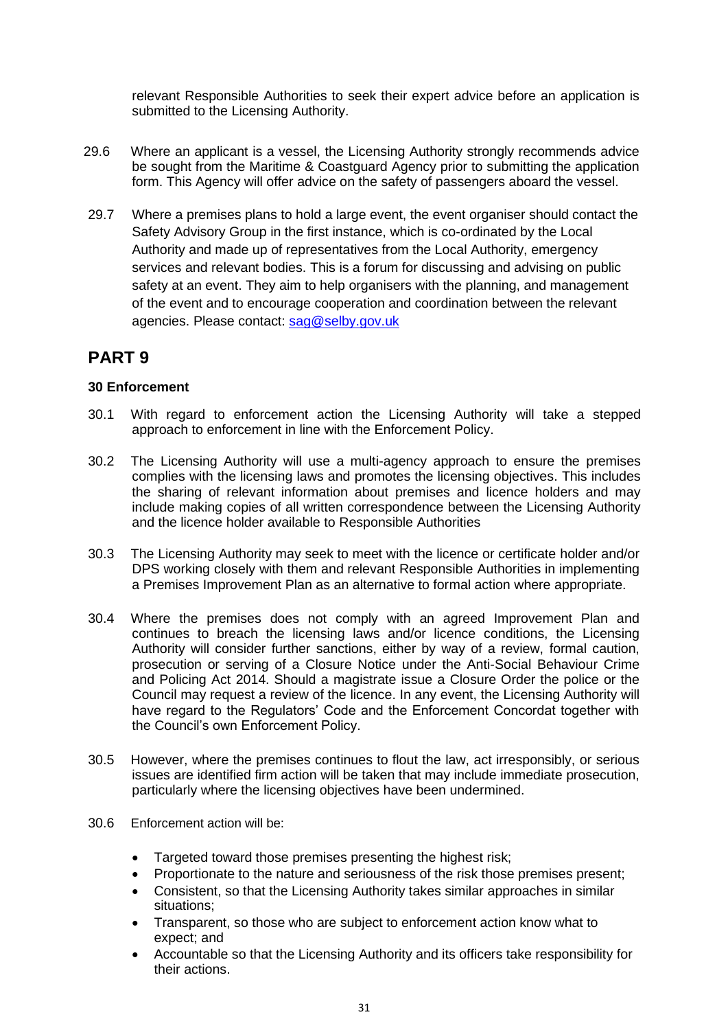relevant Responsible Authorities to seek their expert advice before an application is submitted to the Licensing Authority.

29.6 Where an applicant is a vessel, the Licensing Authority strongly recommends advice be sought from the Maritime & Coastguard Agency prior to submitting the application form. This Agency will offer advice on the safety of passengers aboard the vessel.

29.7 Where a premises plans to hold a large event, the event organiser should contact the Safety Advisory Group in the first instance, which is co-ordinated by the Local Authority and made up of representatives from the Local Authority, emergency services and relevant bodies. This is a forum for discussing and advising on public safety at an event. They aim to help organisers with the planning, and management of the event and to encourage cooperation and coordination between the relevant agencies. Please contact: [sag@selby.gov.uk](mailto:sag@selby.gov.uk)

# PART 9

### 30 Enforcement

30.1 With regard to enforcement action the Licensing Authority will take a stepped approach to enforcement in line with the Enforcement Policy.

30.2 The Licensing Authority will use a multi-agency approach to ensure the premises complies with the licensing laws and promotes the licensing objectives. This includes the sharing of relevant information about premises and licence holders and may include making copies of all written correspondence between the Licensing Authority and the licence holder available to Responsible Authorities

30.3 The Licensing Authority may seek to meet with the licence or certificate holder and/or DPS working closely with them and relevant Responsible Authorities in implementing a Premises Improvement Plan as an alternative to formal action where appropriate.

30.4 Where the premises does not comply with an agreed Improvement Plan and continues to breach the licensing laws and/or licence conditions, the Licensing Authority will consider further sanctions, either by way of a review, formal caution, prosecution or serving of a Closure Notice under the Anti-Social Behaviour Crime and Policing Act 2014. Should a magistrate issue a Closure Order the police or the Council may request a review of the licence. In any event, the Licensing Authority will have regard to the Regulators' Code and the Enforcement Concordat together with the Council's own Enforcement Policy.

30.5 However, where the premises continues to flout the law, act irresponsibly, or serious issues are identified firm action will be taken that may include immediate prosecution, particularly where the licensing objectives have been undermined.

30.6 Enforcement action will be:

- Targeted toward those premises presenting the highest risk;
- Proportionate to the nature and seriousness of the risk those premises present;
- Consistent, so that the Licensing Authority takes similar approaches in similar situations;
- Transparent, so those who are subject to enforcement action know what to expect; and
- Accountable so that the Licensing Authority and its officers take responsibility for their actions.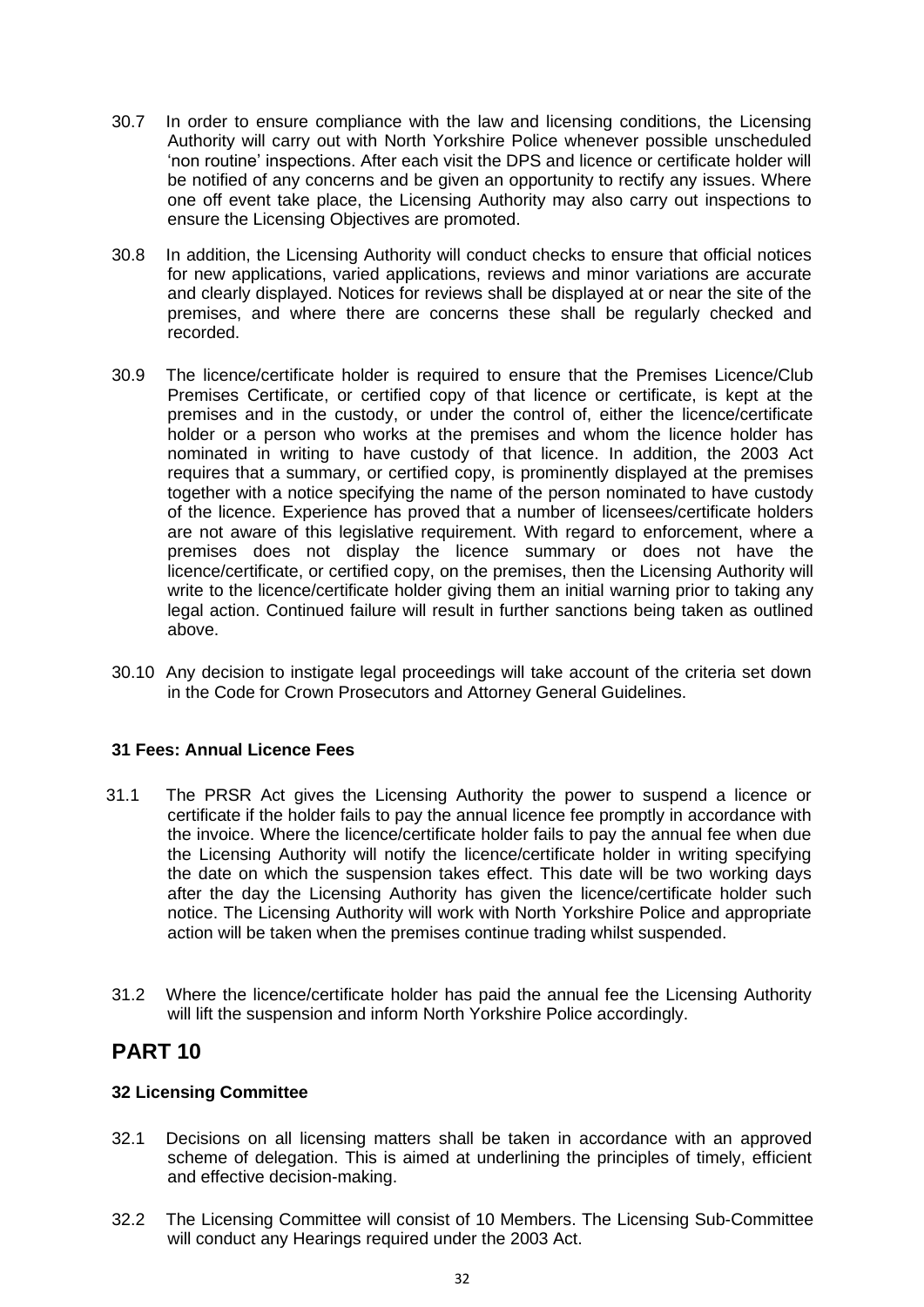30.7 In order to ensure compliance with the law and licensing conditions, the Licensing Authority will carry out with North Yorkshire Police whenever possible unscheduled 'non routine' inspections. After each visit the DPS and licence or certificate holder will be notified of any concerns and be given an opportunity to rectify any issues. Where one off event take place, the Licensing Authority may also carry out inspections to ensure the Licensing Objectives are promoted.

30.8 In addition, the Licensing Authority will conduct checks to ensure that official notices for new applications, varied applications, reviews and minor variations are accurate and clearly displayed. Notices for reviews shall be displayed at or near the site of the premises, and where there are concerns these shall be regularly checked and recorded.

30.9 The licence/certificate holder is required to ensure that the Premises Licence/Club Premises Certificate, or certified copy of that licence or certificate, is kept at the premises and in the custody, or under the control of, either the licence/certificate holder or a person who works at the premises and whom the licence holder has nominated in writing to have custody of that licence. In addition, the 2003 Act requires that a summary, or certified copy, is prominently displayed at the premises together with a notice specifying the name of the person nominated to have custody of the licence. Experience has proved that a number of licensees/certificate holders are not aware of this legislative requirement. With regard to enforcement, where a premises does not display the licence summary or does not have the licence/certificate, or certified copy, on the premises, then the Licensing Authority will write to the licence/certificate holder giving them an initial warning prior to taking any legal action. Continued failure will result in further sanctions being taken as outlined above.

30.10 Any decision to instigate legal proceedings will take account of the criteria set down in the Code for Crown Prosecutors and Attorney General Guidelines.

### 31 Fees: Annual Licence Fees

31.1 The PRSR Act gives the Licensing Authority the power to suspend a licence or certificate if the holder fails to pay the annual licence fee promptly in accordance with the invoice. Where the licence/certificate holder fails to pay the annual fee when due the Licensing Authority will notify the licence/certificate holder in writing specifying the date on which the suspension takes effect. This date will be two working days after the day the Licensing Authority has given the licence/certificate holder such notice. The Licensing Authority will work with North Yorkshire Police and appropriate action will be taken when the premises continue trading whilst suspended.

31.2 Where the licence/certificate holder has paid the annual fee the Licensing Authority will lift the suspension and inform North Yorkshire Police accordingly.

## PART 10

### 32 Licensing Committee

32.1 Decisions on all licensing matters shall be taken in accordance with an approved scheme of delegation. This is aimed at underlining the principles of timely, efficient and effective decision-making.

32.2 The Licensing Committee will consist of 10 Members. The Licensing Sub-Committee will conduct any Hearings required under the 2003 Act.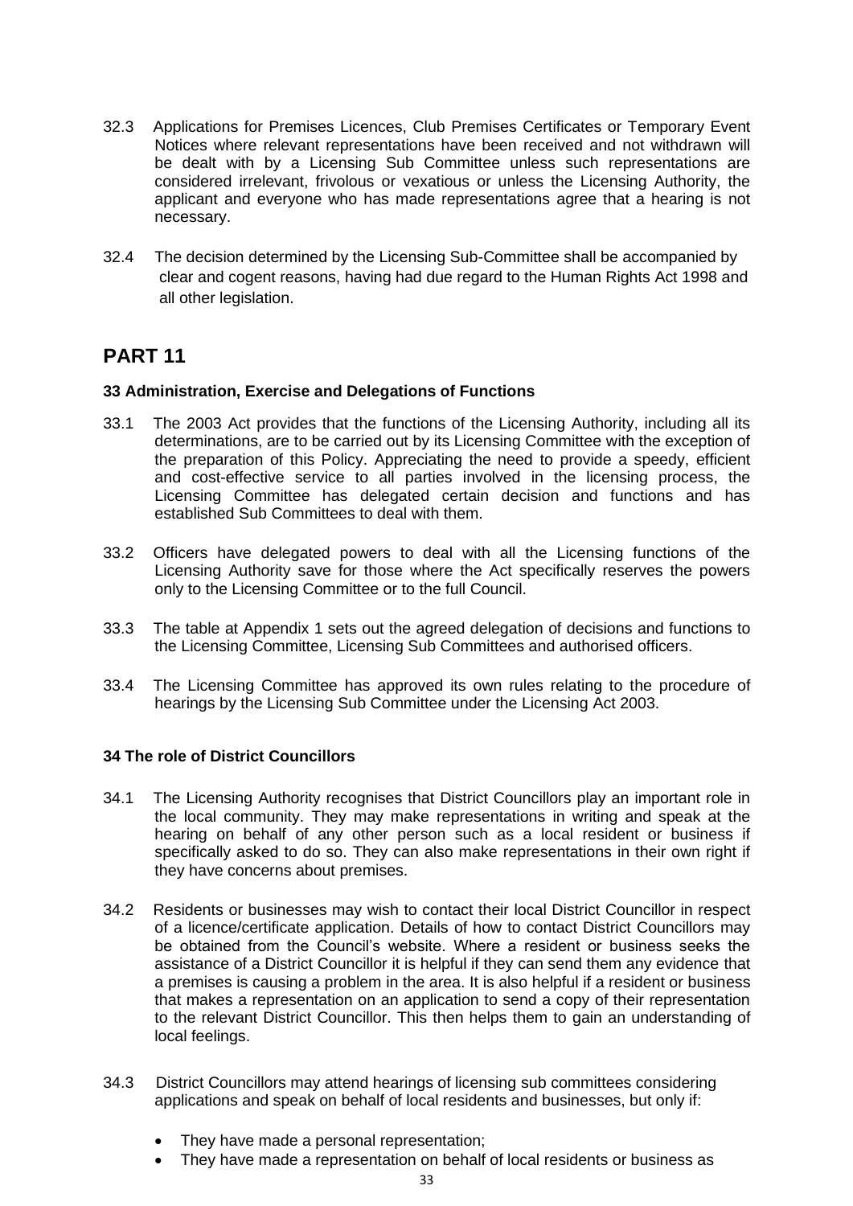32.3 Applications for Premises Licences, Club Premises Certificates or Temporary Event Notices where relevant representations have been received and not withdrawn will be dealt with by a Licensing Sub Committee unless such representations are considered irrelevant, frivolous or vexatious or unless the Licensing Authority, the applicant and everyone who has made representations agree that a hearing is not necessary.

32.4 The decision determined by the Licensing Sub-Committee shall be accompanied by clear and cogent reasons, having had due regard to the Human Rights Act 1998 and all other legislation.

# PART 11

### 33 Administration, Exercise and Delegations of Functions

33.1 The 2003 Act provides that the functions of the Licensing Authority, including all its determinations, are to be carried out by its Licensing Committee with the exception of the preparation of this Policy. Appreciating the need to provide a speedy, efficient and cost-effective service to all parties involved in the licensing process, the Licensing Committee has delegated certain decision and functions and has established Sub Committees to deal with them.

33.2 Officers have delegated powers to deal with all the Licensing functions of the Licensing Authority save for those where the Act specifically reserves the powers only to the Licensing Committee or to the full Council.

33.3 The table at Appendix 1 sets out the agreed delegation of decisions and functions to the Licensing Committee, Licensing Sub Committees and authorised officers.

33.4 The Licensing Committee has approved its own rules relating to the procedure of hearings by the Licensing Sub Committee under the Licensing Act 2003.

### 34 The role of District Councillors

34.1 The Licensing Authority recognises that District Councillors play an important role in the local community. They may make representations in writing and speak at the hearing on behalf of any other person such as a local resident or business if specifically asked to do so. They can also make representations in their own right if they have concerns about premises.

34.2 Residents or businesses may wish to contact their local District Councillor in respect of a licence/certificate application. Details of how to contact District Councillors may be obtained from the Council's website. Where a resident or business seeks the assistance of a District Councillor it is helpful if they can send them any evidence that a premises is causing a problem in the area. It is also helpful if a resident or business that makes a representation on an application to send a copy of their representation to the relevant District Councillor. This then helps them to gain an understanding of local feelings.

34.3 District Councillors may attend hearings of licensing sub committees considering applications and speak on behalf of local residents and businesses, but only if:

- They have made a personal representation;
- They have made a representation on behalf of local residents or business as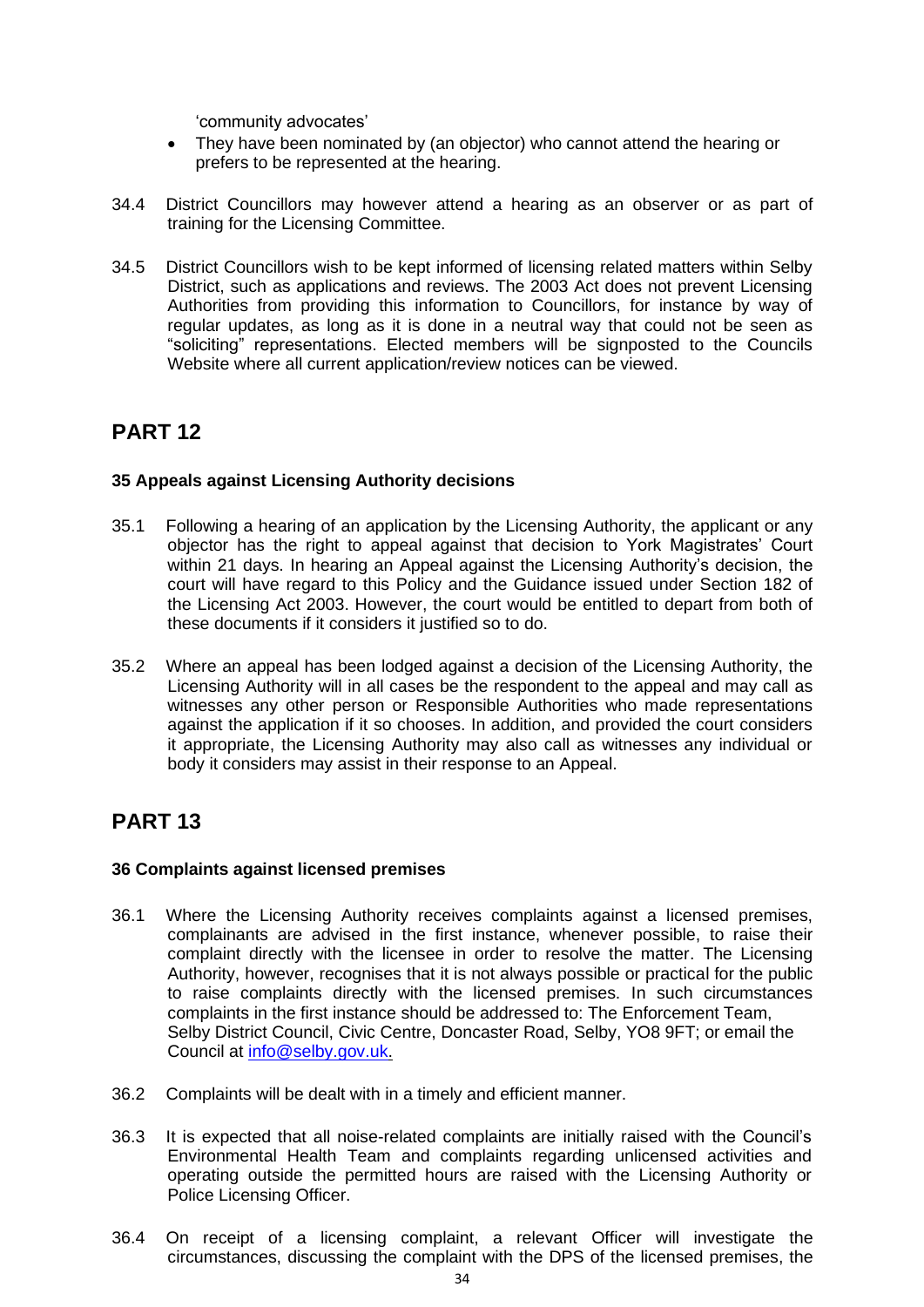'community advocates'

- They have been nominated by (an objector) who cannot attend the hearing or prefers to be represented at the hearing.

34.4 District Councillors may however attend a hearing as an observer or as part of training for the Licensing Committee.

34.5 District Councillors wish to be kept informed of licensing related matters within Selby District, such as applications and reviews. The 2003 Act does not prevent Licensing Authorities from providing this information to Councillors, for instance by way of regular updates, as long as it is done in a neutral way that could not be seen as "soliciting" representations. Elected members will be signposted to the Councils Website where all current application/review notices can be viewed.

# PART 12

### 35 Appeals against Licensing Authority decisions

35.1 Following a hearing of an application by the Licensing Authority, the applicant or any objector has the right to appeal against that decision to York Magistrates' Court within 21 days. In hearing an Appeal against the Licensing Authority's decision, the court will have regard to this Policy and the Guidance issued under Section 182 of the Licensing Act 2003. However, the court would be entitled to depart from both of these documents if it considers it justified so to do.

35.2 Where an appeal has been lodged against a decision of the Licensing Authority, the Licensing Authority will in all cases be the respondent to the appeal and may call as witnesses any other person or Responsible Authorities who made representations against the application if it so chooses. In addition, and provided the court considers it appropriate, the Licensing Authority may also call as witnesses any individual or body it considers may assist in their response to an Appeal.

# PART 13

### 36 Complaints against licensed premises

36.1 Where the Licensing Authority receives complaints against a licensed premises, complainants are advised in the first instance, whenever possible, to raise their complaint directly with the licensee in order to resolve the matter. The Licensing Authority, however, recognises that it is not always possible or practical for the public to raise complaints directly with the licensed premises. In such circumstances complaints in the first instance should be addressed to: The Enforcement Team, Selby District Council, Civic Centre, Doncaster Road, Selby, YO8 9FT; or email the Council at info@selby.gov.uk.

36.2 Complaints will be dealt with in a timely and efficient manner.

36.3 It is expected that all noise-related complaints are initially raised with the Council's Environmental Health Team and complaints regarding unlicensed activities and operating outside the permitted hours are raised with the Licensing Authority or Police Licensing Officer.

36.4 On receipt of a licensing complaint, a relevant Officer will investigate the circumstances, discussing the complaint with the DPS of the licensed premises, the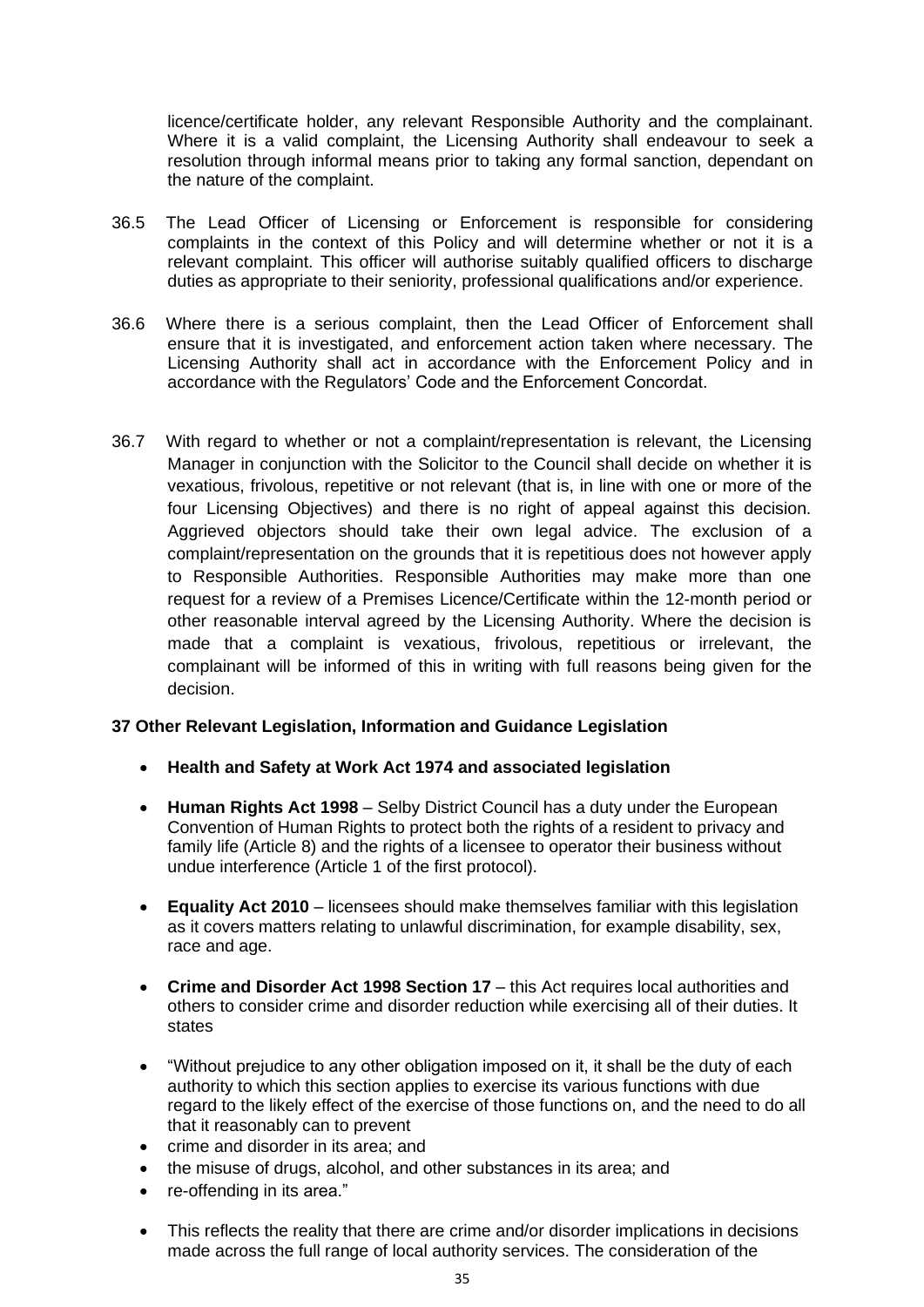licence/certificate holder, any relevant Responsible Authority and the complainant. Where it is a valid complaint, the Licensing Authority shall endeavour to seek a resolution through informal means prior to taking any formal sanction, dependant on the nature of the complaint.

36.5 The Lead Officer of Licensing or Enforcement is responsible for considering complaints in the context of this Policy and will determine whether or not it is a relevant complaint. This officer will authorise suitably qualified officers to discharge duties as appropriate to their seniority, professional qualifications and/or experience.

36.6 Where there is a serious complaint, then the Lead Officer of Enforcement shall ensure that it is investigated, and enforcement action taken where necessary. The Licensing Authority shall act in accordance with the Enforcement Policy and in accordance with the Regulators' Code and the Enforcement Concordat.

36.7 With regard to whether or not a complaint/representation is relevant, the Licensing Manager in conjunction with the Solicitor to the Council shall decide on whether it is vexatious, frivolous, repetitive or not relevant (that is, in line with one or more of the four Licensing Objectives) and there is no right of appeal against this decision. Aggrieved objectors should take their own legal advice. The exclusion of a complaint/representation on the grounds that it is repetitious does not however apply to Responsible Authorities. Responsible Authorities may make more than one request for a review of a Premises Licence/Certificate within the 12-month period or other reasonable interval agreed by the Licensing Authority. Where the decision is made that a complaint is vexatious, frivolous, repetitious or irrelevant, the complainant will be informed of this in writing with full reasons being given for the decision.

**37 Other Relevant Legislation, Information and Guidance Legislation**

- **Health and Safety at Work Act 1974 and associated legislation**
- **Human Rights Act 1998** – Selby District Council has a duty under the European Convention of Human Rights to protect both the rights of a resident to privacy and family life (Article 8) and the rights of a licensee to operator their business without undue interference (Article 1 of the first protocol).
- **Equality Act 2010** – licensees should make themselves familiar with this legislation as it covers matters relating to unlawful discrimination, for example disability, sex, race and age.
- **Crime and Disorder Act 1998 Section 17** – this Act requires local authorities and others to consider crime and disorder reduction while exercising all of their duties. It states
- "Without prejudice to any other obligation imposed on it, it shall be the duty of each authority to which this section applies to exercise its various functions with due regard to the likely effect of the exercise of those functions on, and the need to do all that it reasonably can to prevent
- crime and disorder in its area; and
- the misuse of drugs, alcohol, and other substances in its area; and
- re-offending in its area."
- This reflects the reality that there are crime and/or disorder implications in decisions made across the full range of local authority services. The consideration of the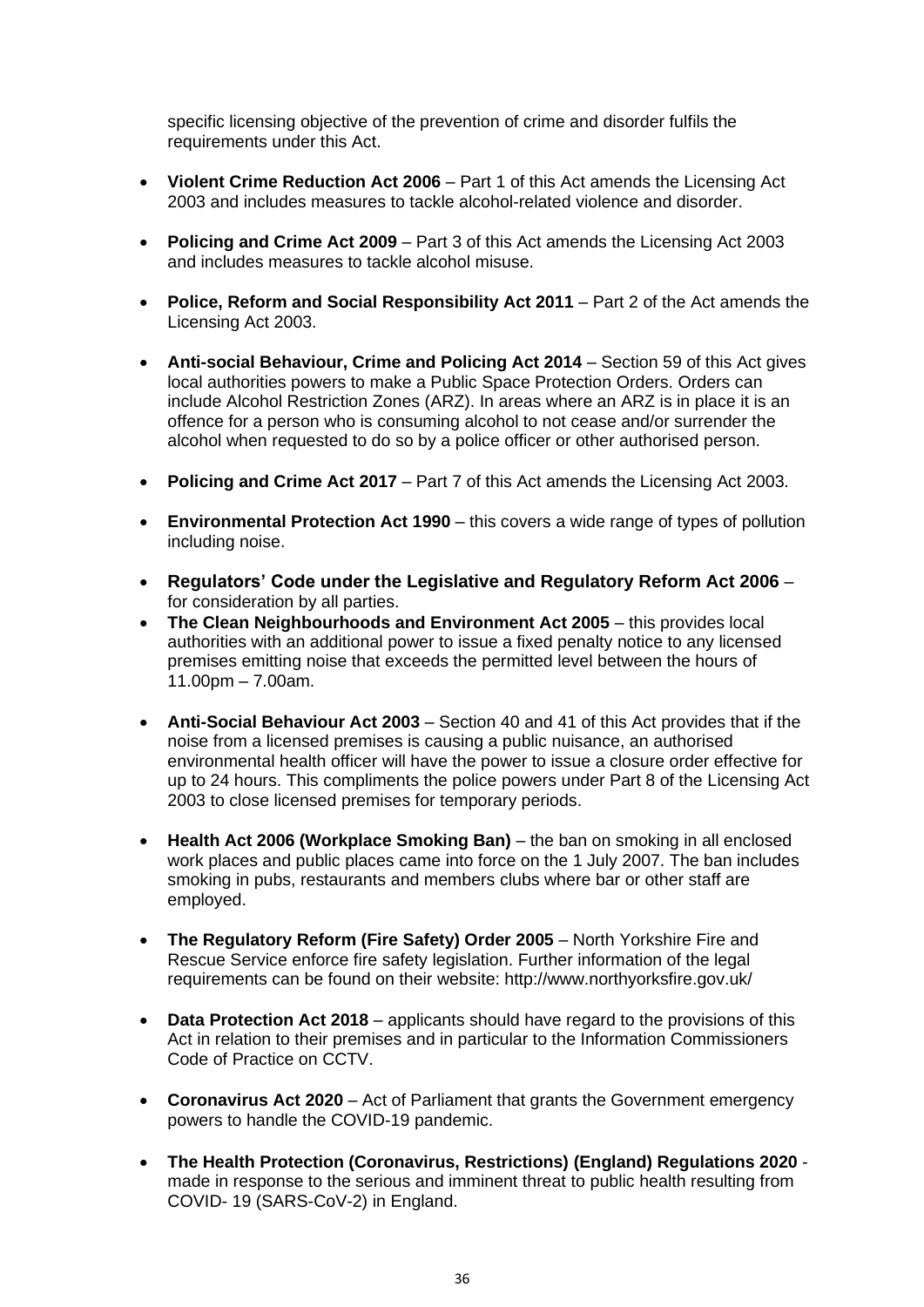specific licensing objective of the prevention of crime and disorder fulfils the requirements under this Act.

- **Violent Crime Reduction Act 2006** – Part 1 of this Act amends the Licensing Act 2003 and includes measures to tackle alcohol-related violence and disorder.
- **Policing and Crime Act 2009** – Part 3 of this Act amends the Licensing Act 2003 and includes measures to tackle alcohol misuse.
- **Police, Reform and Social Responsibility Act 2011** – Part 2 of the Act amends the Licensing Act 2003.
- **Anti-social Behaviour, Crime and Policing Act 2014** – Section 59 of this Act gives local authorities powers to make a Public Space Protection Orders. Orders can include Alcohol Restriction Zones (ARZ). In areas where an ARZ is in place it is an offence for a person who is consuming alcohol to not cease and/or surrender the alcohol when requested to do so by a police officer or other authorised person.
- **Policing and Crime Act 2017** – Part 7 of this Act amends the Licensing Act 2003.
- **Environmental Protection Act 1990** – this covers a wide range of types of pollution including noise.
- **Regulators' Code under the Legislative and Regulatory Reform Act 2006** – for consideration by all parties.
- **The Clean Neighbourhoods and Environment Act 2005** – this provides local authorities with an additional power to issue a fixed penalty notice to any licensed premises emitting noise that exceeds the permitted level between the hours of 11.00pm – 7.00am.
- **Anti-Social Behaviour Act 2003** – Section 40 and 41 of this Act provides that if the noise from a licensed premises is causing a public nuisance, an authorised environmental health officer will have the power to issue a closure order effective for up to 24 hours. This compliments the police powers under Part 8 of the Licensing Act 2003 to close licensed premises for temporary periods.
- **Health Act 2006 (Workplace Smoking Ban)** – the ban on smoking in all enclosed work places and public places came into force on the 1 July 2007. The ban includes smoking in pubs, restaurants and members clubs where bar or other staff are employed.
- **The Regulatory Reform (Fire Safety) Order 2005** – North Yorkshire Fire and Rescue Service enforce fire safety legislation. Further information of the legal requirements can be found on their website: http://www.northyorksfire.gov.uk/
- **Data Protection Act 2018** – applicants should have regard to the provisions of this Act in relation to their premises and in particular to the Information Commissioners Code of Practice on CCTV.
- **Coronavirus Act 2020** – Act of Parliament that grants the Government emergency powers to handle the COVID-19 pandemic.
- **The Health Protection (Coronavirus, Restrictions) (England) Regulations 2020** - made in response to the serious and imminent threat to public health resulting from COVID- 19 (SARS-CoV-2) in England.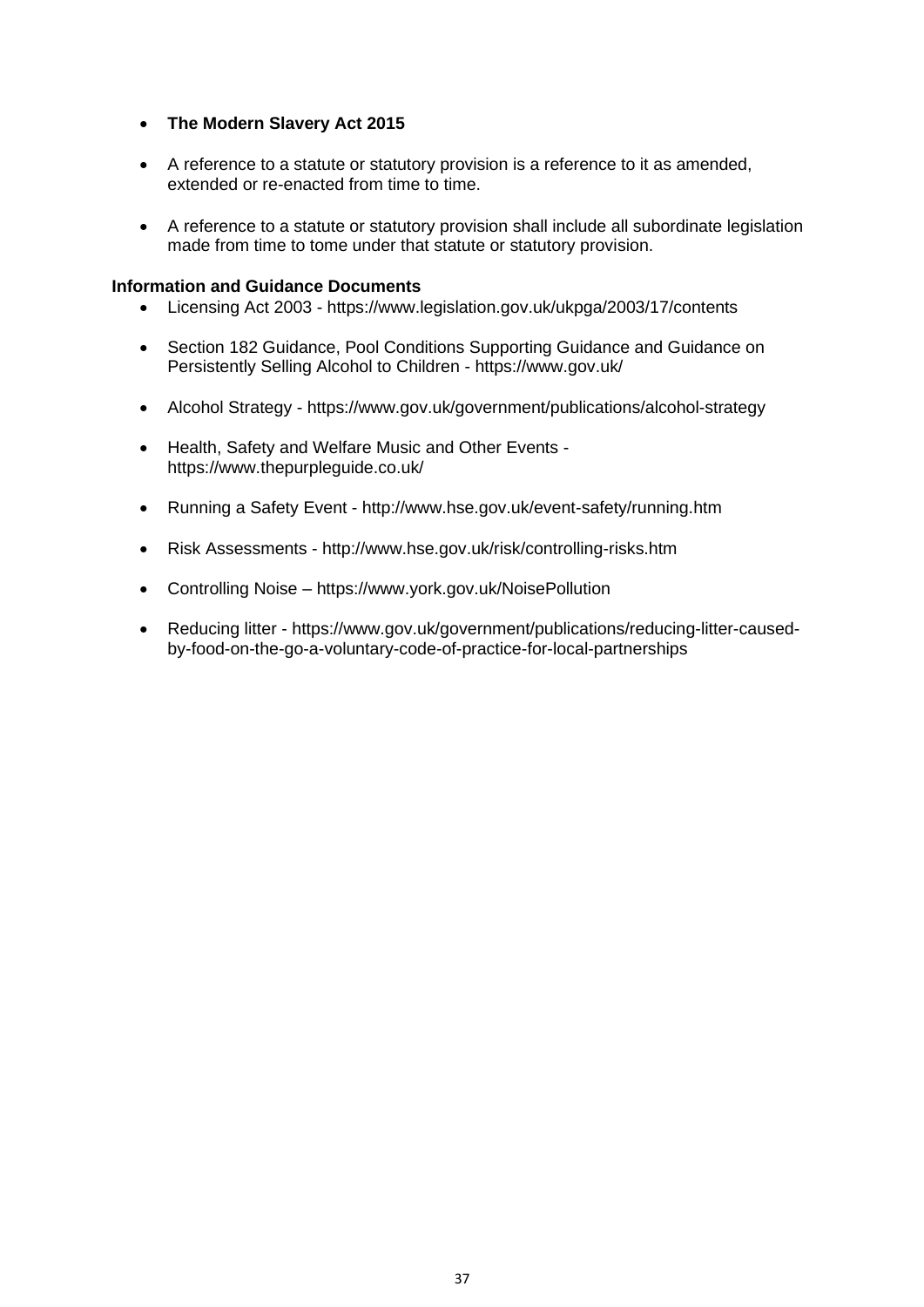- **The Modern Slavery Act 2015**

- A reference to a statute or statutory provision is a reference to it as amended, extended or re-enacted from time to time.

- A reference to a statute or statutory provision shall include all subordinate legislation made from time to tome under that statute or statutory provision.

**Information and Guidance Documents**

- Licensing Act 2003 - https://www.legislation.gov.uk/ukpga/2003/17/contents

- Section 182 Guidance, Pool Conditions Supporting Guidance and Guidance on Persistently Selling Alcohol to Children - https://www.gov.uk/

- Alcohol Strategy - https://www.gov.uk/government/publications/alcohol-strategy

- Health, Safety and Welfare Music and Other Events - https://www.thepurpleguide.co.uk/

- Running a Safety Event - http://www.hse.gov.uk/event-safety/running.htm

- Risk Assessments - http://www.hse.gov.uk/risk/controlling-risks.htm

- Controlling Noise – https://www.york.gov.uk/NoisePollution

- Reducing litter - https://www.gov.uk/government/publications/reducing-litter-caused-by-food-on-the-go-a-voluntary-code-of-practice-for-local-partnerships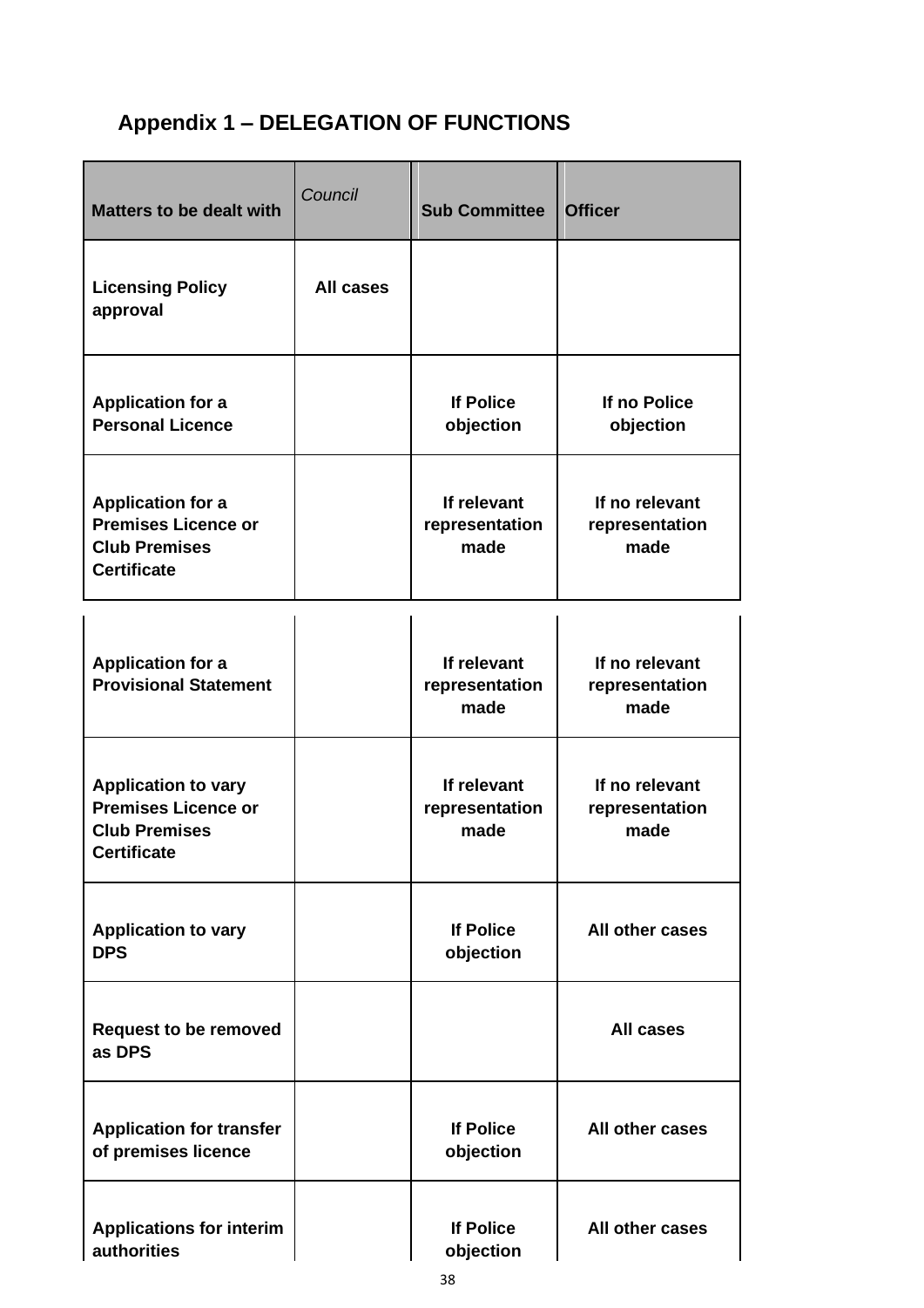## Appendix 1 – DELEGATION OF FUNCTIONS

| Matters to be dealt with | *Council* | Sub Committee | Officer |
|---|---|---|---|
| **Licensing Policy approval** | **All cases** | | |
| **Application for a Personal Licence** | | **If Police objection** | **If no Police objection** |
| **Application for a Premises Licence or Club Premises Certificate** | | **If relevant representation made** | **If no relevant representation made** |
| **Application for a Provisional Statement** | | **If relevant representation made** | **If no relevant representation made** |
| **Application to vary Premises Licence or Club Premises Certificate** | | **If relevant representation made** | **If no relevant representation made** |
| **Application to vary DPS** | | **If Police objection** | **All other cases** |
| **Request to be removed as DPS** | | | **All cases** |
| **Application for transfer of premises licence** | | **If Police objection** | **All other cases** |
| **Applications for interim authorities** | | **If Police objection** | **All other cases** |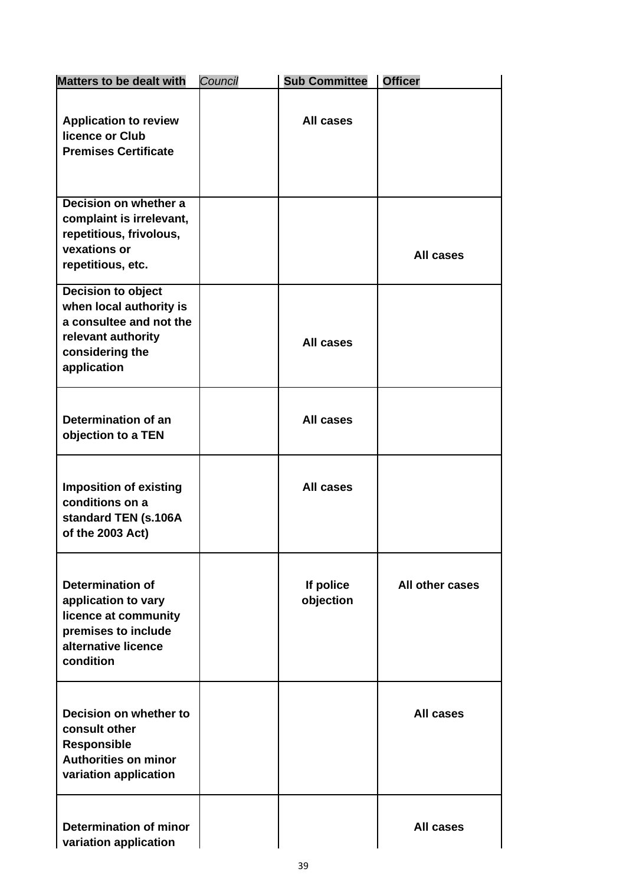| Matters to be dealt with | *Council* | Sub Committee | Officer |
|---|---|---|---|
| **Application to review licence or Club Premises Certificate** | | **All cases** | |
| **Decision on whether a complaint is irrelevant, repetitious, frivolous, vexations or repetitious, etc.** | | | **All cases** |
| **Decision to object when local authority is a consultee and not the relevant authority considering the application** | | **All cases** | |
| **Determination of an objection to a TEN** | | **All cases** | |
| **Imposition of existing conditions on a standard TEN (s.106A of the 2003 Act)** | | **All cases** | |
| **Determination of application to vary licence at community premises to include alternative licence condition** | | **If police objection** | **All other cases** |
| **Decision on whether to consult other Responsible Authorities on minor variation application** | | | **All cases** |
| **Determination of minor variation application** | | | **All cases** |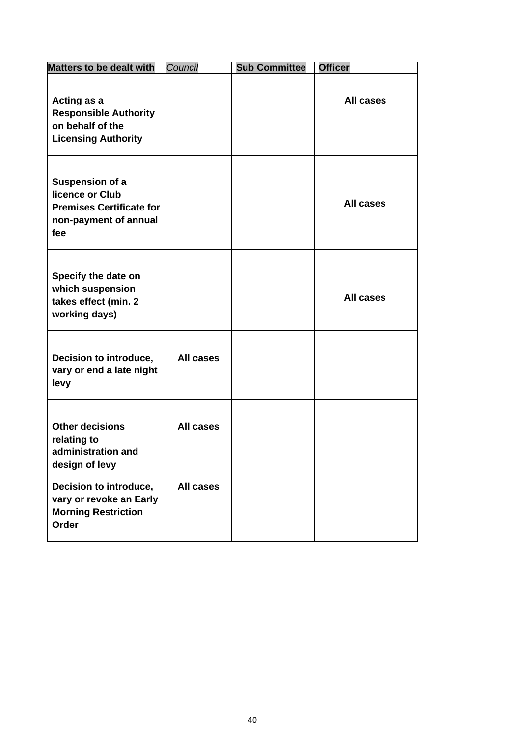| Matters to be dealt with | *Council* | Sub Committee | Officer |
|---|---|---|---|
| **Acting as a Responsible Authority on behalf of the Licensing Authority** | | | **All cases** |
| **Suspension of a licence or Club Premises Certificate for non-payment of annual fee** | | | **All cases** |
| **Specify the date on which suspension takes effect (min. 2 working days)** | | | **All cases** |
| **Decision to introduce, vary or end a late night levy** | **All cases** | | |
| **Other decisions relating to administration and design of levy** | **All cases** | | |
| **Decision to introduce, vary or revoke an Early Morning Restriction Order** | **All cases** | | |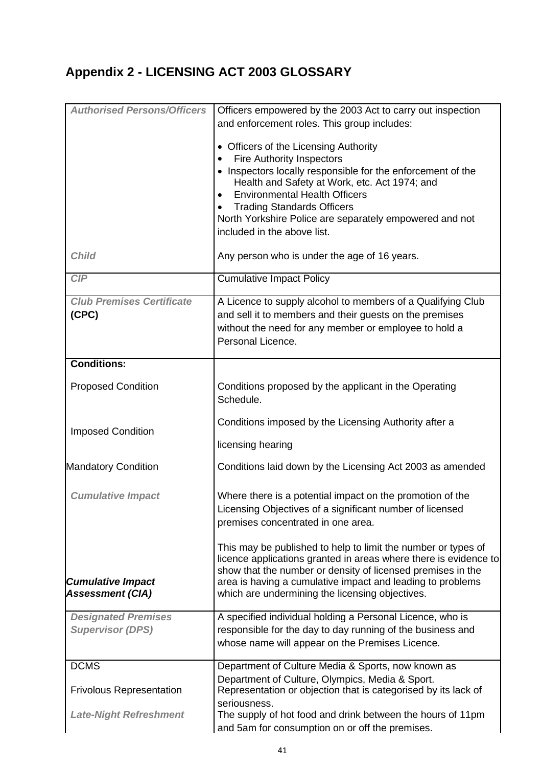## Appendix 2 - LICENSING ACT 2003 GLOSSARY

| | |
|---|---|
| ***Authorised Persons/Officers*** | Officers empowered by the 2003 Act to carry out inspection and enforcement roles. This group includes:<br><br>• Officers of the Licensing Authority<br>• Fire Authority Inspectors<br>• Inspectors locally responsible for the enforcement of the Health and Safety at Work, etc. Act 1974; and<br>• Environmental Health Officers<br>• Trading Standards Officers<br>North Yorkshire Police are separately empowered and not included in the above list. |
| ***Child*** | Any person who is under the age of 16 years. |
| ***CIP*** | Cumulative Impact Policy |
| ***Club Premises Certificate* (CPC)** | A Licence to supply alcohol to members of a Qualifying Club and sell it to members and their guests on the premises without the need for any member or employee to hold a Personal Licence. |
| **Conditions:** | |
| Proposed Condition | Conditions proposed by the applicant in the Operating Schedule. |
| Imposed Condition | Conditions imposed by the Licensing Authority after a licensing hearing |
| Mandatory Condition | Conditions laid down by the Licensing Act 2003 as amended |
| ***Cumulative Impact*** | Where there is a potential impact on the promotion of the Licensing Objectives of a significant number of licensed premises concentrated in one area. |
| ***Cumulative Impact Assessment (CIA)*** | This may be published to help to limit the number or types of licence applications granted in areas where there is evidence to show that the number or density of licensed premises in the area is having a cumulative impact and leading to problems which are undermining the licensing objectives. |
| ***Designated Premises Supervisor (DPS)*** | A specified individual holding a Personal Licence, who is responsible for the day to day running of the business and whose name will appear on the Premises Licence. |
| DCMS | Department of Culture Media & Sports, now known as Department of Culture, Olympics, Media & Sport. |
| Frivolous Representation | Representation or objection that is categorised by its lack of seriousness. |
| ***Late-Night Refreshment*** | The supply of hot food and drink between the hours of 11pm and 5am for consumption on or off the premises. |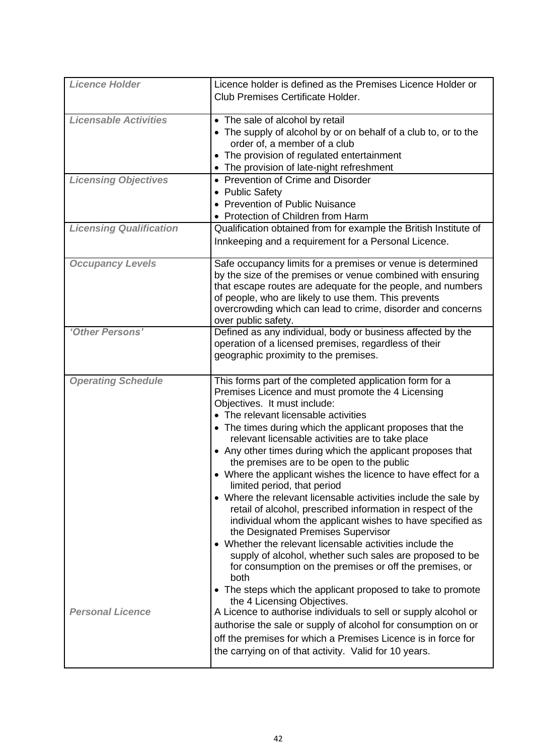| | |
|---|---|
| ***Licence Holder*** | Licence holder is defined as the Premises Licence Holder or Club Premises Certificate Holder. |
| ***Licensable Activities*** | • The sale of alcohol by retail<br>• The supply of alcohol by or on behalf of a club to, or to the order of, a member of a club<br>• The provision of regulated entertainment<br>• The provision of late-night refreshment |
| ***Licensing Objectives*** | • Prevention of Crime and Disorder<br>• Public Safety<br>• Prevention of Public Nuisance<br>• Protection of Children from Harm |
| ***Licensing Qualification*** | Qualification obtained from for example the British Institute of Innkeeping and a requirement for a Personal Licence. |
| ***Occupancy Levels*** | Safe occupancy limits for a premises or venue is determined by the size of the premises or venue combined with ensuring that escape routes are adequate for the people, and numbers of people, who are likely to use them. This prevents overcrowding which can lead to crime, disorder and concerns over public safety. |
| ***'Other Persons'*** | Defined as any individual, body or business affected by the operation of a licensed premises, regardless of their geographic proximity to the premises. |
| ***Operating Schedule*** | This forms part of the completed application form for a Premises Licence and must promote the 4 Licensing Objectives. It must include:<br>• The relevant licensable activities<br>• The times during which the applicant proposes that the relevant licensable activities are to take place<br>• Any other times during which the applicant proposes that the premises are to be open to the public<br>• Where the applicant wishes the licence to have effect for a limited period, that period<br>• Where the relevant licensable activities include the sale by retail of alcohol, prescribed information in respect of the individual whom the applicant wishes to have specified as the Designated Premises Supervisor<br>• Whether the relevant licensable activities include the supply of alcohol, whether such sales are proposed to be for consumption on the premises or off the premises, or both<br>• The steps which the applicant proposed to take to promote the 4 Licensing Objectives. |
| ***Personal Licence*** | A Licence to authorise individuals to sell or supply alcohol or authorise the sale or supply of alcohol for consumption on or off the premises for which a Premises Licence is in force for the carrying on of that activity. Valid for 10 years. |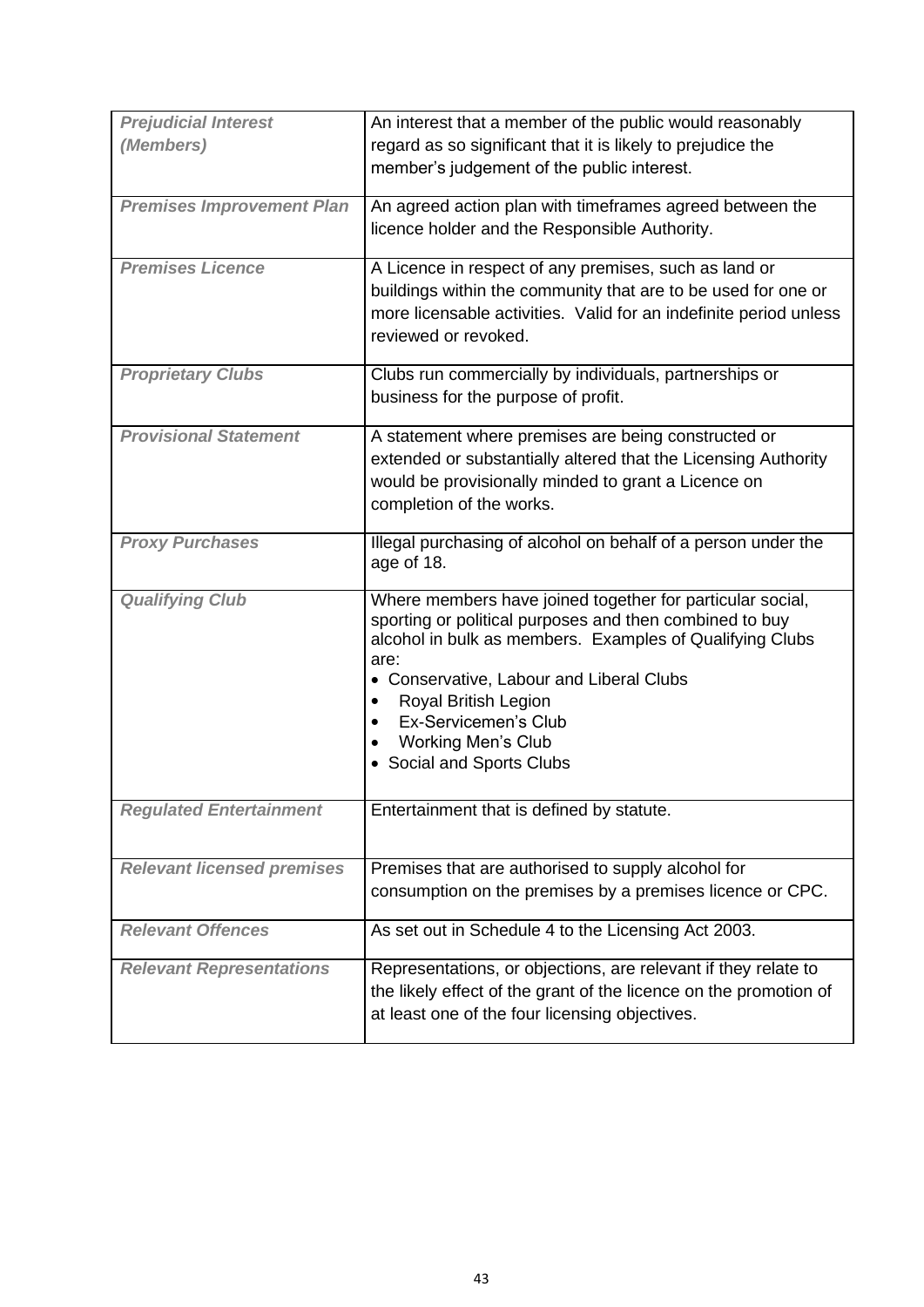| | |
|---|---|
| ***Prejudicial Interest (Members)*** | An interest that a member of the public would reasonably regard as so significant that it is likely to prejudice the member's judgement of the public interest. |
| ***Premises Improvement Plan*** | An agreed action plan with timeframes agreed between the licence holder and the Responsible Authority. |
| ***Premises Licence*** | A Licence in respect of any premises, such as land or buildings within the community that are to be used for one or more licensable activities. Valid for an indefinite period unless reviewed or revoked. |
| ***Proprietary Clubs*** | Clubs run commercially by individuals, partnerships or business for the purpose of profit. |
| ***Provisional Statement*** | A statement where premises are being constructed or extended or substantially altered that the Licensing Authority would be provisionally minded to grant a Licence on completion of the works. |
| ***Proxy Purchases*** | Illegal purchasing of alcohol on behalf of a person under the age of 18. |
| ***Qualifying Club*** | Where members have joined together for particular social, sporting or political purposes and then combined to buy alcohol in bulk as members. Examples of Qualifying Clubs are:<br>• Conservative, Labour and Liberal Clubs<br>• Royal British Legion<br>• Ex-Servicemen's Club<br>• Working Men's Club<br>• Social and Sports Clubs |
| ***Regulated Entertainment*** | Entertainment that is defined by statute. |
| ***Relevant licensed premises*** | Premises that are authorised to supply alcohol for consumption on the premises by a premises licence or CPC. |
| ***Relevant Offences*** | As set out in Schedule 4 to the Licensing Act 2003. |
| ***Relevant Representations*** | Representations, or objections, are relevant if they relate to the likely effect of the grant of the licence on the promotion of at least one of the four licensing objectives. |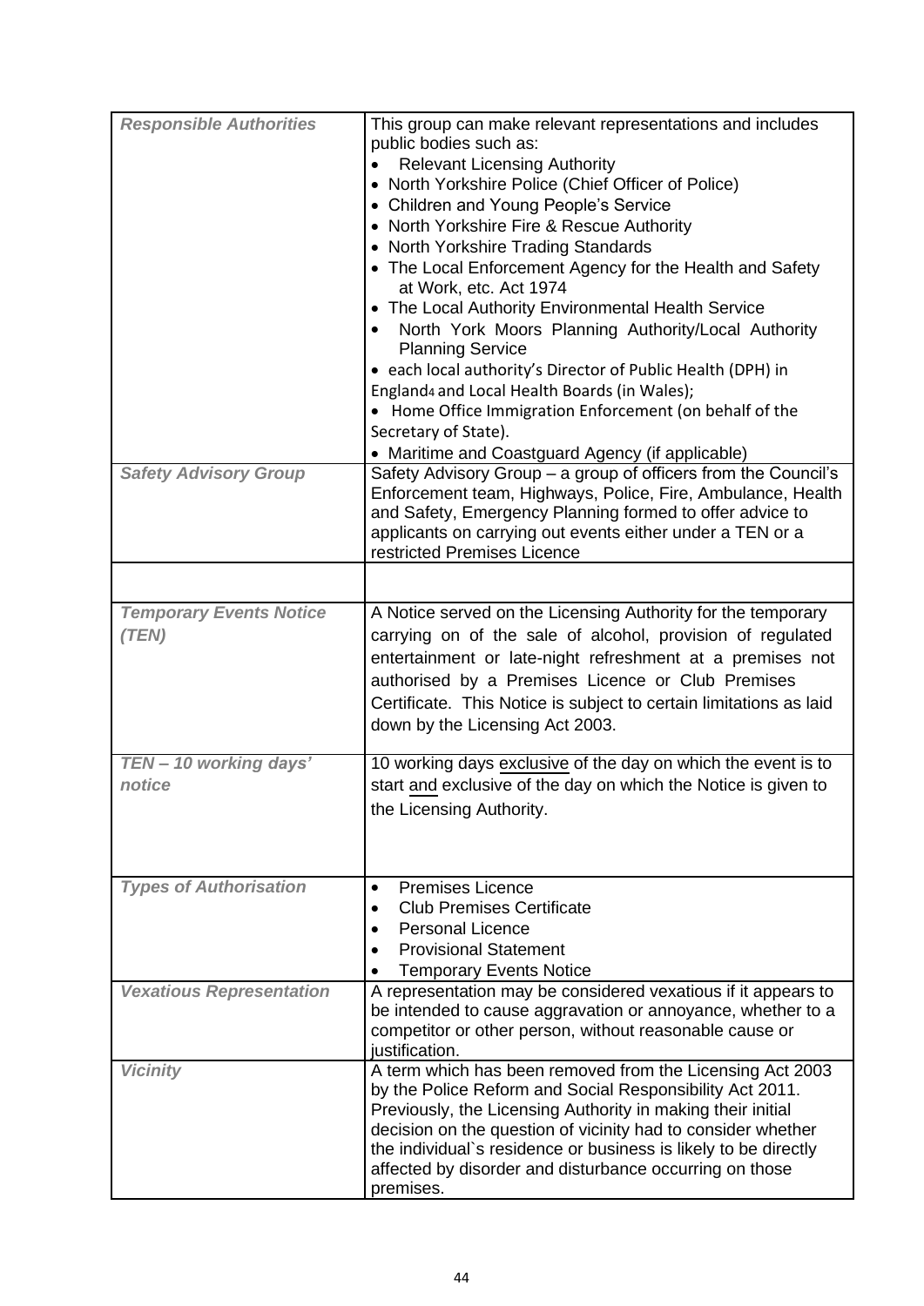| | |
|---|---|
| ***Responsible Authorities*** | This group can make relevant representations and includes public bodies such as: <br>• Relevant Licensing Authority <br>• North Yorkshire Police (Chief Officer of Police) <br>• Children and Young People's Service <br>• North Yorkshire Fire & Rescue Authority <br>• North Yorkshire Trading Standards <br>• The Local Enforcement Agency for the Health and Safety at Work, etc. Act 1974 <br>• The Local Authority Environmental Health Service <br>• North York Moors Planning Authority/Local Authority Planning Service <br>• each local authority's Director of Public Health (DPH) in England[4] and Local Health Boards (in Wales); <br>• Home Office Immigration Enforcement (on behalf of the Secretary of State). <br>• Maritime and Coastguard Agency (if applicable) |
| ***Safety Advisory Group*** | Safety Advisory Group – a group of officers from the Council's Enforcement team, Highways, Police, Fire, Ambulance, Health and Safety, Emergency Planning formed to offer advice to applicants on carrying out events either under a TEN or a restricted Premises Licence |
| | |
| ***Temporary Events Notice (TEN)*** | A Notice served on the Licensing Authority for the temporary carrying on of the sale of alcohol, provision of regulated entertainment or late-night refreshment at a premises not authorised by a Premises Licence or Club Premises Certificate. This Notice is subject to certain limitations as laid down by the Licensing Act 2003. |
| ***TEN – 10 working days' notice*** | 10 working days exclusive of the day on which the event is to start and exclusive of the day on which the Notice is given to the Licensing Authority. |
| ***Types of Authorisation*** | • Premises Licence <br>• Club Premises Certificate <br>• Personal Licence <br>• Provisional Statement <br>• Temporary Events Notice |
| ***Vexatious Representation*** | A representation may be considered vexatious if it appears to be intended to cause aggravation or annoyance, whether to a competitor or other person, without reasonable cause or justification. |
| ***Vicinity*** | A term which has been removed from the Licensing Act 2003 by the Police Reform and Social Responsibility Act 2011. Previously, the Licensing Authority in making their initial decision on the question of vicinity had to consider whether the individual`s residence or business is likely to be directly affected by disorder and disturbance occurring on those premises. |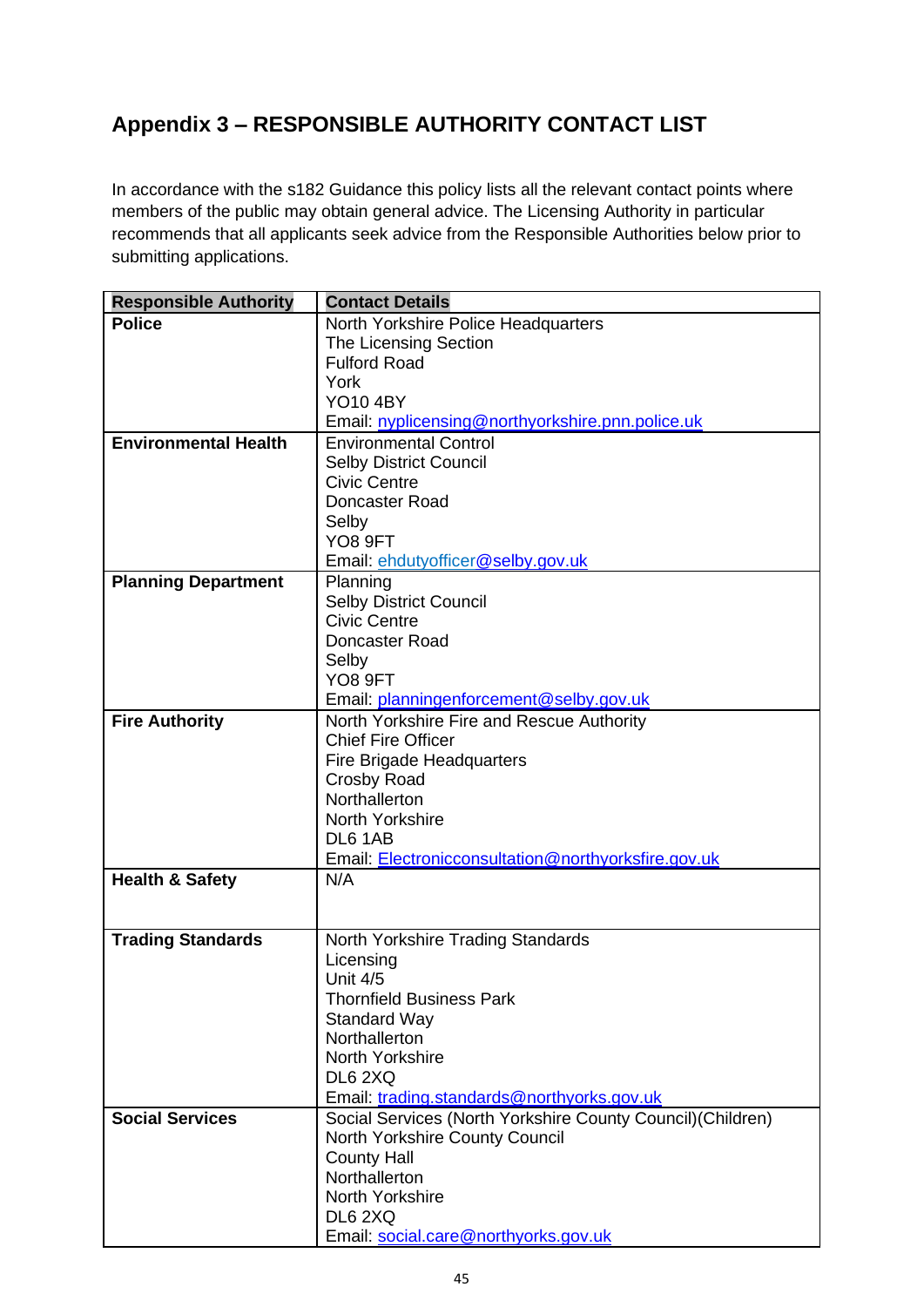## Appendix 3 – RESPONSIBLE AUTHORITY CONTACT LIST

In accordance with the s182 Guidance this policy lists all the relevant contact points where members of the public may obtain general advice. The Licensing Authority in particular recommends that all applicants seek advice from the Responsible Authorities below prior to submitting applications.

| Responsible Authority | Contact Details |
|---|---|
| **Police** | North Yorkshire Police Headquarters<br>The Licensing Section<br>Fulford Road<br>York<br>YO10 4BY<br>Email: nyplicensing@northyorkshire.pnn.police.uk |
| **Environmental Health** | Environmental Control<br>Selby District Council<br>Civic Centre<br>Doncaster Road<br>Selby<br>YO8 9FT<br>Email: ehdutyofficer@selby.gov.uk |
| **Planning Department** | Planning<br>Selby District Council<br>Civic Centre<br>Doncaster Road<br>Selby<br>YO8 9FT<br>Email: planningenforcement@selby.gov.uk |
| **Fire Authority** | North Yorkshire Fire and Rescue Authority<br>Chief Fire Officer<br>Fire Brigade Headquarters<br>Crosby Road<br>Northallerton<br>North Yorkshire<br>DL6 1AB<br>Email: Electronicconsultation@northyorksfire.gov.uk |
| **Health & Safety** | N/A |
| **Trading Standards** | North Yorkshire Trading Standards<br>Licensing<br>Unit 4/5<br>Thornfield Business Park<br>Standard Way<br>Northallerton<br>North Yorkshire<br>DL6 2XQ<br>Email: trading.standards@northyorks.gov.uk |
| **Social Services** | Social Services (North Yorkshire County Council)(Children)<br>North Yorkshire County Council<br>County Hall<br>Northallerton<br>North Yorkshire<br>DL6 2XQ<br>Email: social.care@northyorks.gov.uk |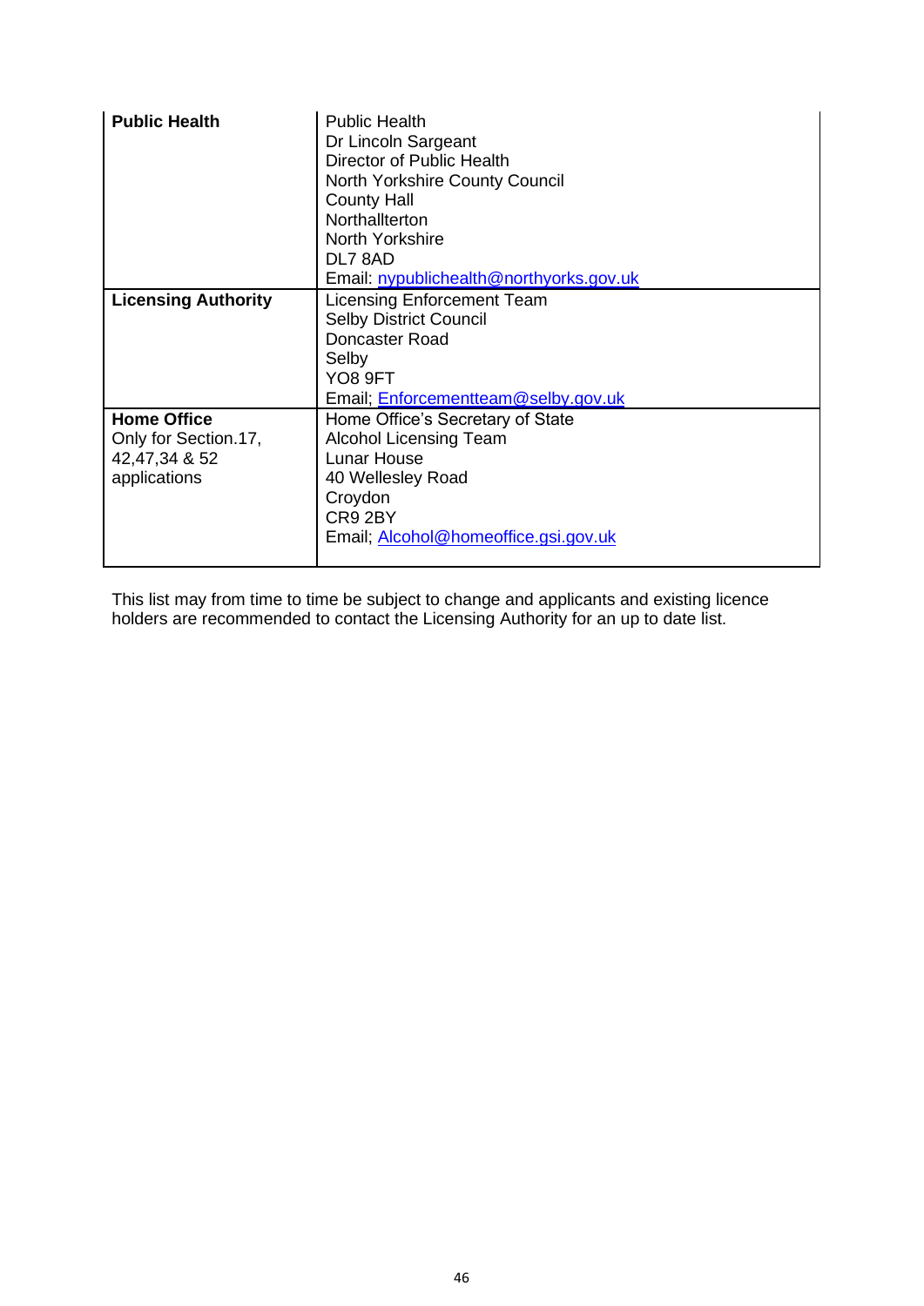| | |
|---|---|
| **Public Health** | Public Health<br>Dr Lincoln Sargeant<br>Director of Public Health<br>North Yorkshire County Council<br>County Hall<br>Northallerton<br>North Yorkshire<br>DL7 8AD<br>Email: nypublichealth@northyorks.gov.uk |
| **Licensing Authority** | Licensing Enforcement Team<br>Selby District Council<br>Doncaster Road<br>Selby<br>YO8 9FT<br>Email; Enforcementteam@selby.gov.uk |
| **Home Office**<br>Only for Section.17, 42,47,34 & 52 applications | Home Office's Secretary of State<br>Alcohol Licensing Team<br>Lunar House<br>40 Wellesley Road<br>Croydon<br>CR9 2BY<br>Email; Alcohol@homeoffice.gsi.gov.uk |

This list may from time to time be subject to change and applicants and existing licence holders are recommended to contact the Licensing Authority for an up to date list.